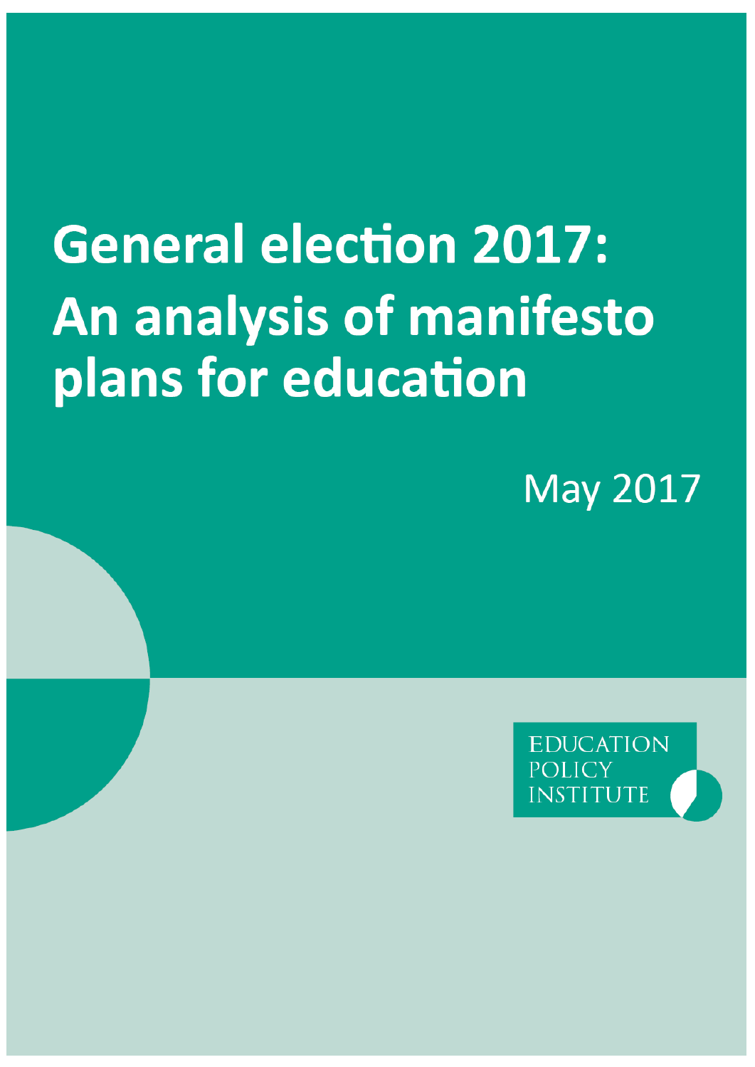# General election 2017: An analysis of manifesto plans for education

May 2017

EDUCATION POLICY INSTITUTE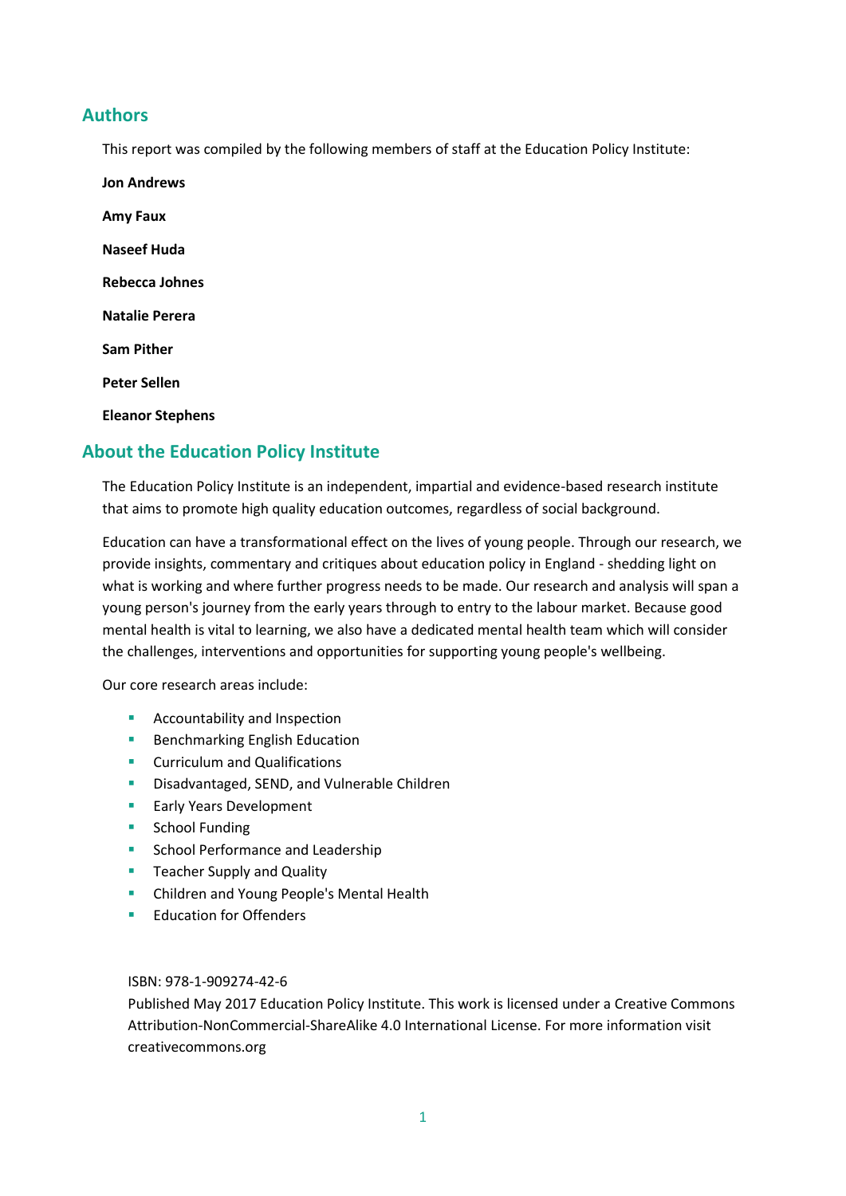## Authors

This report was compiled by the following members of staff at the Education Policy Institute:

**Jon Andrews**

**Amy Faux**

**Naseef Huda**

**Rebecca Johnes**

**Natalie Perera**

**Sam Pither**

**Peter Sellen**

**Eleanor Stephens**

## About the Education Policy Institute

The Education Policy Institute is an independent, impartial and evidence-based research institute that aims to promote high quality education outcomes, regardless of social background.

Education can have a transformational effect on the lives of young people. Through our research, we provide insights, commentary and critiques about education policy in England - shedding light on what is working and where further progress needs to be made. Our research and analysis will span a young person's journey from the early years through to entry to the labour market. Because good mental health is vital to learning, we also have a dedicated mental health team which will consider the challenges, interventions and opportunities for supporting young people's wellbeing.

Our core research areas include:

- Accountability and Inspection
- Benchmarking English Education
- Curriculum and Qualifications
- Disadvantaged, SEND, and Vulnerable Children
- Early Years Development
- School Funding
- School Performance and Leadership
- Teacher Supply and Quality
- Children and Young People's Mental Health
- Education for Offenders

ISBN: 978-1-909274-42-6

Published May 2017 Education Policy Institute. This work is licensed under a Creative Commons Attribution-NonCommercial-ShareAlike 4.0 International License. For more information visit creativecommons.org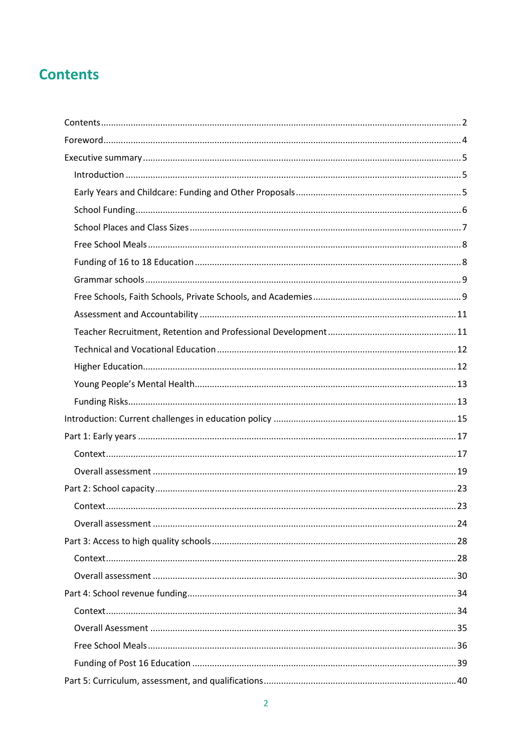# Contents

Contents ........ 2

Foreword ........ 4

Executive summary ........ 5

- Introduction ........ 5
- Early Years and Childcare: Funding and Other Proposals ........ 5
- School Funding ........ 6
- School Places and Class Sizes ........ 7
- Free School Meals ........ 8
- Funding of 16 to 18 Education ........ 8
- Grammar schools ........ 9
- Free Schools, Faith Schools, Private Schools, and Academies ........ 9
- Assessment and Accountability ........ 11
- Teacher Recruitment, Retention and Professional Development ........ 11
- Technical and Vocational Education ........ 12
- Higher Education ........ 12
- Young People's Mental Health ........ 13
- Funding Risks ........ 13

Introduction: Current challenges in education policy ........ 15

Part 1: Early years ........ 17

- Context ........ 17
- Overall assessment ........ 19

Part 2: School capacity ........ 23

- Context ........ 23
- Overall assessment ........ 24

Part 3: Access to high quality schools ........ 28

- Context ........ 28
- Overall assessment ........ 30

Part 4: School revenue funding ........ 34

- Context ........ 34
- Overall Asessment ........ 35
- Free School Meals ........ 36
- Funding of Post 16 Education ........ 39

Part 5: Curriculum, assessment, and qualifications ........ 40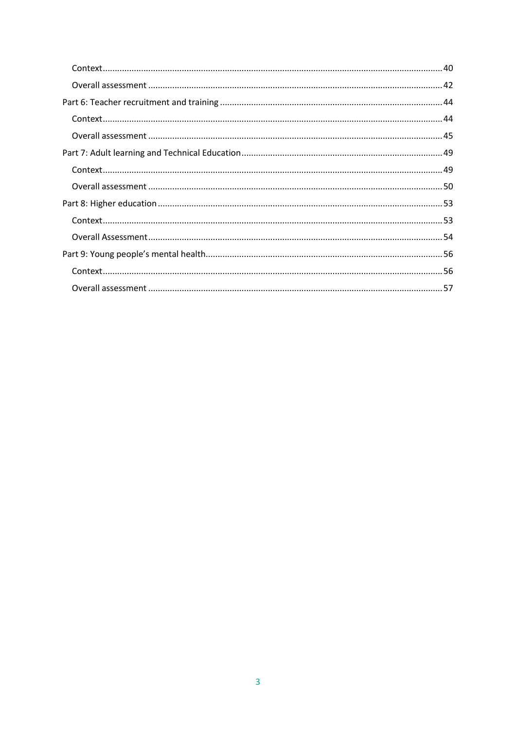- Context ........ 40
- Overall assessment ........ 42

Part 6: Teacher recruitment and training ........ 44

- Context ........ 44
- Overall assessment ........ 45

Part 7: Adult learning and Technical Education ........ 49

- Context ........ 49
- Overall assessment ........ 50

Part 8: Higher education ........ 53

- Context ........ 53
- Overall Assessment ........ 54

Part 9: Young people's mental health ........ 56

- Context ........ 56
- Overall assessment ........ 57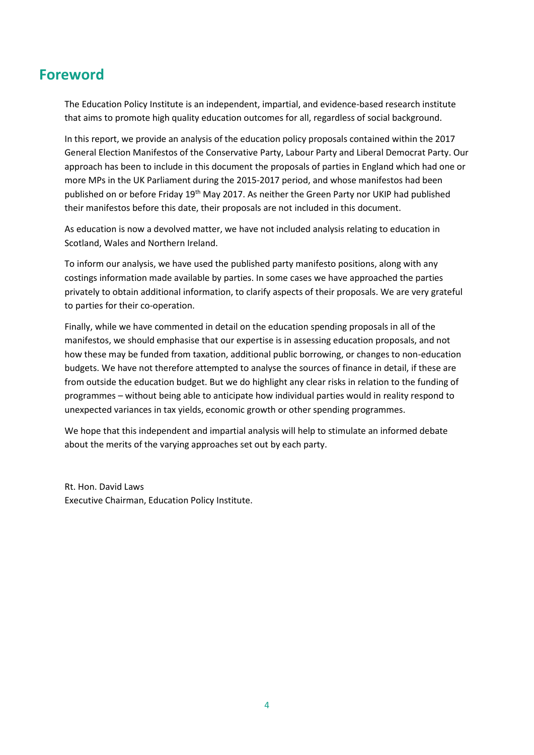## Foreword

The Education Policy Institute is an independent, impartial, and evidence-based research institute that aims to promote high quality education outcomes for all, regardless of social background.

In this report, we provide an analysis of the education policy proposals contained within the 2017 General Election Manifestos of the Conservative Party, Labour Party and Liberal Democrat Party. Our approach has been to include in this document the proposals of parties in England which had one or more MPs in the UK Parliament during the 2015-2017 period, and whose manifestos had been published on or before Friday 19th May 2017. As neither the Green Party nor UKIP had published their manifestos before this date, their proposals are not included in this document.

As education is now a devolved matter, we have not included analysis relating to education in Scotland, Wales and Northern Ireland.

To inform our analysis, we have used the published party manifesto positions, along with any costings information made available by parties. In some cases we have approached the parties privately to obtain additional information, to clarify aspects of their proposals. We are very grateful to parties for their co-operation.

Finally, while we have commented in detail on the education spending proposals in all of the manifestos, we should emphasise that our expertise is in assessing education proposals, and not how these may be funded from taxation, additional public borrowing, or changes to non-education budgets. We have not therefore attempted to analyse the sources of finance in detail, if these are from outside the education budget. But we do highlight any clear risks in relation to the funding of programmes – without being able to anticipate how individual parties would in reality respond to unexpected variances in tax yields, economic growth or other spending programmes.

We hope that this independent and impartial analysis will help to stimulate an informed debate about the merits of the varying approaches set out by each party.

Rt. Hon. David Laws  
Executive Chairman, Education Policy Institute.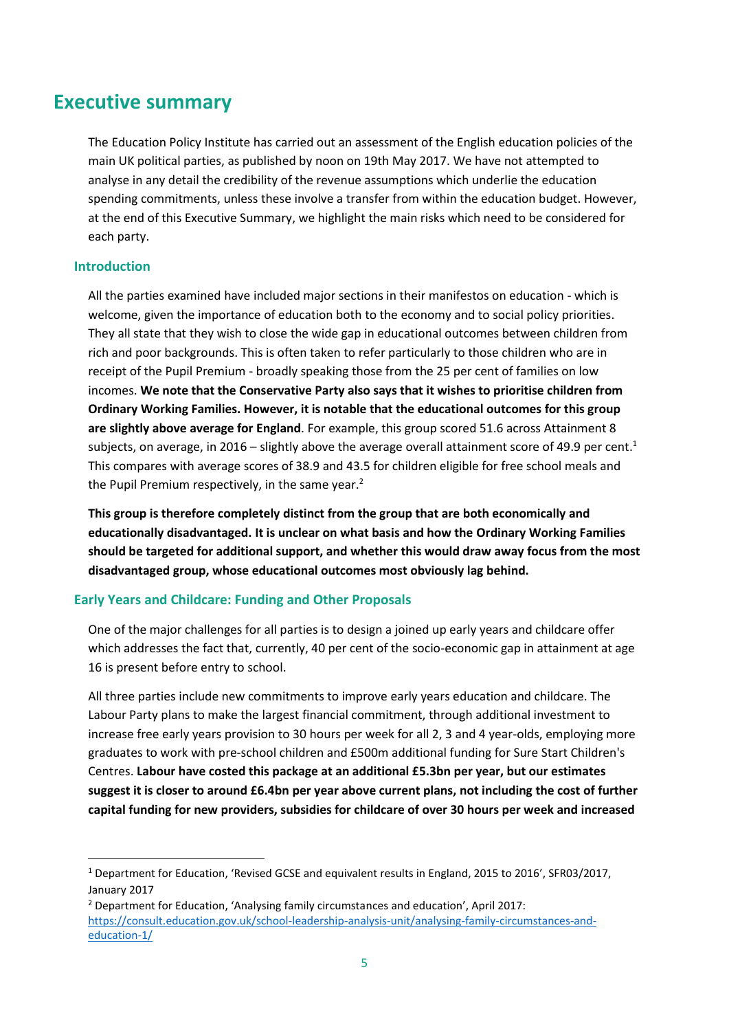# Executive summary

The Education Policy Institute has carried out an assessment of the English education policies of the main UK political parties, as published by noon on 19th May 2017. We have not attempted to analyse in any detail the credibility of the revenue assumptions which underlie the education spending commitments, unless these involve a transfer from within the education budget. However, at the end of this Executive Summary, we highlight the main risks which need to be considered for each party.

## Introduction

All the parties examined have included major sections in their manifestos on education - which is welcome, given the importance of education both to the economy and to social policy priorities. They all state that they wish to close the wide gap in educational outcomes between children from rich and poor backgrounds. This is often taken to refer particularly to those children who are in receipt of the Pupil Premium - broadly speaking those from the 25 per cent of families on low incomes. **We note that the Conservative Party also says that it wishes to prioritise children from Ordinary Working Families. However, it is notable that the educational outcomes for this group are slightly above average for England**. For example, this group scored 51.6 across Attainment 8 subjects, on average, in 2016 – slightly above the average overall attainment score of 49.9 per cent.[1] This compares with average scores of 38.9 and 43.5 for children eligible for free school meals and the Pupil Premium respectively, in the same year.[2]

**This group is therefore completely distinct from the group that are both economically and educationally disadvantaged. It is unclear on what basis and how the Ordinary Working Families should be targeted for additional support, and whether this would draw away focus from the most disadvantaged group, whose educational outcomes most obviously lag behind.**

## Early Years and Childcare: Funding and Other Proposals

One of the major challenges for all parties is to design a joined up early years and childcare offer which addresses the fact that, currently, 40 per cent of the socio-economic gap in attainment at age 16 is present before entry to school.

All three parties include new commitments to improve early years education and childcare. The Labour Party plans to make the largest financial commitment, through additional investment to increase free early years provision to 30 hours per week for all 2, 3 and 4 year-olds, employing more graduates to work with pre-school children and £500m additional funding for Sure Start Children's Centres. **Labour have costed this package at an additional £5.3bn per year, but our estimates suggest it is closer to around £6.4bn per year above current plans, not including the cost of further capital funding for new providers, subsidies for childcare of over 30 hours per week and increased**

---

[1] Department for Education, 'Revised GCSE and equivalent results in England, 2015 to 2016', SFR03/2017, January 2017

[2] Department for Education, 'Analysing family circumstances and education', April 2017: https://consult.education.gov.uk/school-leadership-analysis-unit/analysing-family-circumstances-and-education-1/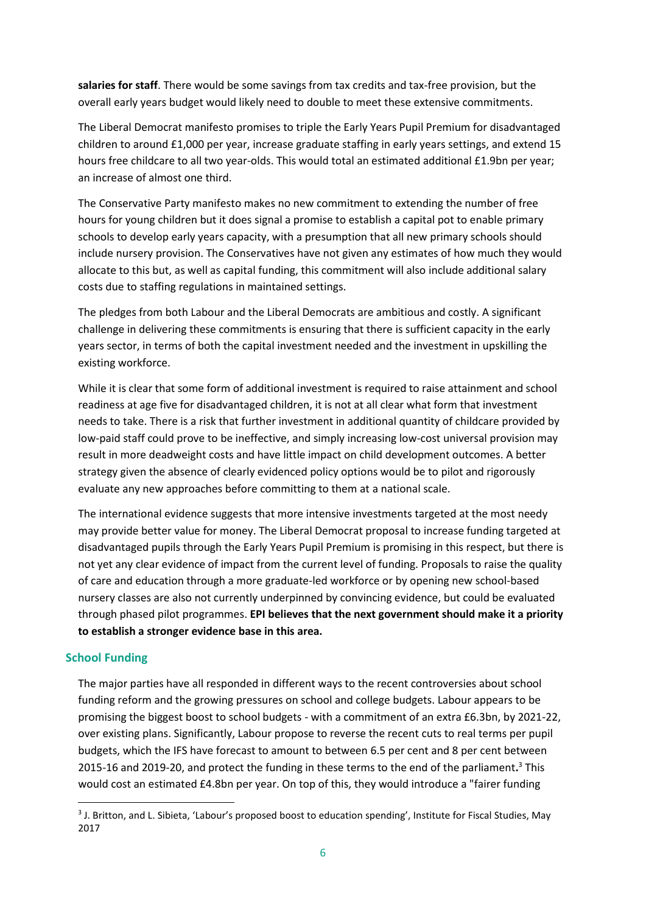**salaries for staff**. There would be some savings from tax credits and tax-free provision, but the overall early years budget would likely need to double to meet these extensive commitments.

The Liberal Democrat manifesto promises to triple the Early Years Pupil Premium for disadvantaged children to around £1,000 per year, increase graduate staffing in early years settings, and extend 15 hours free childcare to all two year-olds. This would total an estimated additional £1.9bn per year; an increase of almost one third.

The Conservative Party manifesto makes no new commitment to extending the number of free hours for young children but it does signal a promise to establish a capital pot to enable primary schools to develop early years capacity, with a presumption that all new primary schools should include nursery provision. The Conservatives have not given any estimates of how much they would allocate to this but, as well as capital funding, this commitment will also include additional salary costs due to staffing regulations in maintained settings.

The pledges from both Labour and the Liberal Democrats are ambitious and costly. A significant challenge in delivering these commitments is ensuring that there is sufficient capacity in the early years sector, in terms of both the capital investment needed and the investment in upskilling the existing workforce.

While it is clear that some form of additional investment is required to raise attainment and school readiness at age five for disadvantaged children, it is not at all clear what form that investment needs to take. There is a risk that further investment in additional quantity of childcare provided by low-paid staff could prove to be ineffective, and simply increasing low-cost universal provision may result in more deadweight costs and have little impact on child development outcomes. A better strategy given the absence of clearly evidenced policy options would be to pilot and rigorously evaluate any new approaches before committing to them at a national scale.

The international evidence suggests that more intensive investments targeted at the most needy may provide better value for money. The Liberal Democrat proposal to increase funding targeted at disadvantaged pupils through the Early Years Pupil Premium is promising in this respect, but there is not yet any clear evidence of impact from the current level of funding. Proposals to raise the quality of care and education through a more graduate-led workforce or by opening new school-based nursery classes are also not currently underpinned by convincing evidence, but could be evaluated through phased pilot programmes. **EPI believes that the next government should make it a priority to establish a stronger evidence base in this area.**

## School Funding

The major parties have all responded in different ways to the recent controversies about school funding reform and the growing pressures on school and college budgets. Labour appears to be promising the biggest boost to school budgets - with a commitment of an extra £6.3bn, by 2021-22, over existing plans. Significantly, Labour propose to reverse the recent cuts to real terms per pupil budgets, which the IFS have forecast to amount to between 6.5 per cent and 8 per cent between 2015-16 and 2019-20, and protect the funding in these terms to the end of the parliament.[3] This would cost an estimated £4.8bn per year. On top of this, they would introduce a "fairer funding

[3] J. Britton, and L. Sibieta, 'Labour's proposed boost to education spending', Institute for Fiscal Studies, May 2017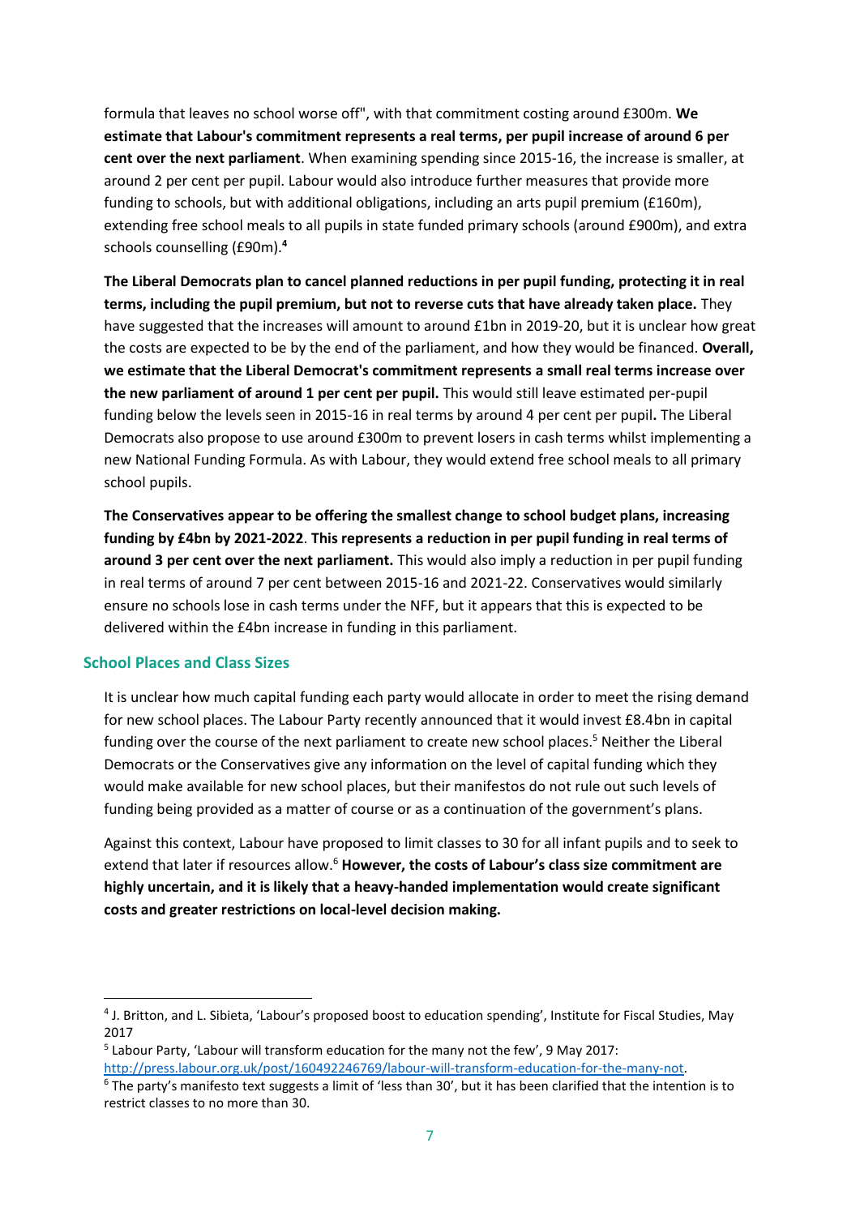formula that leaves no school worse off", with that commitment costing around £300m. **We estimate that Labour's commitment represents a real terms, per pupil increase of around 6 per cent over the next parliament**. When examining spending since 2015-16, the increase is smaller, at around 2 per cent per pupil. Labour would also introduce further measures that provide more funding to schools, but with additional obligations, including an arts pupil premium (£160m), extending free school meals to all pupils in state funded primary schools (around £900m), and extra schools counselling (£90m).[4]

**The Liberal Democrats plan to cancel planned reductions in per pupil funding, protecting it in real terms, including the pupil premium, but not to reverse cuts that have already taken place.** They have suggested that the increases will amount to around £1bn in 2019-20, but it is unclear how great the costs are expected to be by the end of the parliament, and how they would be financed. **Overall, we estimate that the Liberal Democrat's commitment represents a small real terms increase over the new parliament of around 1 per cent per pupil.** This would still leave estimated per-pupil funding below the levels seen in 2015-16 in real terms by around 4 per cent per pupil**.** The Liberal Democrats also propose to use around £300m to prevent losers in cash terms whilst implementing a new National Funding Formula. As with Labour, they would extend free school meals to all primary school pupils.

**The Conservatives appear to be offering the smallest change to school budget plans, increasing funding by £4bn by 2021-2022**. **This represents a reduction in per pupil funding in real terms of around 3 per cent over the next parliament.** This would also imply a reduction in per pupil funding in real terms of around 7 per cent between 2015-16 and 2021-22. Conservatives would similarly ensure no schools lose in cash terms under the NFF, but it appears that this is expected to be delivered within the £4bn increase in funding in this parliament.

### School Places and Class Sizes

It is unclear how much capital funding each party would allocate in order to meet the rising demand for new school places. The Labour Party recently announced that it would invest £8.4bn in capital funding over the course of the next parliament to create new school places.[5] Neither the Liberal Democrats or the Conservatives give any information on the level of capital funding which they would make available for new school places, but their manifestos do not rule out such levels of funding being provided as a matter of course or as a continuation of the government's plans.

Against this context, Labour have proposed to limit classes to 30 for all infant pupils and to seek to extend that later if resources allow.[6] **However, the costs of Labour's class size commitment are highly uncertain, and it is likely that a heavy-handed implementation would create significant costs and greater restrictions on local-level decision making.**

---

[4] J. Britton, and L. Sibieta, 'Labour's proposed boost to education spending', Institute for Fiscal Studies, May 2017

[5] Labour Party, 'Labour will transform education for the many not the few', 9 May 2017: http://press.labour.org.uk/post/160492246769/labour-will-transform-education-for-the-many-not.

[6] The party's manifesto text suggests a limit of 'less than 30', but it has been clarified that the intention is to restrict classes to no more than 30.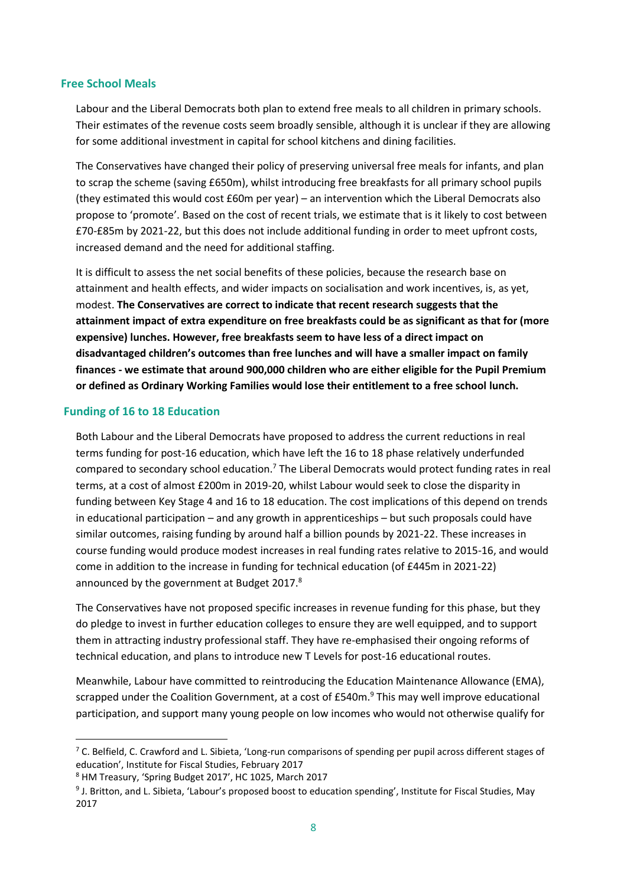## Free School Meals

Labour and the Liberal Democrats both plan to extend free meals to all children in primary schools. Their estimates of the revenue costs seem broadly sensible, although it is unclear if they are allowing for some additional investment in capital for school kitchens and dining facilities.

The Conservatives have changed their policy of preserving universal free meals for infants, and plan to scrap the scheme (saving £650m), whilst introducing free breakfasts for all primary school pupils (they estimated this would cost £60m per year) – an intervention which the Liberal Democrats also propose to 'promote'. Based on the cost of recent trials, we estimate that is it likely to cost between £70-£85m by 2021-22, but this does not include additional funding in order to meet upfront costs, increased demand and the need for additional staffing.

It is difficult to assess the net social benefits of these policies, because the research base on attainment and health effects, and wider impacts on socialisation and work incentives, is, as yet, modest. **The Conservatives are correct to indicate that recent research suggests that the attainment impact of extra expenditure on free breakfasts could be as significant as that for (more expensive) lunches. However, free breakfasts seem to have less of a direct impact on disadvantaged children's outcomes than free lunches and will have a smaller impact on family finances - we estimate that around 900,000 children who are either eligible for the Pupil Premium or defined as Ordinary Working Families would lose their entitlement to a free school lunch.**

## Funding of 16 to 18 Education

Both Labour and the Liberal Democrats have proposed to address the current reductions in real terms funding for post-16 education, which have left the 16 to 18 phase relatively underfunded compared to secondary school education.[7] The Liberal Democrats would protect funding rates in real terms, at a cost of almost £200m in 2019-20, whilst Labour would seek to close the disparity in funding between Key Stage 4 and 16 to 18 education. The cost implications of this depend on trends in educational participation – and any growth in apprenticeships – but such proposals could have similar outcomes, raising funding by around half a billion pounds by 2021-22. These increases in course funding would produce modest increases in real funding rates relative to 2015-16, and would come in addition to the increase in funding for technical education (of £445m in 2021-22) announced by the government at Budget 2017.[8]

The Conservatives have not proposed specific increases in revenue funding for this phase, but they do pledge to invest in further education colleges to ensure they are well equipped, and to support them in attracting industry professional staff. They have re-emphasised their ongoing reforms of technical education, and plans to introduce new T Levels for post-16 educational routes.

Meanwhile, Labour have committed to reintroducing the Education Maintenance Allowance (EMA), scrapped under the Coalition Government, at a cost of £540m.[9] This may well improve educational participation, and support many young people on low incomes who would not otherwise qualify for

---

[7] C. Belfield, C. Crawford and L. Sibieta, 'Long-run comparisons of spending per pupil across different stages of education', Institute for Fiscal Studies, February 2017

[8] HM Treasury, 'Spring Budget 2017', HC 1025, March 2017

[9] J. Britton, and L. Sibieta, 'Labour's proposed boost to education spending', Institute for Fiscal Studies, May 2017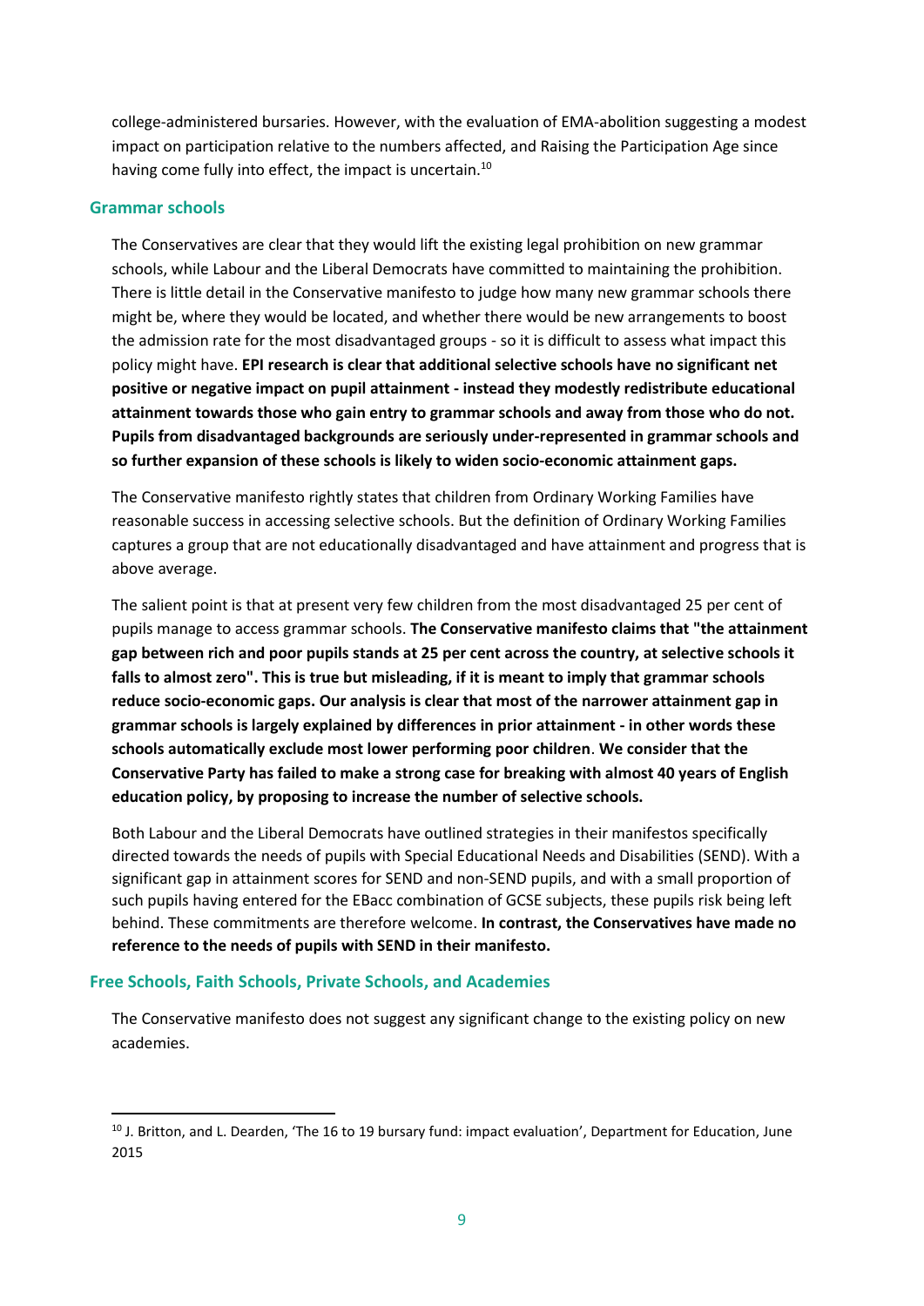college-administered bursaries. However, with the evaluation of EMA-abolition suggesting a modest impact on participation relative to the numbers affected, and Raising the Participation Age since having come fully into effect, the impact is uncertain.[10]

### Grammar schools

The Conservatives are clear that they would lift the existing legal prohibition on new grammar schools, while Labour and the Liberal Democrats have committed to maintaining the prohibition. There is little detail in the Conservative manifesto to judge how many new grammar schools there might be, where they would be located, and whether there would be new arrangements to boost the admission rate for the most disadvantaged groups - so it is difficult to assess what impact this policy might have. **EPI research is clear that additional selective schools have no significant net positive or negative impact on pupil attainment - instead they modestly redistribute educational attainment towards those who gain entry to grammar schools and away from those who do not. Pupils from disadvantaged backgrounds are seriously under-represented in grammar schools and so further expansion of these schools is likely to widen socio-economic attainment gaps.**

The Conservative manifesto rightly states that children from Ordinary Working Families have reasonable success in accessing selective schools. But the definition of Ordinary Working Families captures a group that are not educationally disadvantaged and have attainment and progress that is above average.

The salient point is that at present very few children from the most disadvantaged 25 per cent of pupils manage to access grammar schools. **The Conservative manifesto claims that "the attainment gap between rich and poor pupils stands at 25 per cent across the country, at selective schools it falls to almost zero". This is true but misleading, if it is meant to imply that grammar schools reduce socio-economic gaps. Our analysis is clear that most of the narrower attainment gap in grammar schools is largely explained by differences in prior attainment - in other words these schools automatically exclude most lower performing poor children**. **We consider that the Conservative Party has failed to make a strong case for breaking with almost 40 years of English education policy, by proposing to increase the number of selective schools.**

Both Labour and the Liberal Democrats have outlined strategies in their manifestos specifically directed towards the needs of pupils with Special Educational Needs and Disabilities (SEND). With a significant gap in attainment scores for SEND and non-SEND pupils, and with a small proportion of such pupils having entered for the EBacc combination of GCSE subjects, these pupils risk being left behind. These commitments are therefore welcome. **In contrast, the Conservatives have made no reference to the needs of pupils with SEND in their manifesto.**

### Free Schools, Faith Schools, Private Schools, and Academies

The Conservative manifesto does not suggest any significant change to the existing policy on new academies.

---

[10] J. Britton, and L. Dearden, 'The 16 to 19 bursary fund: impact evaluation', Department for Education, June 2015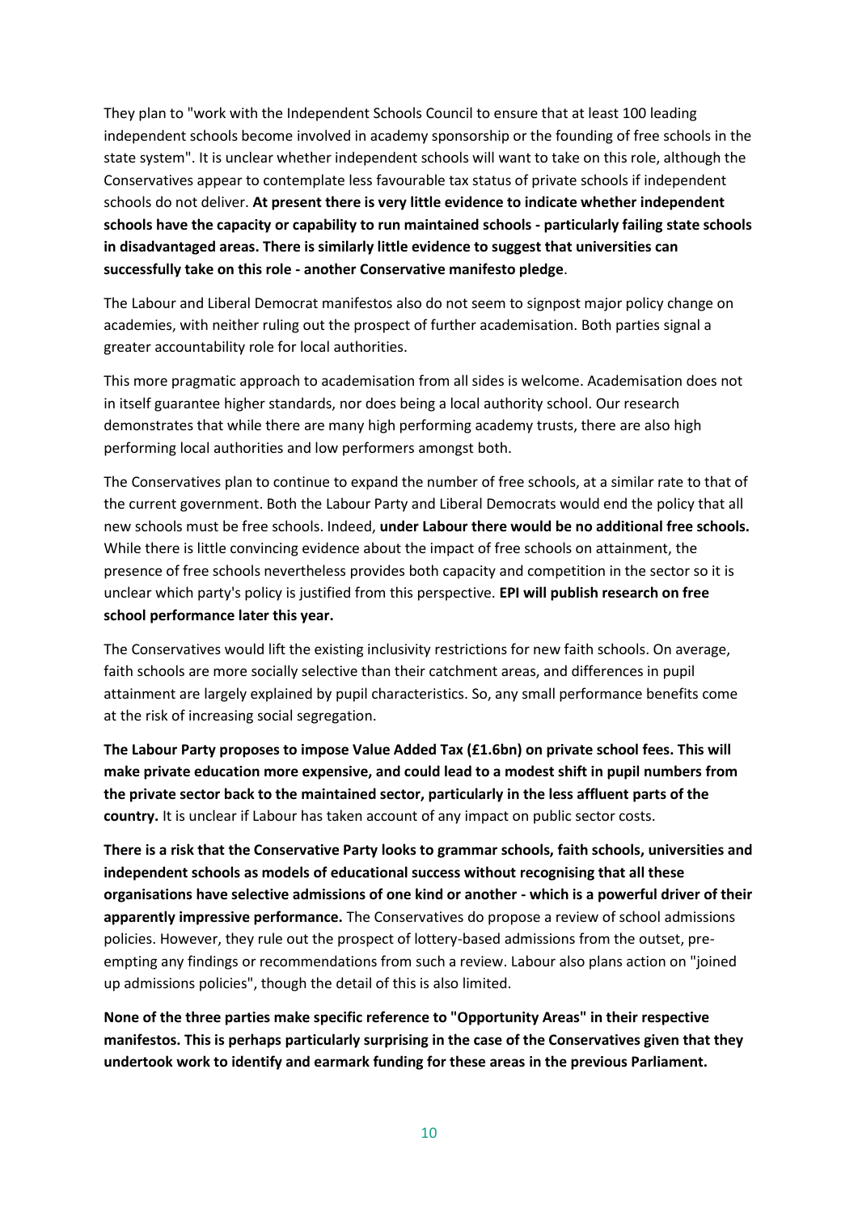They plan to "work with the Independent Schools Council to ensure that at least 100 leading independent schools become involved in academy sponsorship or the founding of free schools in the state system". It is unclear whether independent schools will want to take on this role, although the Conservatives appear to contemplate less favourable tax status of private schools if independent schools do not deliver. **At present there is very little evidence to indicate whether independent schools have the capacity or capability to run maintained schools - particularly failing state schools in disadvantaged areas. There is similarly little evidence to suggest that universities can successfully take on this role - another Conservative manifesto pledge**.

The Labour and Liberal Democrat manifestos also do not seem to signpost major policy change on academies, with neither ruling out the prospect of further academisation. Both parties signal a greater accountability role for local authorities.

This more pragmatic approach to academisation from all sides is welcome. Academisation does not in itself guarantee higher standards, nor does being a local authority school. Our research demonstrates that while there are many high performing academy trusts, there are also high performing local authorities and low performers amongst both.

The Conservatives plan to continue to expand the number of free schools, at a similar rate to that of the current government. Both the Labour Party and Liberal Democrats would end the policy that all new schools must be free schools. Indeed, **under Labour there would be no additional free schools.** While there is little convincing evidence about the impact of free schools on attainment, the presence of free schools nevertheless provides both capacity and competition in the sector so it is unclear which party's policy is justified from this perspective. **EPI will publish research on free school performance later this year.**

The Conservatives would lift the existing inclusivity restrictions for new faith schools. On average, faith schools are more socially selective than their catchment areas, and differences in pupil attainment are largely explained by pupil characteristics. So, any small performance benefits come at the risk of increasing social segregation.

**The Labour Party proposes to impose Value Added Tax (£1.6bn) on private school fees. This will make private education more expensive, and could lead to a modest shift in pupil numbers from the private sector back to the maintained sector, particularly in the less affluent parts of the country.** It is unclear if Labour has taken account of any impact on public sector costs.

**There is a risk that the Conservative Party looks to grammar schools, faith schools, universities and independent schools as models of educational success without recognising that all these organisations have selective admissions of one kind or another - which is a powerful driver of their apparently impressive performance.** The Conservatives do propose a review of school admissions policies. However, they rule out the prospect of lottery-based admissions from the outset, pre-empting any findings or recommendations from such a review. Labour also plans action on "joined up admissions policies", though the detail of this is also limited.

**None of the three parties make specific reference to "Opportunity Areas" in their respective manifestos. This is perhaps particularly surprising in the case of the Conservatives given that they undertook work to identify and earmark funding for these areas in the previous Parliament.**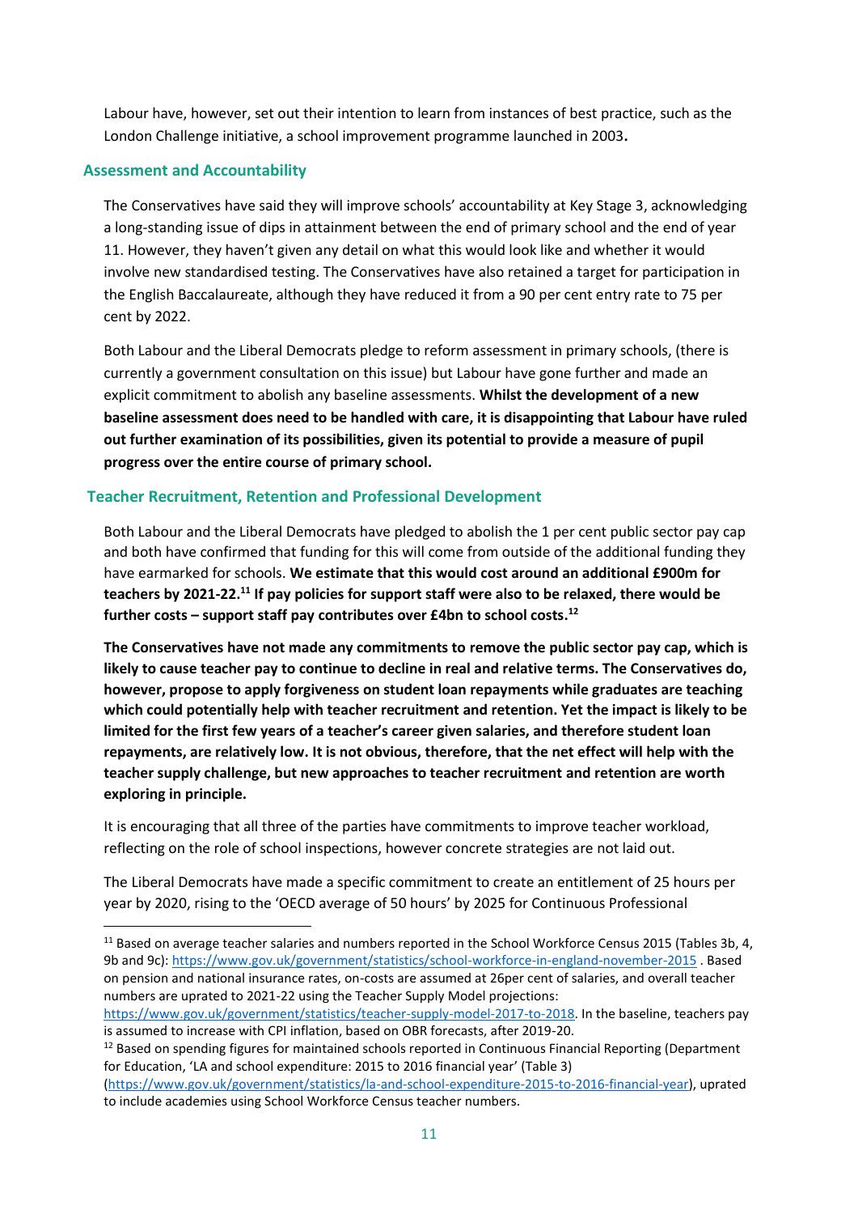Labour have, however, set out their intention to learn from instances of best practice, such as the London Challenge initiative, a school improvement programme launched in 2003**.**

## Assessment and Accountability

The Conservatives have said they will improve schools' accountability at Key Stage 3, acknowledging a long-standing issue of dips in attainment between the end of primary school and the end of year 11. However, they haven't given any detail on what this would look like and whether it would involve new standardised testing. The Conservatives have also retained a target for participation in the English Baccalaureate, although they have reduced it from a 90 per cent entry rate to 75 per cent by 2022.

Both Labour and the Liberal Democrats pledge to reform assessment in primary schools, (there is currently a government consultation on this issue) but Labour have gone further and made an explicit commitment to abolish any baseline assessments. **Whilst the development of a new baseline assessment does need to be handled with care, it is disappointing that Labour have ruled out further examination of its possibilities, given its potential to provide a measure of pupil progress over the entire course of primary school.**

## Teacher Recruitment, Retention and Professional Development

Both Labour and the Liberal Democrats have pledged to abolish the 1 per cent public sector pay cap and both have confirmed that funding for this will come from outside of the additional funding they have earmarked for schools. **We estimate that this would cost around an additional £900m for teachers by 2021-22.[11] If pay policies for support staff were also to be relaxed, there would be further costs – support staff pay contributes over £4bn to school costs.[12]**

**The Conservatives have not made any commitments to remove the public sector pay cap, which is likely to cause teacher pay to continue to decline in real and relative terms. The Conservatives do, however, propose to apply forgiveness on student loan repayments while graduates are teaching which could potentially help with teacher recruitment and retention. Yet the impact is likely to be limited for the first few years of a teacher's career given salaries, and therefore student loan repayments, are relatively low. It is not obvious, therefore, that the net effect will help with the teacher supply challenge, but new approaches to teacher recruitment and retention are worth exploring in principle.**

It is encouraging that all three of the parties have commitments to improve teacher workload, reflecting on the role of school inspections, however concrete strategies are not laid out.

The Liberal Democrats have made a specific commitment to create an entitlement of 25 hours per year by 2020, rising to the 'OECD average of 50 hours' by 2025 for Continuous Professional

---

[11] Based on average teacher salaries and numbers reported in the School Workforce Census 2015 (Tables 3b, 4, 9b and 9c): https://www.gov.uk/government/statistics/school-workforce-in-england-november-2015 . Based on pension and national insurance rates, on-costs are assumed at 26per cent of salaries, and overall teacher numbers are uprated to 2021-22 using the Teacher Supply Model projections: https://www.gov.uk/government/statistics/teacher-supply-model-2017-to-2018. In the baseline, teachers pay is assumed to increase with CPI inflation, based on OBR forecasts, after 2019-20.

[12] Based on spending figures for maintained schools reported in Continuous Financial Reporting (Department for Education, 'LA and school expenditure: 2015 to 2016 financial year' (Table 3) (https://www.gov.uk/government/statistics/la-and-school-expenditure-2015-to-2016-financial-year), uprated to include academies using School Workforce Census teacher numbers.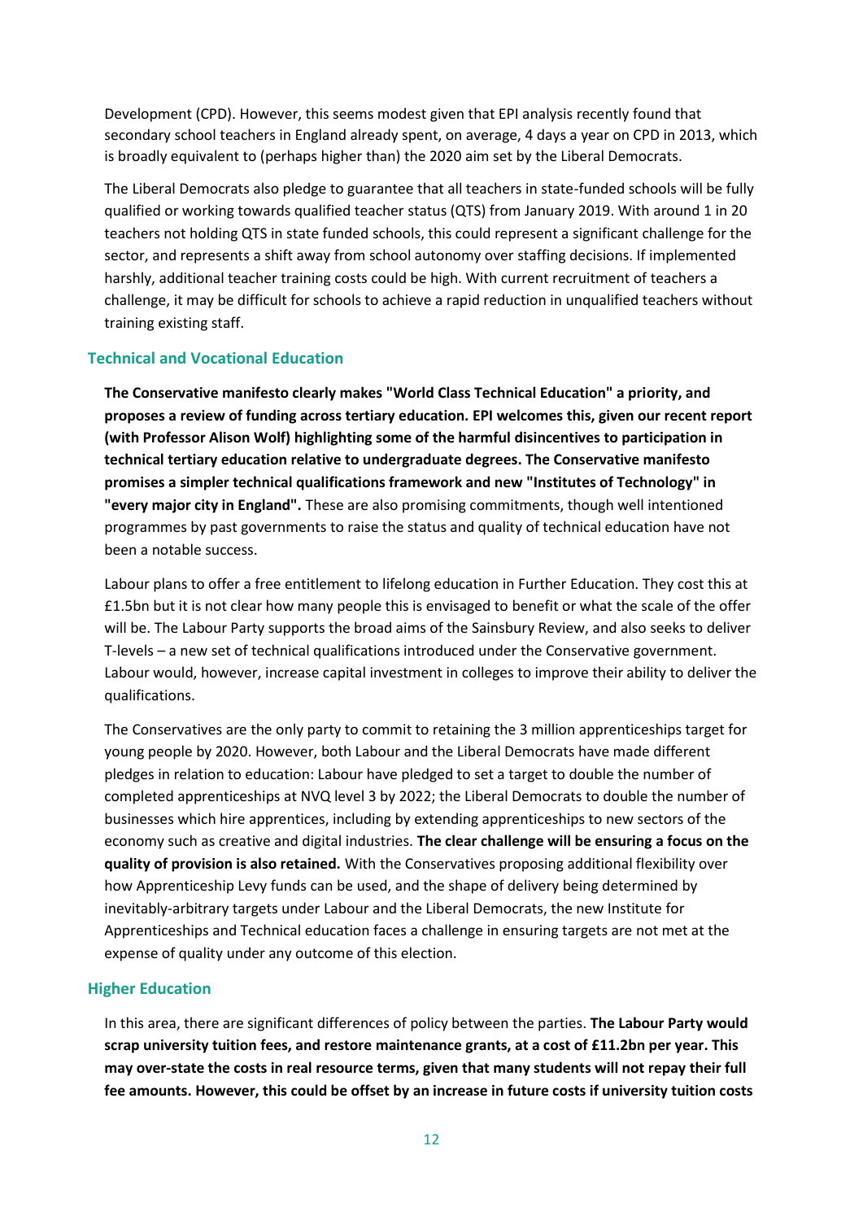Development (CPD). However, this seems modest given that EPI analysis recently found that secondary school teachers in England already spent, on average, 4 days a year on CPD in 2013, which is broadly equivalent to (perhaps higher than) the 2020 aim set by the Liberal Democrats.

The Liberal Democrats also pledge to guarantee that all teachers in state-funded schools will be fully qualified or working towards qualified teacher status (QTS) from January 2019. With around 1 in 20 teachers not holding QTS in state funded schools, this could represent a significant challenge for the sector, and represents a shift away from school autonomy over staffing decisions. If implemented harshly, additional teacher training costs could be high. With current recruitment of teachers a challenge, it may be difficult for schools to achieve a rapid reduction in unqualified teachers without training existing staff.

### Technical and Vocational Education

**The Conservative manifesto clearly makes "World Class Technical Education" a priority, and proposes a review of funding across tertiary education. EPI welcomes this, given our recent report (with Professor Alison Wolf) highlighting some of the harmful disincentives to participation in technical tertiary education relative to undergraduate degrees. The Conservative manifesto promises a simpler technical qualifications framework and new "Institutes of Technology" in "every major city in England".** These are also promising commitments, though well intentioned programmes by past governments to raise the status and quality of technical education have not been a notable success.

Labour plans to offer a free entitlement to lifelong education in Further Education. They cost this at £1.5bn but it is not clear how many people this is envisaged to benefit or what the scale of the offer will be. The Labour Party supports the broad aims of the Sainsbury Review, and also seeks to deliver T-levels – a new set of technical qualifications introduced under the Conservative government. Labour would, however, increase capital investment in colleges to improve their ability to deliver the qualifications.

The Conservatives are the only party to commit to retaining the 3 million apprenticeships target for young people by 2020. However, both Labour and the Liberal Democrats have made different pledges in relation to education: Labour have pledged to set a target to double the number of completed apprenticeships at NVQ level 3 by 2022; the Liberal Democrats to double the number of businesses which hire apprentices, including by extending apprenticeships to new sectors of the economy such as creative and digital industries. **The clear challenge will be ensuring a focus on the quality of provision is also retained.** With the Conservatives proposing additional flexibility over how Apprenticeship Levy funds can be used, and the shape of delivery being determined by inevitably-arbitrary targets under Labour and the Liberal Democrats, the new Institute for Apprenticeships and Technical education faces a challenge in ensuring targets are not met at the expense of quality under any outcome of this election.

### Higher Education

In this area, there are significant differences of policy between the parties. **The Labour Party would scrap university tuition fees, and restore maintenance grants, at a cost of £11.2bn per year. This may over-state the costs in real resource terms, given that many students will not repay their full fee amounts. However, this could be offset by an increase in future costs if university tuition costs**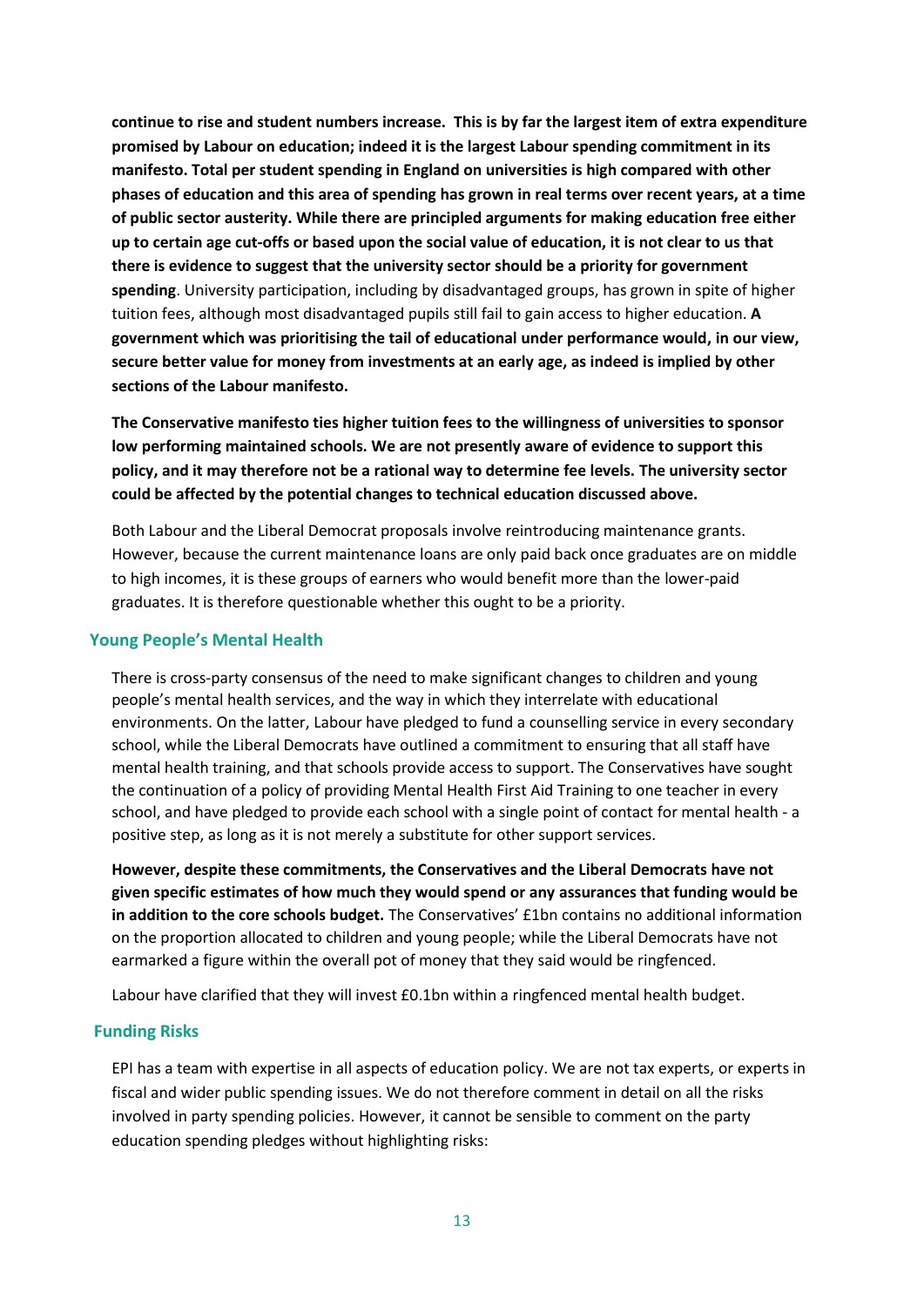**continue to rise and student numbers increase. This is by far the largest item of extra expenditure promised by Labour on education; indeed it is the largest Labour spending commitment in its manifesto. Total per student spending in England on universities is high compared with other phases of education and this area of spending has grown in real terms over recent years, at a time of public sector austerity. While there are principled arguments for making education free either up to certain age cut-offs or based upon the social value of education, it is not clear to us that there is evidence to suggest that the university sector should be a priority for government spending**. University participation, including by disadvantaged groups, has grown in spite of higher tuition fees, although most disadvantaged pupils still fail to gain access to higher education. **A government which was prioritising the tail of educational under performance would, in our view, secure better value for money from investments at an early age, as indeed is implied by other sections of the Labour manifesto.**

**The Conservative manifesto ties higher tuition fees to the willingness of universities to sponsor low performing maintained schools. We are not presently aware of evidence to support this policy, and it may therefore not be a rational way to determine fee levels. The university sector could be affected by the potential changes to technical education discussed above.**

Both Labour and the Liberal Democrat proposals involve reintroducing maintenance grants. However, because the current maintenance loans are only paid back once graduates are on middle to high incomes, it is these groups of earners who would benefit more than the lower-paid graduates. It is therefore questionable whether this ought to be a priority.

## Young People's Mental Health

There is cross-party consensus of the need to make significant changes to children and young people's mental health services, and the way in which they interrelate with educational environments. On the latter, Labour have pledged to fund a counselling service in every secondary school, while the Liberal Democrats have outlined a commitment to ensuring that all staff have mental health training, and that schools provide access to support. The Conservatives have sought the continuation of a policy of providing Mental Health First Aid Training to one teacher in every school, and have pledged to provide each school with a single point of contact for mental health - a positive step, as long as it is not merely a substitute for other support services.

**However, despite these commitments, the Conservatives and the Liberal Democrats have not given specific estimates of how much they would spend or any assurances that funding would be in addition to the core schools budget.** The Conservatives' £1bn contains no additional information on the proportion allocated to children and young people; while the Liberal Democrats have not earmarked a figure within the overall pot of money that they said would be ringfenced.

Labour have clarified that they will invest £0.1bn within a ringfenced mental health budget.

## Funding Risks

EPI has a team with expertise in all aspects of education policy. We are not tax experts, or experts in fiscal and wider public spending issues. We do not therefore comment in detail on all the risks involved in party spending policies. However, it cannot be sensible to comment on the party education spending pledges without highlighting risks: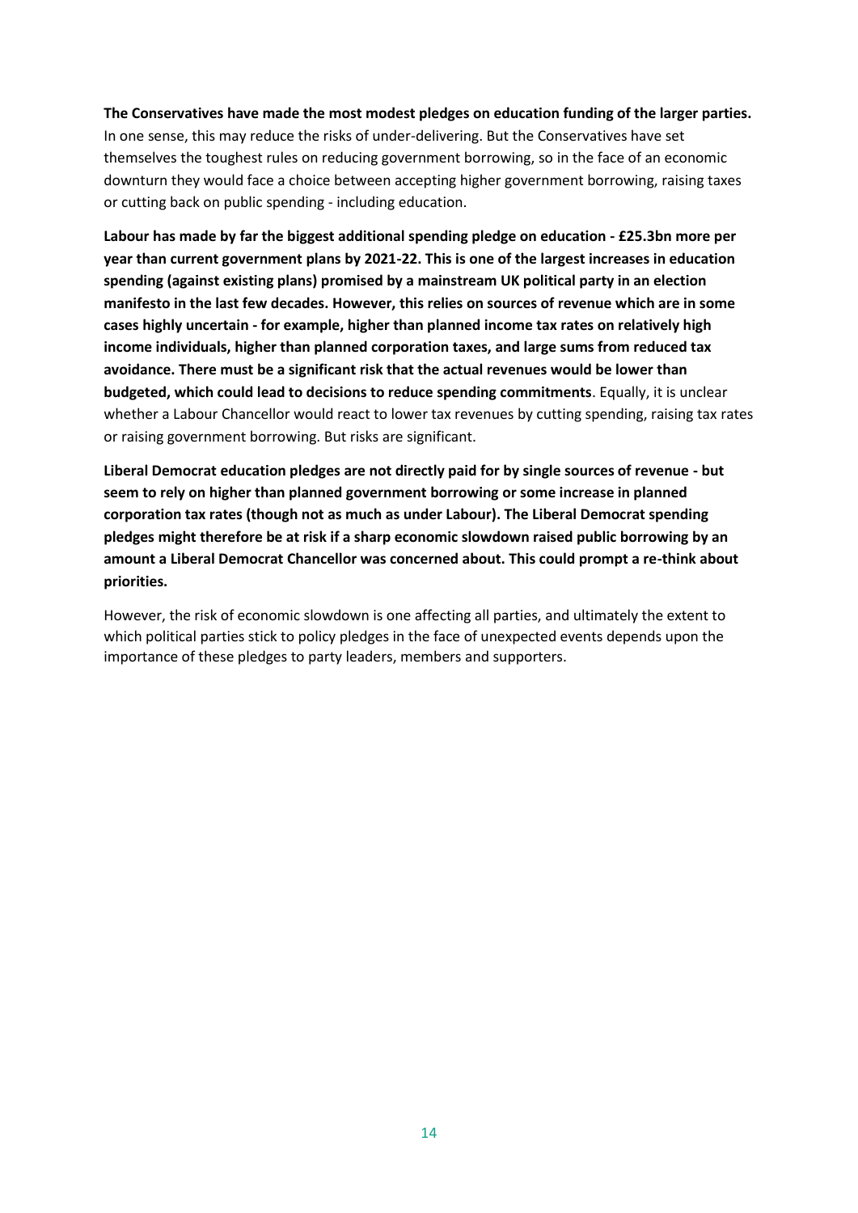**The Conservatives have made the most modest pledges on education funding of the larger parties.** In one sense, this may reduce the risks of under-delivering. But the Conservatives have set themselves the toughest rules on reducing government borrowing, so in the face of an economic downturn they would face a choice between accepting higher government borrowing, raising taxes or cutting back on public spending - including education.

**Labour has made by far the biggest additional spending pledge on education - £25.3bn more per year than current government plans by 2021-22. This is one of the largest increases in education spending (against existing plans) promised by a mainstream UK political party in an election manifesto in the last few decades. However, this relies on sources of revenue which are in some cases highly uncertain - for example, higher than planned income tax rates on relatively high income individuals, higher than planned corporation taxes, and large sums from reduced tax avoidance. There must be a significant risk that the actual revenues would be lower than budgeted, which could lead to decisions to reduce spending commitments**. Equally, it is unclear whether a Labour Chancellor would react to lower tax revenues by cutting spending, raising tax rates or raising government borrowing. But risks are significant.

**Liberal Democrat education pledges are not directly paid for by single sources of revenue - but seem to rely on higher than planned government borrowing or some increase in planned corporation tax rates (though not as much as under Labour). The Liberal Democrat spending pledges might therefore be at risk if a sharp economic slowdown raised public borrowing by an amount a Liberal Democrat Chancellor was concerned about. This could prompt a re-think about priorities.**

However, the risk of economic slowdown is one affecting all parties, and ultimately the extent to which political parties stick to policy pledges in the face of unexpected events depends upon the importance of these pledges to party leaders, members and supporters.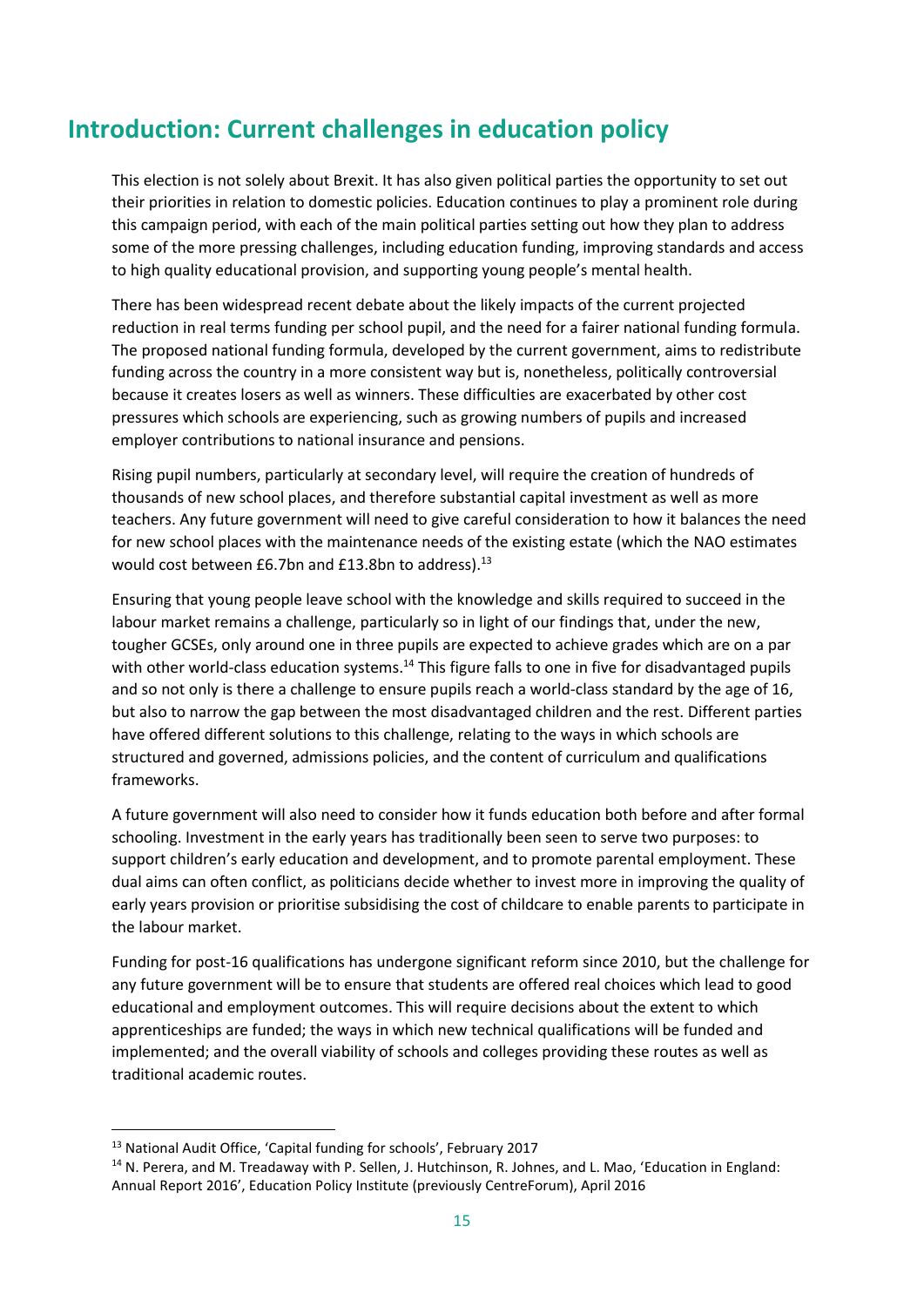## Introduction: Current challenges in education policy

This election is not solely about Brexit. It has also given political parties the opportunity to set out their priorities in relation to domestic policies. Education continues to play a prominent role during this campaign period, with each of the main political parties setting out how they plan to address some of the more pressing challenges, including education funding, improving standards and access to high quality educational provision, and supporting young people's mental health.

There has been widespread recent debate about the likely impacts of the current projected reduction in real terms funding per school pupil, and the need for a fairer national funding formula. The proposed national funding formula, developed by the current government, aims to redistribute funding across the country in a more consistent way but is, nonetheless, politically controversial because it creates losers as well as winners. These difficulties are exacerbated by other cost pressures which schools are experiencing, such as growing numbers of pupils and increased employer contributions to national insurance and pensions.

Rising pupil numbers, particularly at secondary level, will require the creation of hundreds of thousands of new school places, and therefore substantial capital investment as well as more teachers. Any future government will need to give careful consideration to how it balances the need for new school places with the maintenance needs of the existing estate (which the NAO estimates would cost between £6.7bn and £13.8bn to address).[13]

Ensuring that young people leave school with the knowledge and skills required to succeed in the labour market remains a challenge, particularly so in light of our findings that, under the new, tougher GCSEs, only around one in three pupils are expected to achieve grades which are on a par with other world-class education systems.[14] This figure falls to one in five for disadvantaged pupils and so not only is there a challenge to ensure pupils reach a world-class standard by the age of 16, but also to narrow the gap between the most disadvantaged children and the rest. Different parties have offered different solutions to this challenge, relating to the ways in which schools are structured and governed, admissions policies, and the content of curriculum and qualifications frameworks.

A future government will also need to consider how it funds education both before and after formal schooling. Investment in the early years has traditionally been seen to serve two purposes: to support children's early education and development, and to promote parental employment. These dual aims can often conflict, as politicians decide whether to invest more in improving the quality of early years provision or prioritise subsidising the cost of childcare to enable parents to participate in the labour market.

Funding for post-16 qualifications has undergone significant reform since 2010, but the challenge for any future government will be to ensure that students are offered real choices which lead to good educational and employment outcomes. This will require decisions about the extent to which apprenticeships are funded; the ways in which new technical qualifications will be funded and implemented; and the overall viability of schools and colleges providing these routes as well as traditional academic routes.

[13] National Audit Office, 'Capital funding for schools', February 2017

[14] N. Perera, and M. Treadaway with P. Sellen, J. Hutchinson, R. Johnes, and L. Mao, 'Education in England: Annual Report 2016', Education Policy Institute (previously CentreForum), April 2016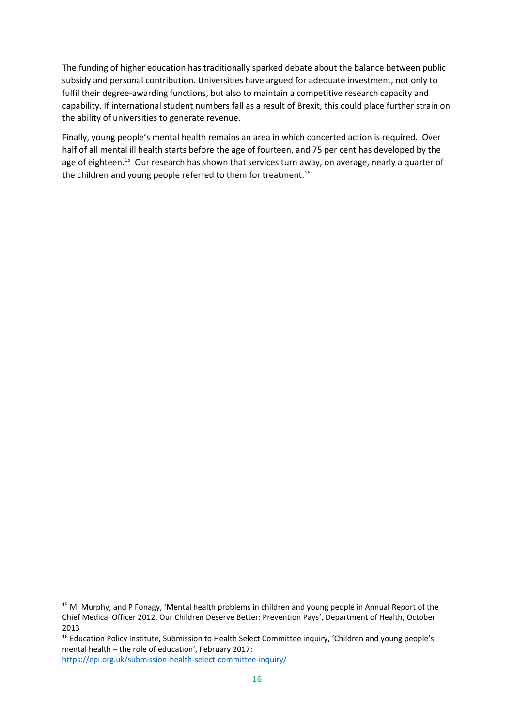The funding of higher education has traditionally sparked debate about the balance between public subsidy and personal contribution. Universities have argued for adequate investment, not only to fulfil their degree-awarding functions, but also to maintain a competitive research capacity and capability. If international student numbers fall as a result of Brexit, this could place further strain on the ability of universities to generate revenue.

Finally, young people's mental health remains an area in which concerted action is required. Over half of all mental ill health starts before the age of fourteen, and 75 per cent has developed by the age of eighteen.[15] Our research has shown that services turn away, on average, nearly a quarter of the children and young people referred to them for treatment.[16]

---

[15] M. Murphy, and P Fonagy, 'Mental health problems in children and young people in Annual Report of the Chief Medical Officer 2012, Our Children Deserve Better: Prevention Pays', Department of Health, October 2013

[16] Education Policy Institute, Submission to Health Select Committee inquiry, 'Children and young people's mental health – the role of education', February 2017: https://epi.org.uk/submission-health-select-committee-inquiry/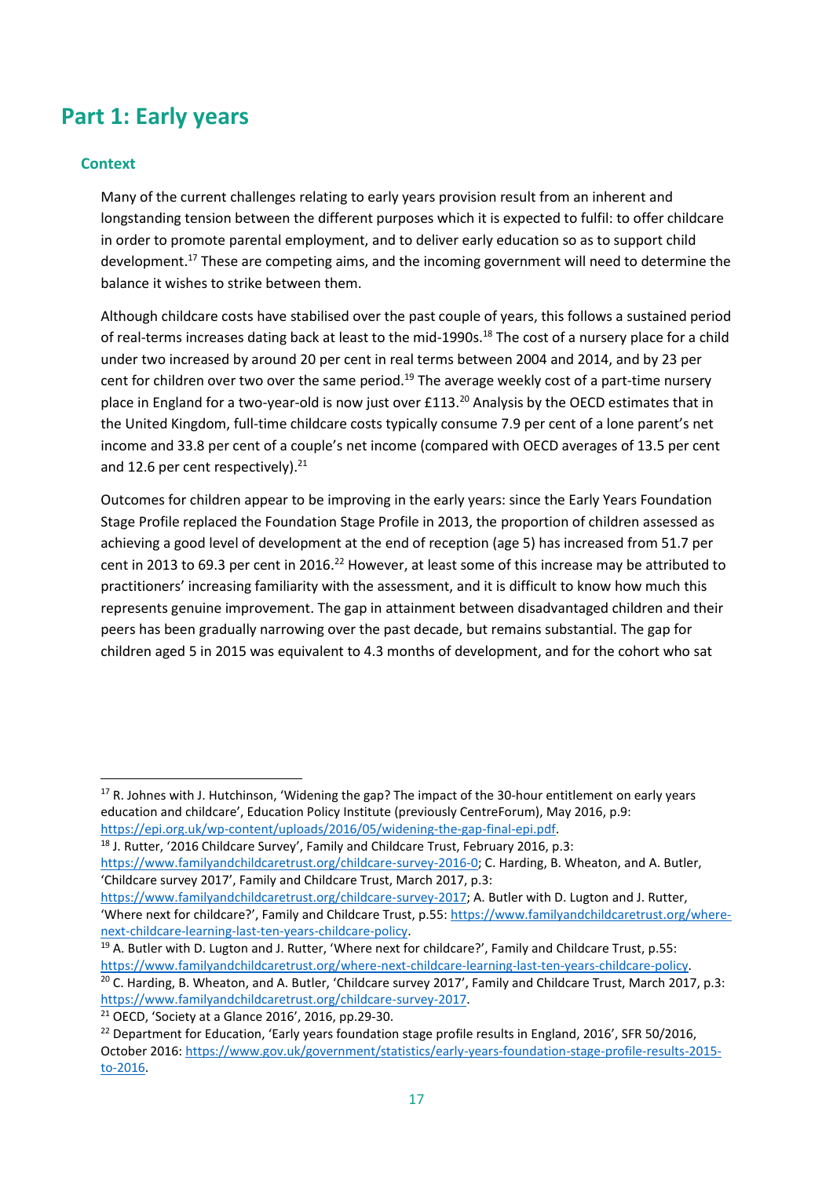# Part 1: Early years

## Context

Many of the current challenges relating to early years provision result from an inherent and longstanding tension between the different purposes which it is expected to fulfil: to offer childcare in order to promote parental employment, and to deliver early education so as to support child development.[17] These are competing aims, and the incoming government will need to determine the balance it wishes to strike between them.

Although childcare costs have stabilised over the past couple of years, this follows a sustained period of real-terms increases dating back at least to the mid-1990s.[18] The cost of a nursery place for a child under two increased by around 20 per cent in real terms between 2004 and 2014, and by 23 per cent for children over two over the same period.[19] The average weekly cost of a part-time nursery place in England for a two-year-old is now just over £113.[20] Analysis by the OECD estimates that in the United Kingdom, full-time childcare costs typically consume 7.9 per cent of a lone parent's net income and 33.8 per cent of a couple's net income (compared with OECD averages of 13.5 per cent and 12.6 per cent respectively).[21]

Outcomes for children appear to be improving in the early years: since the Early Years Foundation Stage Profile replaced the Foundation Stage Profile in 2013, the proportion of children assessed as achieving a good level of development at the end of reception (age 5) has increased from 51.7 per cent in 2013 to 69.3 per cent in 2016.[22] However, at least some of this increase may be attributed to practitioners' increasing familiarity with the assessment, and it is difficult to know how much this represents genuine improvement. The gap in attainment between disadvantaged children and their peers has been gradually narrowing over the past decade, but remains substantial. The gap for children aged 5 in 2015 was equivalent to 4.3 months of development, and for the cohort who sat

---

[17] R. Johnes with J. Hutchinson, 'Widening the gap? The impact of the 30-hour entitlement on early years education and childcare', Education Policy Institute (previously CentreForum), May 2016, p.9: https://epi.org.uk/wp-content/uploads/2016/05/widening-the-gap-final-epi.pdf.

[18] J. Rutter, '2016 Childcare Survey', Family and Childcare Trust, February 2016, p.3: https://www.familyandchildcaretrust.org/childcare-survey-2016-0; C. Harding, B. Wheaton, and A. Butler, 'Childcare survey 2017', Family and Childcare Trust, March 2017, p.3: https://www.familyandchildcaretrust.org/childcare-survey-2017; A. Butler with D. Lugton and J. Rutter, 'Where next for childcare?', Family and Childcare Trust, p.55: https://www.familyandchildcaretrust.org/where-next-childcare-learning-last-ten-years-childcare-policy.

[19] A. Butler with D. Lugton and J. Rutter, 'Where next for childcare?', Family and Childcare Trust, p.55: https://www.familyandchildcaretrust.org/where-next-childcare-learning-last-ten-years-childcare-policy.

[20] C. Harding, B. Wheaton, and A. Butler, 'Childcare survey 2017', Family and Childcare Trust, March 2017, p.3: https://www.familyandchildcaretrust.org/childcare-survey-2017.

[21] OECD, 'Society at a Glance 2016', 2016, pp.29-30.

[22] Department for Education, 'Early years foundation stage profile results in England, 2016', SFR 50/2016, October 2016: https://www.gov.uk/government/statistics/early-years-foundation-stage-profile-results-2015-to-2016.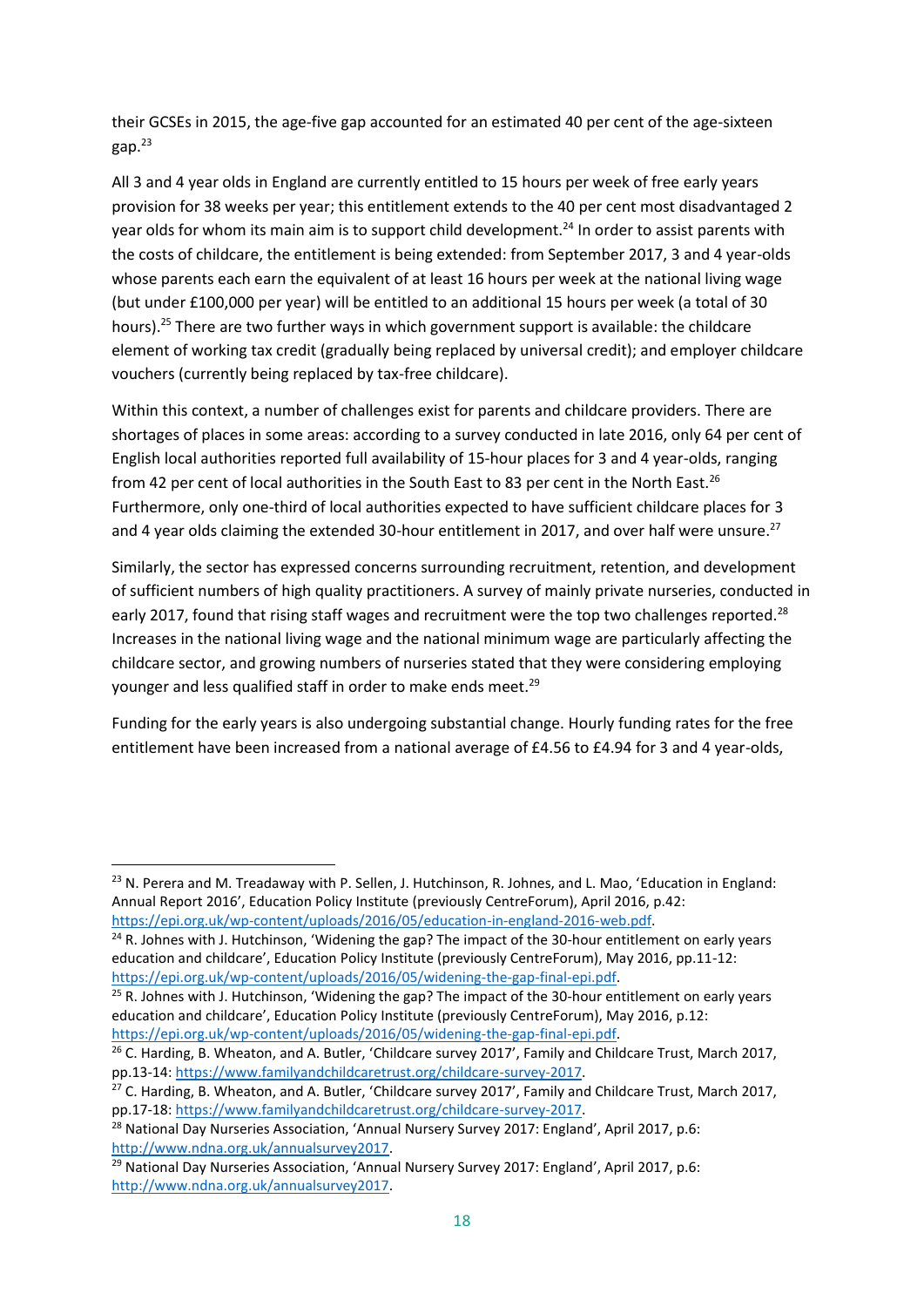their GCSEs in 2015, the age-five gap accounted for an estimated 40 per cent of the age-sixteen gap.[23]

All 3 and 4 year olds in England are currently entitled to 15 hours per week of free early years provision for 38 weeks per year; this entitlement extends to the 40 per cent most disadvantaged 2 year olds for whom its main aim is to support child development.[24] In order to assist parents with the costs of childcare, the entitlement is being extended: from September 2017, 3 and 4 year-olds whose parents each earn the equivalent of at least 16 hours per week at the national living wage (but under £100,000 per year) will be entitled to an additional 15 hours per week (a total of 30 hours).[25] There are two further ways in which government support is available: the childcare element of working tax credit (gradually being replaced by universal credit); and employer childcare vouchers (currently being replaced by tax-free childcare).

Within this context, a number of challenges exist for parents and childcare providers. There are shortages of places in some areas: according to a survey conducted in late 2016, only 64 per cent of English local authorities reported full availability of 15-hour places for 3 and 4 year-olds, ranging from 42 per cent of local authorities in the South East to 83 per cent in the North East.[26] Furthermore, only one-third of local authorities expected to have sufficient childcare places for 3 and 4 year olds claiming the extended 30-hour entitlement in 2017, and over half were unsure.[27]

Similarly, the sector has expressed concerns surrounding recruitment, retention, and development of sufficient numbers of high quality practitioners. A survey of mainly private nurseries, conducted in early 2017, found that rising staff wages and recruitment were the top two challenges reported.[28] Increases in the national living wage and the national minimum wage are particularly affecting the childcare sector, and growing numbers of nurseries stated that they were considering employing younger and less qualified staff in order to make ends meet.[29]

Funding for the early years is also undergoing substantial change. Hourly funding rates for the free entitlement have been increased from a national average of £4.56 to £4.94 for 3 and 4 year-olds,

---

[23] N. Perera and M. Treadaway with P. Sellen, J. Hutchinson, R. Johnes, and L. Mao, 'Education in England: Annual Report 2016', Education Policy Institute (previously CentreForum), April 2016, p.42: https://epi.org.uk/wp-content/uploads/2016/05/education-in-england-2016-web.pdf.

[24] R. Johnes with J. Hutchinson, 'Widening the gap? The impact of the 30-hour entitlement on early years education and childcare', Education Policy Institute (previously CentreForum), May 2016, pp.11-12: https://epi.org.uk/wp-content/uploads/2016/05/widening-the-gap-final-epi.pdf.

[25] R. Johnes with J. Hutchinson, 'Widening the gap? The impact of the 30-hour entitlement on early years education and childcare', Education Policy Institute (previously CentreForum), May 2016, p.12: https://epi.org.uk/wp-content/uploads/2016/05/widening-the-gap-final-epi.pdf.

[26] C. Harding, B. Wheaton, and A. Butler, 'Childcare survey 2017', Family and Childcare Trust, March 2017, pp.13-14: https://www.familyandchildcaretrust.org/childcare-survey-2017.

[27] C. Harding, B. Wheaton, and A. Butler, 'Childcare survey 2017', Family and Childcare Trust, March 2017, pp.17-18: https://www.familyandchildcaretrust.org/childcare-survey-2017.

[28] National Day Nurseries Association, 'Annual Nursery Survey 2017: England', April 2017, p.6: http://www.ndna.org.uk/annualsurvey2017.

[29] National Day Nurseries Association, 'Annual Nursery Survey 2017: England', April 2017, p.6: http://www.ndna.org.uk/annualsurvey2017.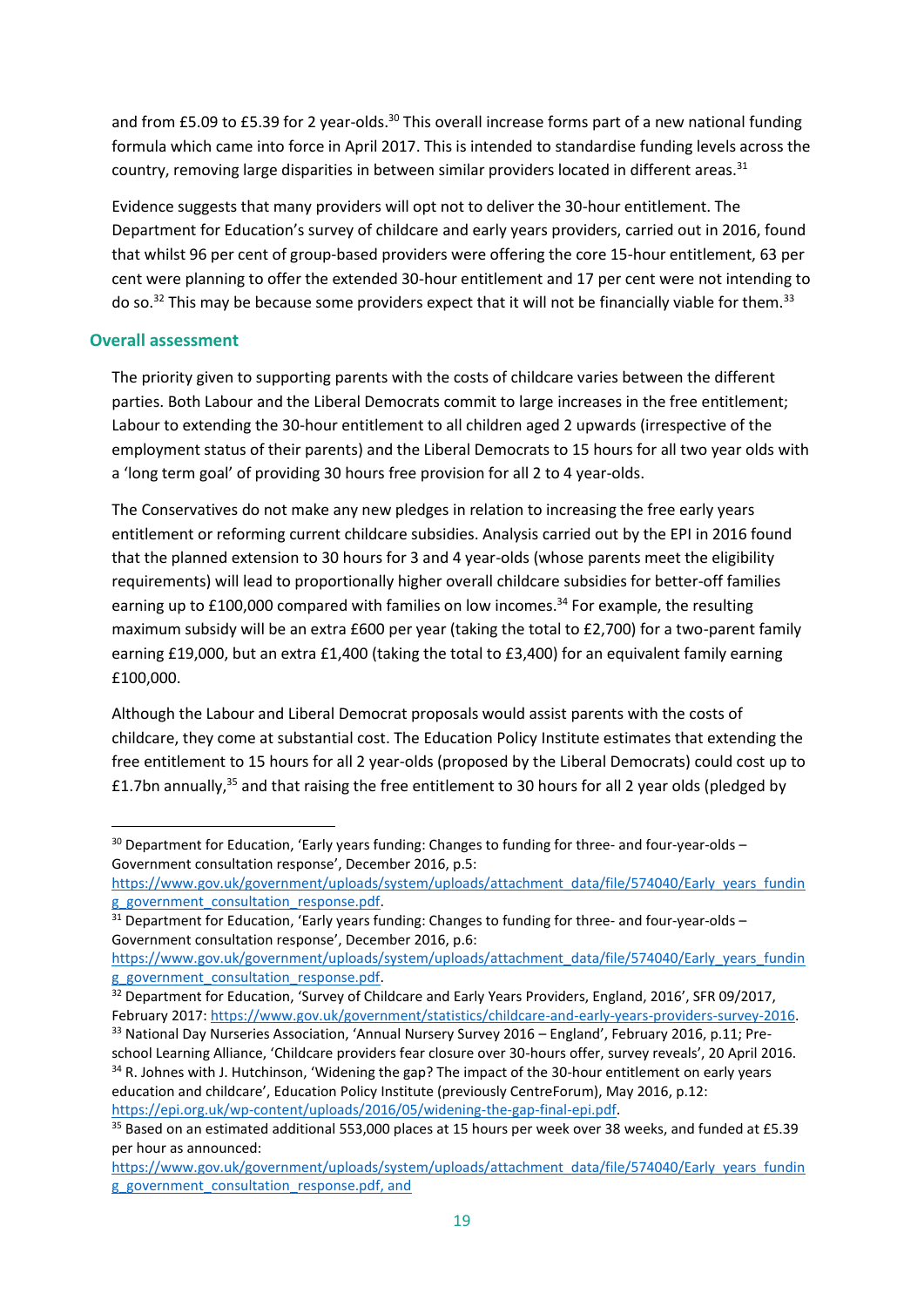and from £5.09 to £5.39 for 2 year-olds.[30] This overall increase forms part of a new national funding formula which came into force in April 2017. This is intended to standardise funding levels across the country, removing large disparities in between similar providers located in different areas.[31]

Evidence suggests that many providers will opt not to deliver the 30-hour entitlement. The Department for Education's survey of childcare and early years providers, carried out in 2016, found that whilst 96 per cent of group-based providers were offering the core 15-hour entitlement, 63 per cent were planning to offer the extended 30-hour entitlement and 17 per cent were not intending to do so.[32] This may be because some providers expect that it will not be financially viable for them.[33]

### Overall assessment

The priority given to supporting parents with the costs of childcare varies between the different parties. Both Labour and the Liberal Democrats commit to large increases in the free entitlement; Labour to extending the 30-hour entitlement to all children aged 2 upwards (irrespective of the employment status of their parents) and the Liberal Democrats to 15 hours for all two year olds with a 'long term goal' of providing 30 hours free provision for all 2 to 4 year-olds.

The Conservatives do not make any new pledges in relation to increasing the free early years entitlement or reforming current childcare subsidies. Analysis carried out by the EPI in 2016 found that the planned extension to 30 hours for 3 and 4 year-olds (whose parents meet the eligibility requirements) will lead to proportionally higher overall childcare subsidies for better-off families earning up to £100,000 compared with families on low incomes.[34] For example, the resulting maximum subsidy will be an extra £600 per year (taking the total to £2,700) for a two-parent family earning £19,000, but an extra £1,400 (taking the total to £3,400) for an equivalent family earning £100,000.

Although the Labour and Liberal Democrat proposals would assist parents with the costs of childcare, they come at substantial cost. The Education Policy Institute estimates that extending the free entitlement to 15 hours for all 2 year-olds (proposed by the Liberal Democrats) could cost up to £1.7bn annually,[35] and that raising the free entitlement to 30 hours for all 2 year olds (pledged by

---

[30] Department for Education, 'Early years funding: Changes to funding for three- and four-year-olds – Government consultation response', December 2016, p.5: https://www.gov.uk/government/uploads/system/uploads/attachment_data/file/574040/Early_years_funding_government_consultation_response.pdf.

[31] Department for Education, 'Early years funding: Changes to funding for three- and four-year-olds – Government consultation response', December 2016, p.6: https://www.gov.uk/government/uploads/system/uploads/attachment_data/file/574040/Early_years_funding_government_consultation_response.pdf.

[32] Department for Education, 'Survey of Childcare and Early Years Providers, England, 2016', SFR 09/2017, February 2017: https://www.gov.uk/government/statistics/childcare-and-early-years-providers-survey-2016.

[33] National Day Nurseries Association, 'Annual Nursery Survey 2016 – England', February 2016, p.11; Pre-school Learning Alliance, 'Childcare providers fear closure over 30-hours offer, survey reveals', 20 April 2016.

[34] R. Johnes with J. Hutchinson, 'Widening the gap? The impact of the 30-hour entitlement on early years education and childcare', Education Policy Institute (previously CentreForum), May 2016, p.12: https://epi.org.uk/wp-content/uploads/2016/05/widening-the-gap-final-epi.pdf.

[35] Based on an estimated additional 553,000 places at 15 hours per week over 38 weeks, and funded at £5.39 per hour as announced: https://www.gov.uk/government/uploads/system/uploads/attachment_data/file/574040/Early_years_funding_government_consultation_response.pdf, and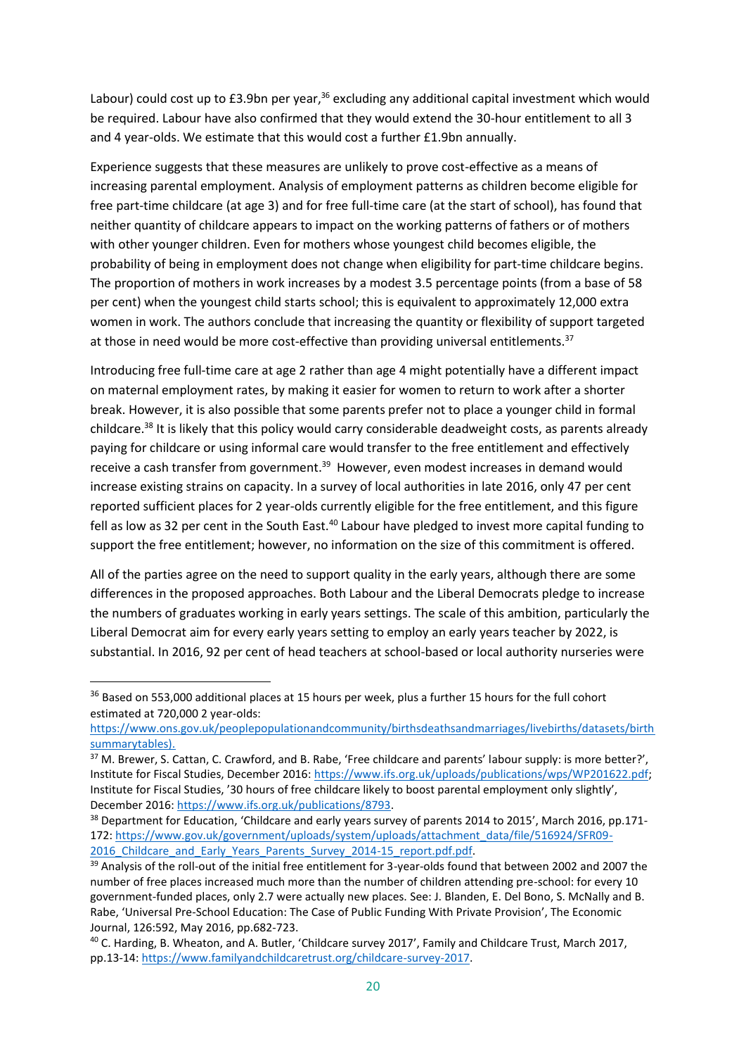Labour) could cost up to £3.9bn per year,[36] excluding any additional capital investment which would be required. Labour have also confirmed that they would extend the 30-hour entitlement to all 3 and 4 year-olds. We estimate that this would cost a further £1.9bn annually.

Experience suggests that these measures are unlikely to prove cost-effective as a means of increasing parental employment. Analysis of employment patterns as children become eligible for free part-time childcare (at age 3) and for free full-time care (at the start of school), has found that neither quantity of childcare appears to impact on the working patterns of fathers or of mothers with other younger children. Even for mothers whose youngest child becomes eligible, the probability of being in employment does not change when eligibility for part-time childcare begins. The proportion of mothers in work increases by a modest 3.5 percentage points (from a base of 58 per cent) when the youngest child starts school; this is equivalent to approximately 12,000 extra women in work. The authors conclude that increasing the quantity or flexibility of support targeted at those in need would be more cost-effective than providing universal entitlements.[37]

Introducing free full-time care at age 2 rather than age 4 might potentially have a different impact on maternal employment rates, by making it easier for women to return to work after a shorter break. However, it is also possible that some parents prefer not to place a younger child in formal childcare.[38] It is likely that this policy would carry considerable deadweight costs, as parents already paying for childcare or using informal care would transfer to the free entitlement and effectively receive a cash transfer from government.[39] However, even modest increases in demand would increase existing strains on capacity. In a survey of local authorities in late 2016, only 47 per cent reported sufficient places for 2 year-olds currently eligible for the free entitlement, and this figure fell as low as 32 per cent in the South East.[40] Labour have pledged to invest more capital funding to support the free entitlement; however, no information on the size of this commitment is offered.

All of the parties agree on the need to support quality in the early years, although there are some differences in the proposed approaches. Both Labour and the Liberal Democrats pledge to increase the numbers of graduates working in early years settings. The scale of this ambition, particularly the Liberal Democrat aim for every early years setting to employ an early years teacher by 2022, is substantial. In 2016, 92 per cent of head teachers at school-based or local authority nurseries were

---

[36] Based on 553,000 additional places at 15 hours per week, plus a further 15 hours for the full cohort estimated at 720,000 2 year-olds: https://www.ons.gov.uk/peoplepopulationandcommunity/birthsdeathsandmarriages/livebirths/datasets/birthsummarytables).

[37] M. Brewer, S. Cattan, C. Crawford, and B. Rabe, 'Free childcare and parents' labour supply: is more better?', Institute for Fiscal Studies, December 2016: https://www.ifs.org.uk/uploads/publications/wps/WP201622.pdf; Institute for Fiscal Studies, '30 hours of free childcare likely to boost parental employment only slightly', December 2016: https://www.ifs.org.uk/publications/8793.

[38] Department for Education, 'Childcare and early years survey of parents 2014 to 2015', March 2016, pp.171-172: https://www.gov.uk/government/uploads/system/uploads/attachment_data/file/516924/SFR09-2016_Childcare_and_Early_Years_Parents_Survey_2014-15_report.pdf.pdf.

[39] Analysis of the roll-out of the initial free entitlement for 3-year-olds found that between 2002 and 2007 the number of free places increased much more than the number of children attending pre-school: for every 10 government-funded places, only 2.7 were actually new places. See: J. Blanden, E. Del Bono, S. McNally and B. Rabe, 'Universal Pre-School Education: The Case of Public Funding With Private Provision', The Economic Journal, 126:592, May 2016, pp.682-723.

[40] C. Harding, B. Wheaton, and A. Butler, 'Childcare survey 2017', Family and Childcare Trust, March 2017, pp.13-14: https://www.familyandchildcaretrust.org/childcare-survey-2017.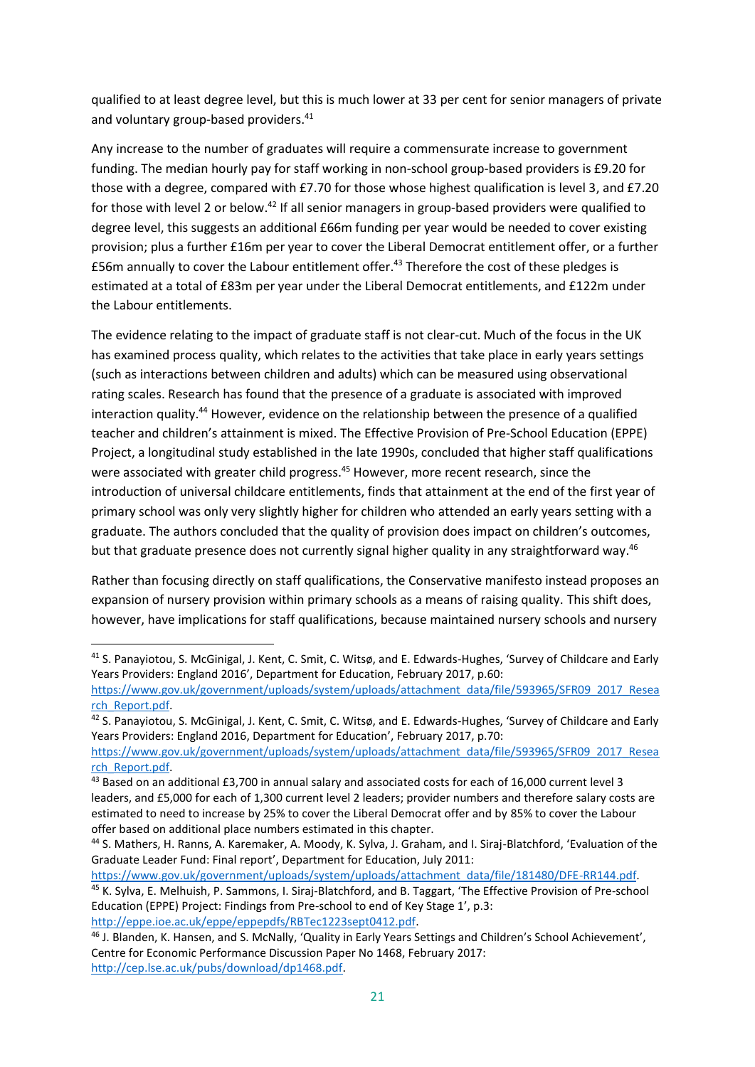qualified to at least degree level, but this is much lower at 33 per cent for senior managers of private and voluntary group-based providers.[41]

Any increase to the number of graduates will require a commensurate increase to government funding. The median hourly pay for staff working in non-school group-based providers is £9.20 for those with a degree, compared with £7.70 for those whose highest qualification is level 3, and £7.20 for those with level 2 or below.[42] If all senior managers in group-based providers were qualified to degree level, this suggests an additional £66m funding per year would be needed to cover existing provision; plus a further £16m per year to cover the Liberal Democrat entitlement offer, or a further £56m annually to cover the Labour entitlement offer.[43] Therefore the cost of these pledges is estimated at a total of £83m per year under the Liberal Democrat entitlements, and £122m under the Labour entitlements.

The evidence relating to the impact of graduate staff is not clear-cut. Much of the focus in the UK has examined process quality, which relates to the activities that take place in early years settings (such as interactions between children and adults) which can be measured using observational rating scales. Research has found that the presence of a graduate is associated with improved interaction quality.[44] However, evidence on the relationship between the presence of a qualified teacher and children's attainment is mixed. The Effective Provision of Pre-School Education (EPPE) Project, a longitudinal study established in the late 1990s, concluded that higher staff qualifications were associated with greater child progress.[45] However, more recent research, since the introduction of universal childcare entitlements, finds that attainment at the end of the first year of primary school was only very slightly higher for children who attended an early years setting with a graduate. The authors concluded that the quality of provision does impact on children's outcomes, but that graduate presence does not currently signal higher quality in any straightforward way.[46]

Rather than focusing directly on staff qualifications, the Conservative manifesto instead proposes an expansion of nursery provision within primary schools as a means of raising quality. This shift does, however, have implications for staff qualifications, because maintained nursery schools and nursery

---

[41] S. Panayiotou, S. McGinigal, J. Kent, C. Smit, C. Witsø, and E. Edwards-Hughes, 'Survey of Childcare and Early Years Providers: England 2016', Department for Education, February 2017, p.60: https://www.gov.uk/government/uploads/system/uploads/attachment_data/file/593965/SFR09_2017_Research_Report.pdf.

[42] S. Panayiotou, S. McGinigal, J. Kent, C. Smit, C. Witsø, and E. Edwards-Hughes, 'Survey of Childcare and Early Years Providers: England 2016, Department for Education', February 2017, p.70: https://www.gov.uk/government/uploads/system/uploads/attachment_data/file/593965/SFR09_2017_Research_Report.pdf.

[43] Based on an additional £3,700 in annual salary and associated costs for each of 16,000 current level 3 leaders, and £5,000 for each of 1,300 current level 2 leaders; provider numbers and therefore salary costs are estimated to need to increase by 25% to cover the Liberal Democrat offer and by 85% to cover the Labour offer based on additional place numbers estimated in this chapter.

[44] S. Mathers, H. Ranns, A. Karemaker, A. Moody, K. Sylva, J. Graham, and I. Siraj-Blatchford, 'Evaluation of the Graduate Leader Fund: Final report', Department for Education, July 2011: https://www.gov.uk/government/uploads/system/uploads/attachment_data/file/181480/DFE-RR144.pdf.

[45] K. Sylva, E. Melhuish, P. Sammons, I. Siraj-Blatchford, and B. Taggart, 'The Effective Provision of Pre-school Education (EPPE) Project: Findings from Pre-school to end of Key Stage 1', p.3: http://eppe.ioe.ac.uk/eppe/eppepdfs/RBTec1223sept0412.pdf.

[46] J. Blanden, K. Hansen, and S. McNally, 'Quality in Early Years Settings and Children's School Achievement', Centre for Economic Performance Discussion Paper No 1468, February 2017: http://cep.lse.ac.uk/pubs/download/dp1468.pdf.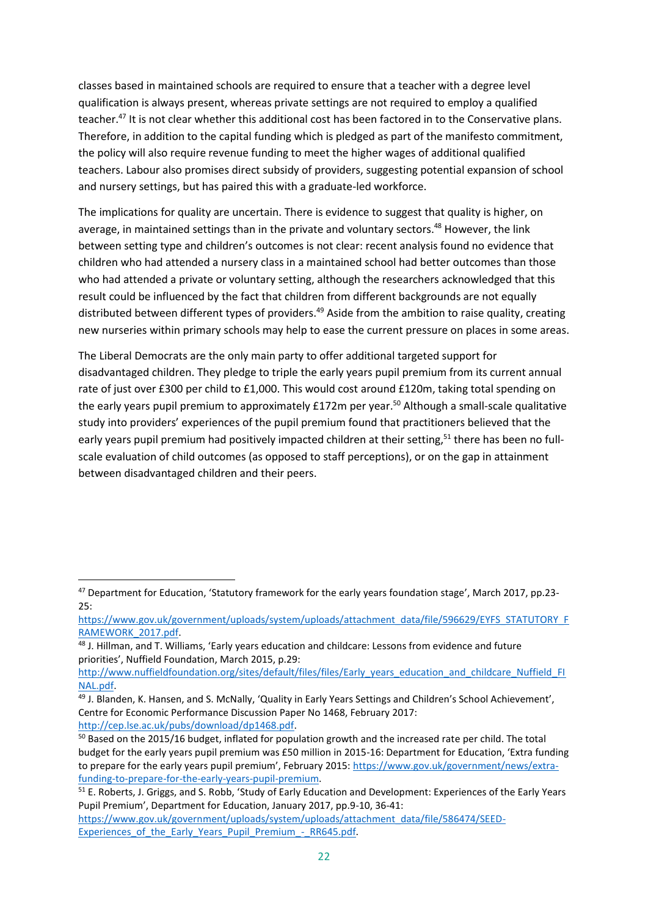classes based in maintained schools are required to ensure that a teacher with a degree level qualification is always present, whereas private settings are not required to employ a qualified teacher.[47] It is not clear whether this additional cost has been factored in to the Conservative plans. Therefore, in addition to the capital funding which is pledged as part of the manifesto commitment, the policy will also require revenue funding to meet the higher wages of additional qualified teachers. Labour also promises direct subsidy of providers, suggesting potential expansion of school and nursery settings, but has paired this with a graduate-led workforce.

The implications for quality are uncertain. There is evidence to suggest that quality is higher, on average, in maintained settings than in the private and voluntary sectors.[48] However, the link between setting type and children's outcomes is not clear: recent analysis found no evidence that children who had attended a nursery class in a maintained school had better outcomes than those who had attended a private or voluntary setting, although the researchers acknowledged that this result could be influenced by the fact that children from different backgrounds are not equally distributed between different types of providers.[49] Aside from the ambition to raise quality, creating new nurseries within primary schools may help to ease the current pressure on places in some areas.

The Liberal Democrats are the only main party to offer additional targeted support for disadvantaged children. They pledge to triple the early years pupil premium from its current annual rate of just over £300 per child to £1,000. This would cost around £120m, taking total spending on the early years pupil premium to approximately £172m per year.[50] Although a small-scale qualitative study into providers' experiences of the pupil premium found that practitioners believed that the early years pupil premium had positively impacted children at their setting,[51] there has been no full-scale evaluation of child outcomes (as opposed to staff perceptions), or on the gap in attainment between disadvantaged children and their peers.

---

[47] Department for Education, 'Statutory framework for the early years foundation stage', March 2017, pp.23-25: https://www.gov.uk/government/uploads/system/uploads/attachment_data/file/596629/EYFS_STATUTORY_FRAMEWORK_2017.pdf.

[48] J. Hillman, and T. Williams, 'Early years education and childcare: Lessons from evidence and future priorities', Nuffield Foundation, March 2015, p.29: http://www.nuffieldfoundation.org/sites/default/files/files/Early_years_education_and_childcare_Nuffield_FINAL.pdf.

[49] J. Blanden, K. Hansen, and S. McNally, 'Quality in Early Years Settings and Children's School Achievement', Centre for Economic Performance Discussion Paper No 1468, February 2017: http://cep.lse.ac.uk/pubs/download/dp1468.pdf.

[50] Based on the 2015/16 budget, inflated for population growth and the increased rate per child. The total budget for the early years pupil premium was £50 million in 2015-16: Department for Education, 'Extra funding to prepare for the early years pupil premium', February 2015: https://www.gov.uk/government/news/extra-funding-to-prepare-for-the-early-years-pupil-premium.

[51] E. Roberts, J. Griggs, and S. Robb, 'Study of Early Education and Development: Experiences of the Early Years Pupil Premium', Department for Education, January 2017, pp.9-10, 36-41: https://www.gov.uk/government/uploads/system/uploads/attachment_data/file/586474/SEED-Experiences_of_the_Early_Years_Pupil_Premium_-_RR645.pdf.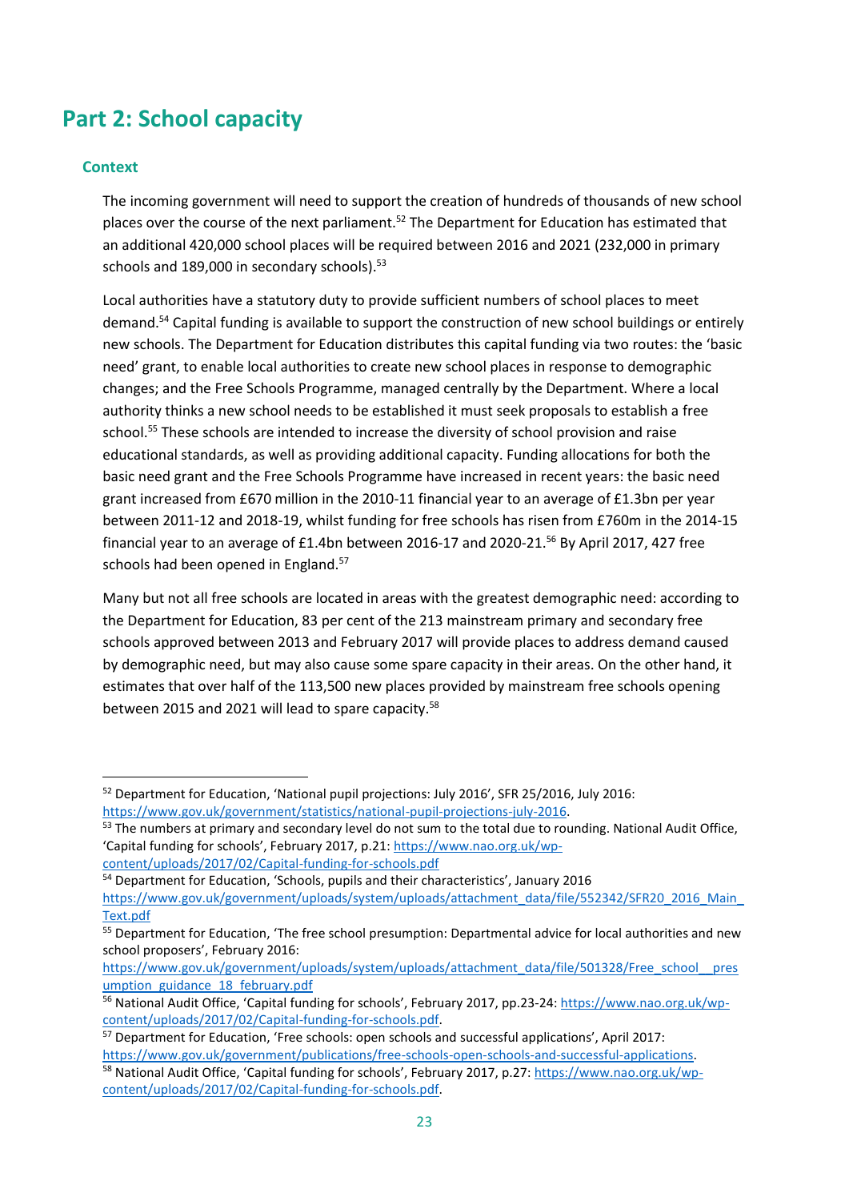# Part 2: School capacity

## Context

The incoming government will need to support the creation of hundreds of thousands of new school places over the course of the next parliament.[52] The Department for Education has estimated that an additional 420,000 school places will be required between 2016 and 2021 (232,000 in primary schools and 189,000 in secondary schools).[53]

Local authorities have a statutory duty to provide sufficient numbers of school places to meet demand.[54] Capital funding is available to support the construction of new school buildings or entirely new schools. The Department for Education distributes this capital funding via two routes: the 'basic need' grant, to enable local authorities to create new school places in response to demographic changes; and the Free Schools Programme, managed centrally by the Department. Where a local authority thinks a new school needs to be established it must seek proposals to establish a free school.[55] These schools are intended to increase the diversity of school provision and raise educational standards, as well as providing additional capacity. Funding allocations for both the basic need grant and the Free Schools Programme have increased in recent years: the basic need grant increased from £670 million in the 2010-11 financial year to an average of £1.3bn per year between 2011-12 and 2018-19, whilst funding for free schools has risen from £760m in the 2014-15 financial year to an average of £1.4bn between 2016-17 and 2020-21.[56] By April 2017, 427 free schools had been opened in England.[57]

Many but not all free schools are located in areas with the greatest demographic need: according to the Department for Education, 83 per cent of the 213 mainstream primary and secondary free schools approved between 2013 and February 2017 will provide places to address demand caused by demographic need, but may also cause some spare capacity in their areas. On the other hand, it estimates that over half of the 113,500 new places provided by mainstream free schools opening between 2015 and 2021 will lead to spare capacity.[58]

---

[52] Department for Education, 'National pupil projections: July 2016', SFR 25/2016, July 2016: https://www.gov.uk/government/statistics/national-pupil-projections-july-2016.

[53] The numbers at primary and secondary level do not sum to the total due to rounding. National Audit Office, 'Capital funding for schools', February 2017, p.21: https://www.nao.org.uk/wp-content/uploads/2017/02/Capital-funding-for-schools.pdf

[54] Department for Education, 'Schools, pupils and their characteristics', January 2016 https://www.gov.uk/government/uploads/system/uploads/attachment_data/file/552342/SFR20_2016_Main_Text.pdf

[55] Department for Education, 'The free school presumption: Departmental advice for local authorities and new school proposers', February 2016: https://www.gov.uk/government/uploads/system/uploads/attachment_data/file/501328/Free_school__presumption_guidance_18_february.pdf

[56] National Audit Office, 'Capital funding for schools', February 2017, pp.23-24: https://www.nao.org.uk/wp-content/uploads/2017/02/Capital-funding-for-schools.pdf.

[57] Department for Education, 'Free schools: open schools and successful applications', April 2017: https://www.gov.uk/government/publications/free-schools-open-schools-and-successful-applications.

[58] National Audit Office, 'Capital funding for schools', February 2017, p.27: https://www.nao.org.uk/wp-content/uploads/2017/02/Capital-funding-for-schools.pdf.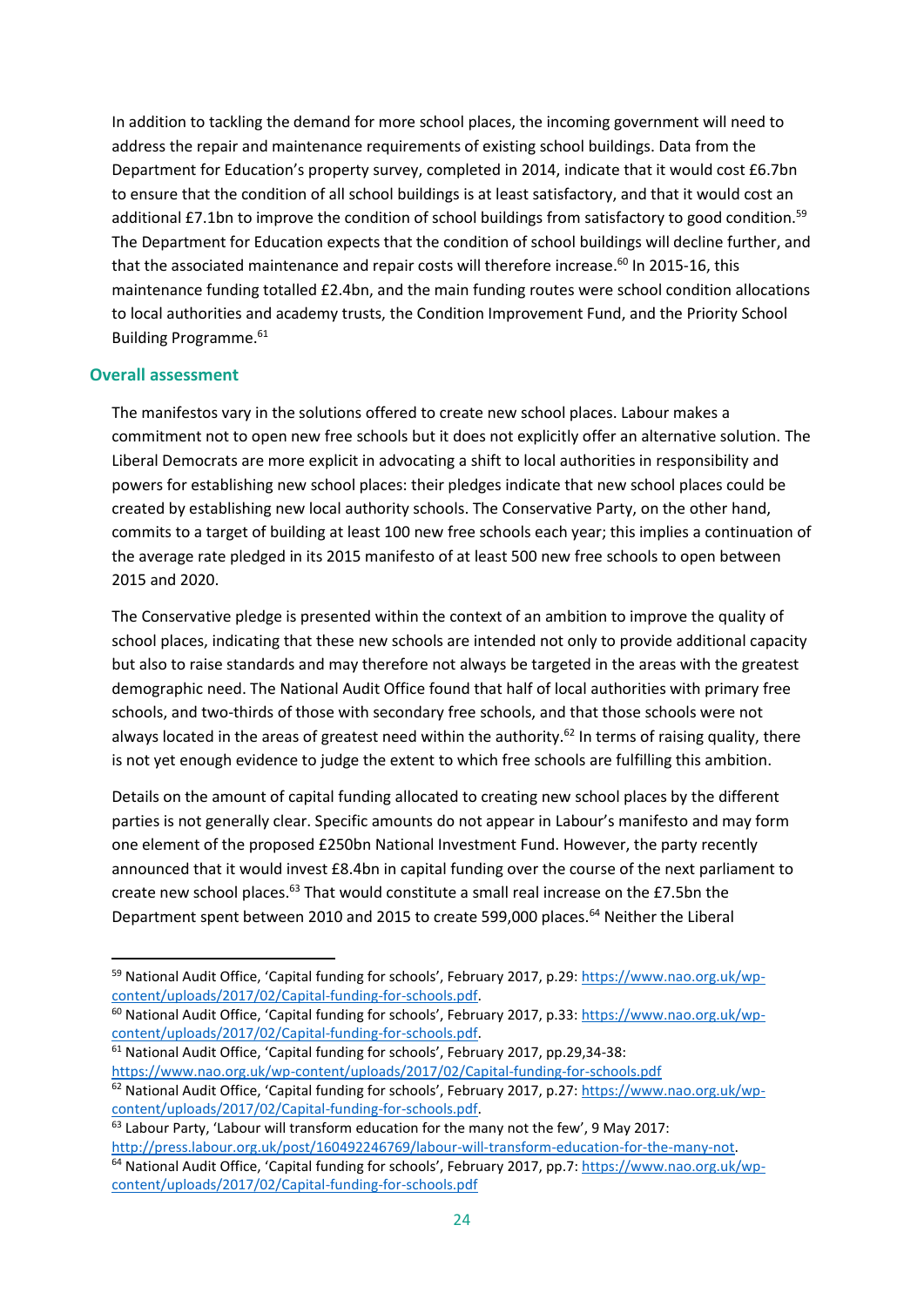In addition to tackling the demand for more school places, the incoming government will need to address the repair and maintenance requirements of existing school buildings. Data from the Department for Education's property survey, completed in 2014, indicate that it would cost £6.7bn to ensure that the condition of all school buildings is at least satisfactory, and that it would cost an additional £7.1bn to improve the condition of school buildings from satisfactory to good condition.[59] The Department for Education expects that the condition of school buildings will decline further, and that the associated maintenance and repair costs will therefore increase.[60] In 2015-16, this maintenance funding totalled £2.4bn, and the main funding routes were school condition allocations to local authorities and academy trusts, the Condition Improvement Fund, and the Priority School Building Programme.[61]

### Overall assessment

The manifestos vary in the solutions offered to create new school places. Labour makes a commitment not to open new free schools but it does not explicitly offer an alternative solution. The Liberal Democrats are more explicit in advocating a shift to local authorities in responsibility and powers for establishing new school places: their pledges indicate that new school places could be created by establishing new local authority schools. The Conservative Party, on the other hand, commits to a target of building at least 100 new free schools each year; this implies a continuation of the average rate pledged in its 2015 manifesto of at least 500 new free schools to open between 2015 and 2020.

The Conservative pledge is presented within the context of an ambition to improve the quality of school places, indicating that these new schools are intended not only to provide additional capacity but also to raise standards and may therefore not always be targeted in the areas with the greatest demographic need. The National Audit Office found that half of local authorities with primary free schools, and two-thirds of those with secondary free schools, and that those schools were not always located in the areas of greatest need within the authority.[62] In terms of raising quality, there is not yet enough evidence to judge the extent to which free schools are fulfilling this ambition.

Details on the amount of capital funding allocated to creating new school places by the different parties is not generally clear. Specific amounts do not appear in Labour's manifesto and may form one element of the proposed £250bn National Investment Fund. However, the party recently announced that it would invest £8.4bn in capital funding over the course of the next parliament to create new school places.[63] That would constitute a small real increase on the £7.5bn the Department spent between 2010 and 2015 to create 599,000 places.[64] Neither the Liberal

---

[59] National Audit Office, 'Capital funding for schools', February 2017, p.29: https://www.nao.org.uk/wp-content/uploads/2017/02/Capital-funding-for-schools.pdf.

[60] National Audit Office, 'Capital funding for schools', February 2017, p.33: https://www.nao.org.uk/wp-content/uploads/2017/02/Capital-funding-for-schools.pdf.

[61] National Audit Office, 'Capital funding for schools', February 2017, pp.29,34-38: https://www.nao.org.uk/wp-content/uploads/2017/02/Capital-funding-for-schools.pdf

[62] National Audit Office, 'Capital funding for schools', February 2017, p.27: https://www.nao.org.uk/wp-content/uploads/2017/02/Capital-funding-for-schools.pdf.

[63] Labour Party, 'Labour will transform education for the many not the few', 9 May 2017: http://press.labour.org.uk/post/160492246769/labour-will-transform-education-for-the-many-not.

[64] National Audit Office, 'Capital funding for schools', February 2017, pp.7: https://www.nao.org.uk/wp-content/uploads/2017/02/Capital-funding-for-schools.pdf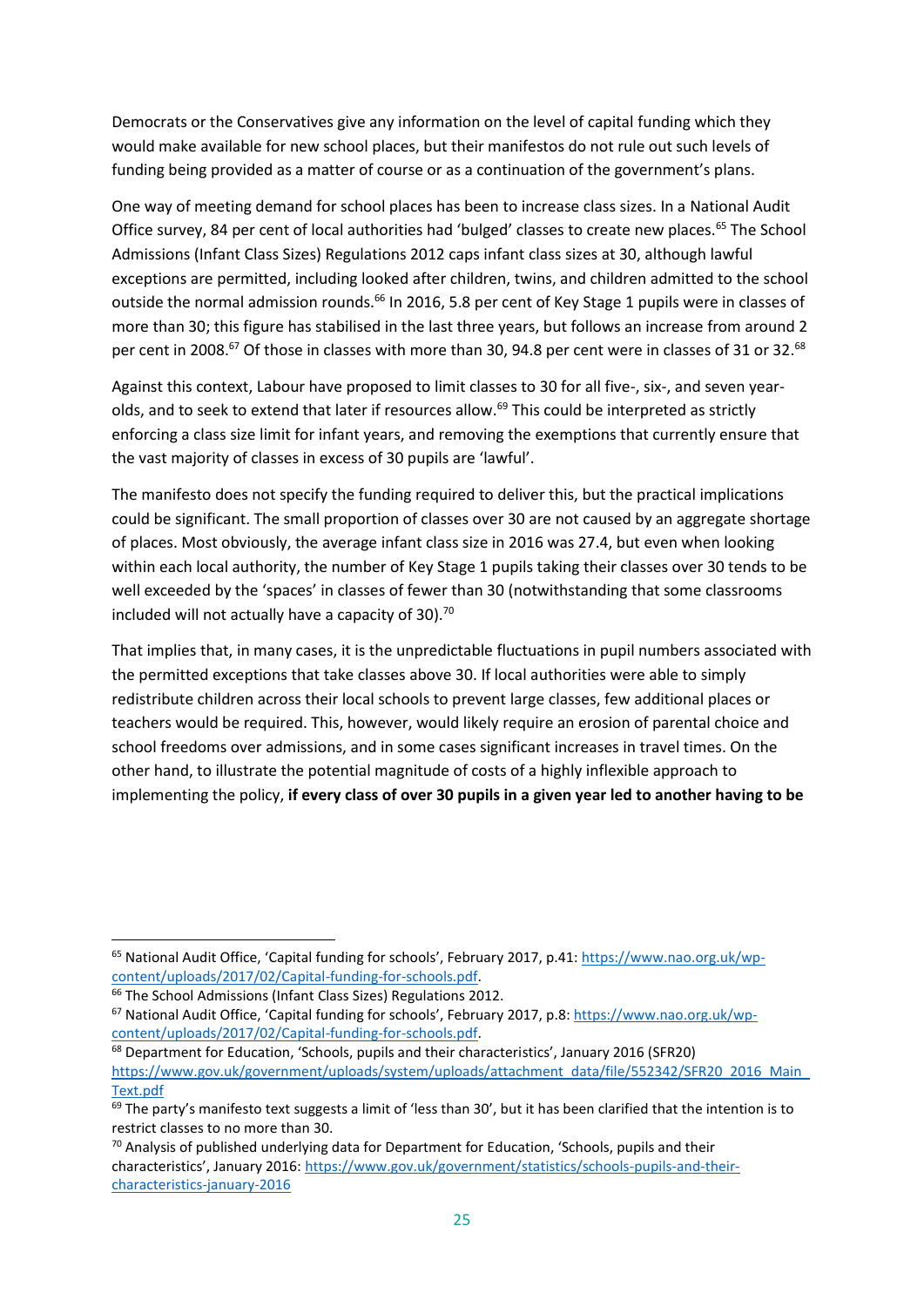Democrats or the Conservatives give any information on the level of capital funding which they would make available for new school places, but their manifestos do not rule out such levels of funding being provided as a matter of course or as a continuation of the government's plans.

One way of meeting demand for school places has been to increase class sizes. In a National Audit Office survey, 84 per cent of local authorities had 'bulged' classes to create new places.[65] The School Admissions (Infant Class Sizes) Regulations 2012 caps infant class sizes at 30, although lawful exceptions are permitted, including looked after children, twins, and children admitted to the school outside the normal admission rounds.[66] In 2016, 5.8 per cent of Key Stage 1 pupils were in classes of more than 30; this figure has stabilised in the last three years, but follows an increase from around 2 per cent in 2008.[67] Of those in classes with more than 30, 94.8 per cent were in classes of 31 or 32.[68]

Against this context, Labour have proposed to limit classes to 30 for all five-, six-, and seven year-olds, and to seek to extend that later if resources allow.[69] This could be interpreted as strictly enforcing a class size limit for infant years, and removing the exemptions that currently ensure that the vast majority of classes in excess of 30 pupils are 'lawful'.

The manifesto does not specify the funding required to deliver this, but the practical implications could be significant. The small proportion of classes over 30 are not caused by an aggregate shortage of places. Most obviously, the average infant class size in 2016 was 27.4, but even when looking within each local authority, the number of Key Stage 1 pupils taking their classes over 30 tends to be well exceeded by the 'spaces' in classes of fewer than 30 (notwithstanding that some classrooms included will not actually have a capacity of 30).[70]

That implies that, in many cases, it is the unpredictable fluctuations in pupil numbers associated with the permitted exceptions that take classes above 30. If local authorities were able to simply redistribute children across their local schools to prevent large classes, few additional places or teachers would be required. This, however, would likely require an erosion of parental choice and school freedoms over admissions, and in some cases significant increases in travel times. On the other hand, to illustrate the potential magnitude of costs of a highly inflexible approach to implementing the policy, **if every class of over 30 pupils in a given year led to another having to be**

---

[65] National Audit Office, 'Capital funding for schools', February 2017, p.41: https://www.nao.org.uk/wp-content/uploads/2017/02/Capital-funding-for-schools.pdf.

[66] The School Admissions (Infant Class Sizes) Regulations 2012.

[67] National Audit Office, 'Capital funding for schools', February 2017, p.8: https://www.nao.org.uk/wp-content/uploads/2017/02/Capital-funding-for-schools.pdf.

[68] Department for Education, 'Schools, pupils and their characteristics', January 2016 (SFR20) https://www.gov.uk/government/uploads/system/uploads/attachment_data/file/552342/SFR20_2016_Main_Text.pdf

[69] The party's manifesto text suggests a limit of 'less than 30', but it has been clarified that the intention is to restrict classes to no more than 30.

[70] Analysis of published underlying data for Department for Education, 'Schools, pupils and their characteristics', January 2016: https://www.gov.uk/government/statistics/schools-pupils-and-their-characteristics-january-2016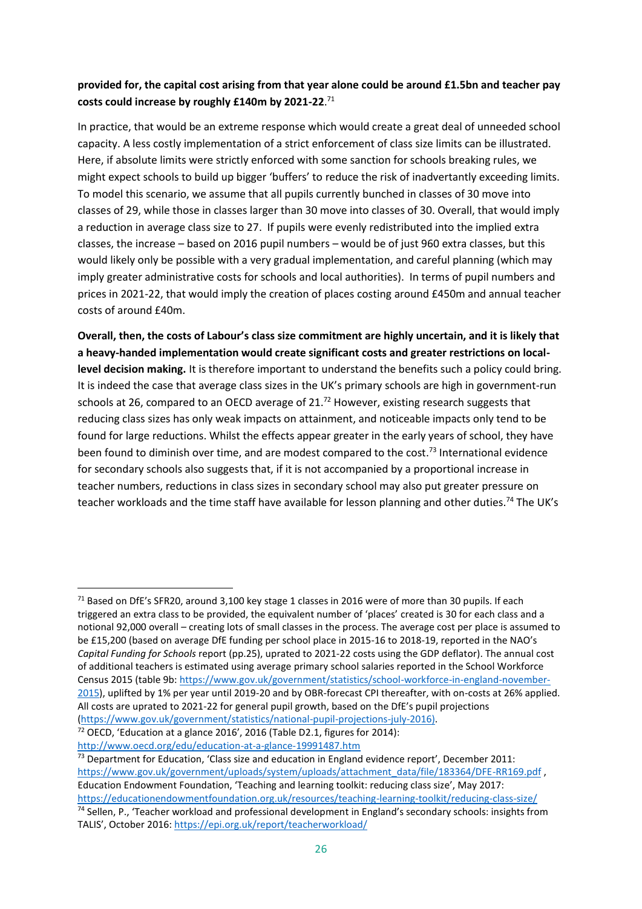**provided for, the capital cost arising from that year alone could be around £1.5bn and teacher pay costs could increase by roughly £140m by 2021-22**.[71]

In practice, that would be an extreme response which would create a great deal of unneeded school capacity. A less costly implementation of a strict enforcement of class size limits can be illustrated. Here, if absolute limits were strictly enforced with some sanction for schools breaking rules, we might expect schools to build up bigger 'buffers' to reduce the risk of inadvertantly exceeding limits. To model this scenario, we assume that all pupils currently bunched in classes of 30 move into classes of 29, while those in classes larger than 30 move into classes of 30. Overall, that would imply a reduction in average class size to 27. If pupils were evenly redistributed into the implied extra classes, the increase – based on 2016 pupil numbers – would be of just 960 extra classes, but this would likely only be possible with a very gradual implementation, and careful planning (which may imply greater administrative costs for schools and local authorities). In terms of pupil numbers and prices in 2021-22, that would imply the creation of places costing around £450m and annual teacher costs of around £40m.

**Overall, then, the costs of Labour's class size commitment are highly uncertain, and it is likely that a heavy-handed implementation would create significant costs and greater restrictions on local-level decision making.** It is therefore important to understand the benefits such a policy could bring. It is indeed the case that average class sizes in the UK's primary schools are high in government-run schools at 26, compared to an OECD average of 21.[72] However, existing research suggests that reducing class sizes has only weak impacts on attainment, and noticeable impacts only tend to be found for large reductions. Whilst the effects appear greater in the early years of school, they have been found to diminish over time, and are modest compared to the cost.[73] International evidence for secondary schools also suggests that, if it is not accompanied by a proportional increase in teacher numbers, reductions in class sizes in secondary school may also put greater pressure on teacher workloads and the time staff have available for lesson planning and other duties.[74] The UK's

---

[71] Based on DfE's SFR20, around 3,100 key stage 1 classes in 2016 were of more than 30 pupils. If each triggered an extra class to be provided, the equivalent number of 'places' created is 30 for each class and a notional 92,000 overall – creating lots of small classes in the process. The average cost per place is assumed to be £15,200 (based on average DfE funding per school place in 2015-16 to 2018-19, reported in the NAO's *Capital Funding for Schools* report (pp.25), uprated to 2021-22 costs using the GDP deflator). The annual cost of additional teachers is estimated using average primary school salaries reported in the School Workforce Census 2015 (table 9b: https://www.gov.uk/government/statistics/school-workforce-in-england-november-2015), uplifted by 1% per year until 2019-20 and by OBR-forecast CPI thereafter, with on-costs at 26% applied. All costs are uprated to 2021-22 for general pupil growth, based on the DfE's pupil projections (https://www.gov.uk/government/statistics/national-pupil-projections-july-2016).

[72] OECD, 'Education at a glance 2016', 2016 (Table D2.1, figures for 2014): http://www.oecd.org/edu/education-at-a-glance-19991487.htm

[73] Department for Education, 'Class size and education in England evidence report', December 2011: https://www.gov.uk/government/uploads/system/uploads/attachment_data/file/183364/DFE-RR169.pdf , Education Endowment Foundation, 'Teaching and learning toolkit: reducing class size', May 2017: https://educationendowmentfoundation.org.uk/resources/teaching-learning-toolkit/reducing-class-size/

[74] Sellen, P., 'Teacher workload and professional development in England's secondary schools: insights from TALIS', October 2016: https://epi.org.uk/report/teacherworkload/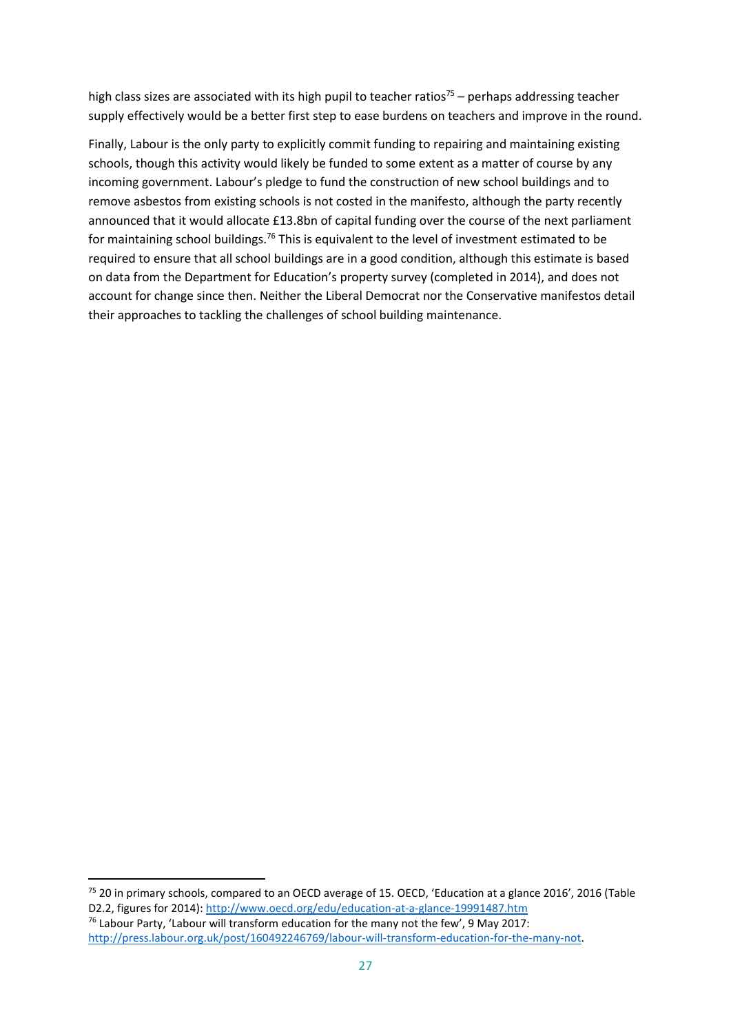high class sizes are associated with its high pupil to teacher ratios[75] – perhaps addressing teacher supply effectively would be a better first step to ease burdens on teachers and improve in the round.

Finally, Labour is the only party to explicitly commit funding to repairing and maintaining existing schools, though this activity would likely be funded to some extent as a matter of course by any incoming government. Labour's pledge to fund the construction of new school buildings and to remove asbestos from existing schools is not costed in the manifesto, although the party recently announced that it would allocate £13.8bn of capital funding over the course of the next parliament for maintaining school buildings.[76] This is equivalent to the level of investment estimated to be required to ensure that all school buildings are in a good condition, although this estimate is based on data from the Department for Education's property survey (completed in 2014), and does not account for change since then. Neither the Liberal Democrat nor the Conservative manifestos detail their approaches to tackling the challenges of school building maintenance.

---

[75] 20 in primary schools, compared to an OECD average of 15. OECD, 'Education at a glance 2016', 2016 (Table D2.2, figures for 2014): http://www.oecd.org/edu/education-at-a-glance-19991487.htm

[76] Labour Party, 'Labour will transform education for the many not the few', 9 May 2017: http://press.labour.org.uk/post/160492246769/labour-will-transform-education-for-the-many-not.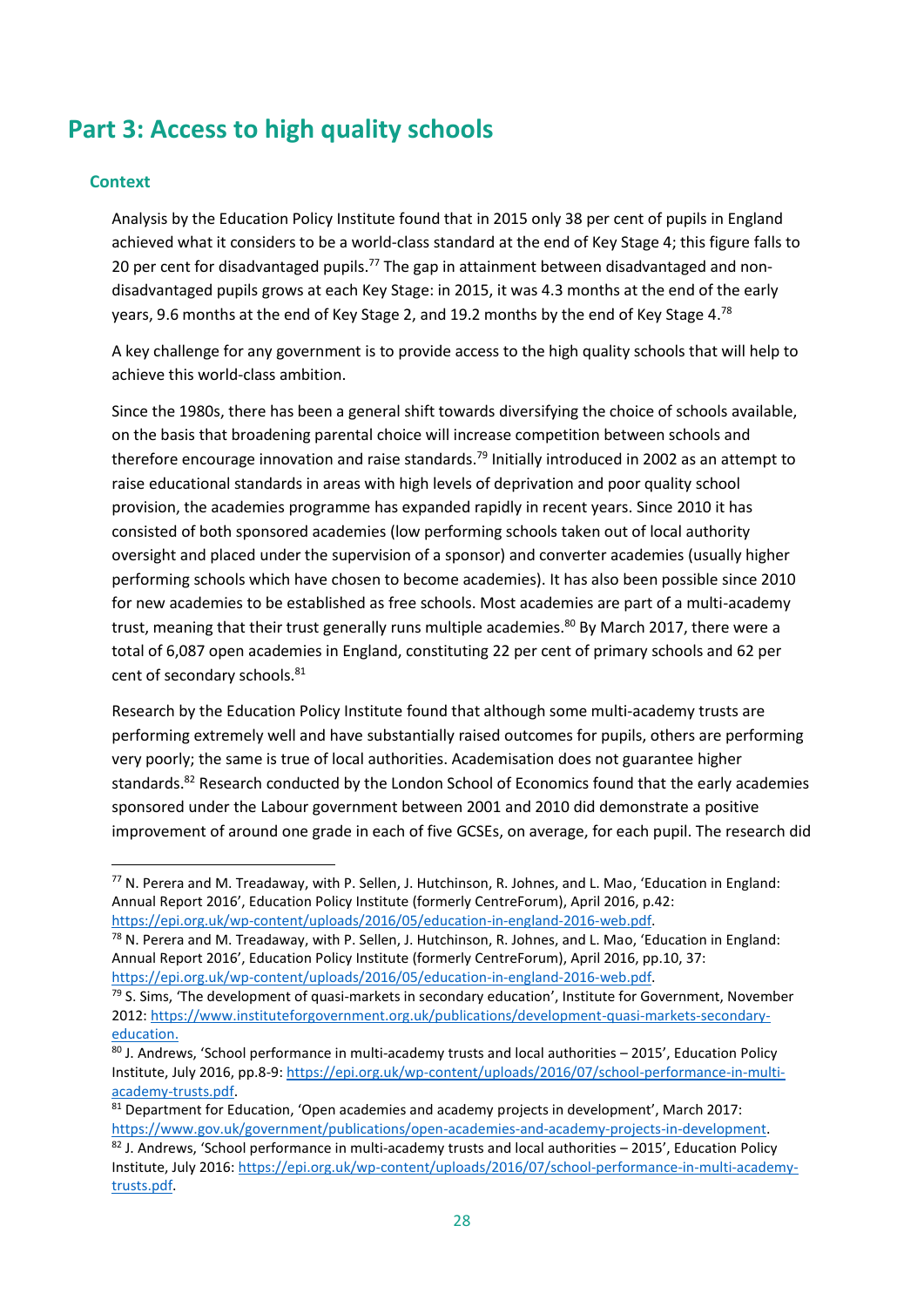# Part 3: Access to high quality schools

## Context

Analysis by the Education Policy Institute found that in 2015 only 38 per cent of pupils in England achieved what it considers to be a world-class standard at the end of Key Stage 4; this figure falls to 20 per cent for disadvantaged pupils.[77] The gap in attainment between disadvantaged and non-disadvantaged pupils grows at each Key Stage: in 2015, it was 4.3 months at the end of the early years, 9.6 months at the end of Key Stage 2, and 19.2 months by the end of Key Stage 4.[78]

A key challenge for any government is to provide access to the high quality schools that will help to achieve this world-class ambition.

Since the 1980s, there has been a general shift towards diversifying the choice of schools available, on the basis that broadening parental choice will increase competition between schools and therefore encourage innovation and raise standards.[79] Initially introduced in 2002 as an attempt to raise educational standards in areas with high levels of deprivation and poor quality school provision, the academies programme has expanded rapidly in recent years. Since 2010 it has consisted of both sponsored academies (low performing schools taken out of local authority oversight and placed under the supervision of a sponsor) and converter academies (usually higher performing schools which have chosen to become academies). It has also been possible since 2010 for new academies to be established as free schools. Most academies are part of a multi-academy trust, meaning that their trust generally runs multiple academies.[80] By March 2017, there were a total of 6,087 open academies in England, constituting 22 per cent of primary schools and 62 per cent of secondary schools.[81]

Research by the Education Policy Institute found that although some multi-academy trusts are performing extremely well and have substantially raised outcomes for pupils, others are performing very poorly; the same is true of local authorities. Academisation does not guarantee higher standards.[82] Research conducted by the London School of Economics found that the early academies sponsored under the Labour government between 2001 and 2010 did demonstrate a positive improvement of around one grade in each of five GCSEs, on average, for each pupil. The research did

---

[77] N. Perera and M. Treadaway, with P. Sellen, J. Hutchinson, R. Johnes, and L. Mao, 'Education in England: Annual Report 2016', Education Policy Institute (formerly CentreForum), April 2016, p.42: https://epi.org.uk/wp-content/uploads/2016/05/education-in-england-2016-web.pdf.

[78] N. Perera and M. Treadaway, with P. Sellen, J. Hutchinson, R. Johnes, and L. Mao, 'Education in England: Annual Report 2016', Education Policy Institute (formerly CentreForum), April 2016, pp.10, 37: https://epi.org.uk/wp-content/uploads/2016/05/education-in-england-2016-web.pdf.

[79] S. Sims, 'The development of quasi-markets in secondary education', Institute for Government, November 2012: https://www.instituteforgovernment.org.uk/publications/development-quasi-markets-secondary-education.

[80] J. Andrews, 'School performance in multi-academy trusts and local authorities – 2015', Education Policy Institute, July 2016, pp.8-9: https://epi.org.uk/wp-content/uploads/2016/07/school-performance-in-multi-academy-trusts.pdf.

[81] Department for Education, 'Open academies and academy projects in development', March 2017: https://www.gov.uk/government/publications/open-academies-and-academy-projects-in-development.

[82] J. Andrews, 'School performance in multi-academy trusts and local authorities – 2015', Education Policy Institute, July 2016: https://epi.org.uk/wp-content/uploads/2016/07/school-performance-in-multi-academy-trusts.pdf.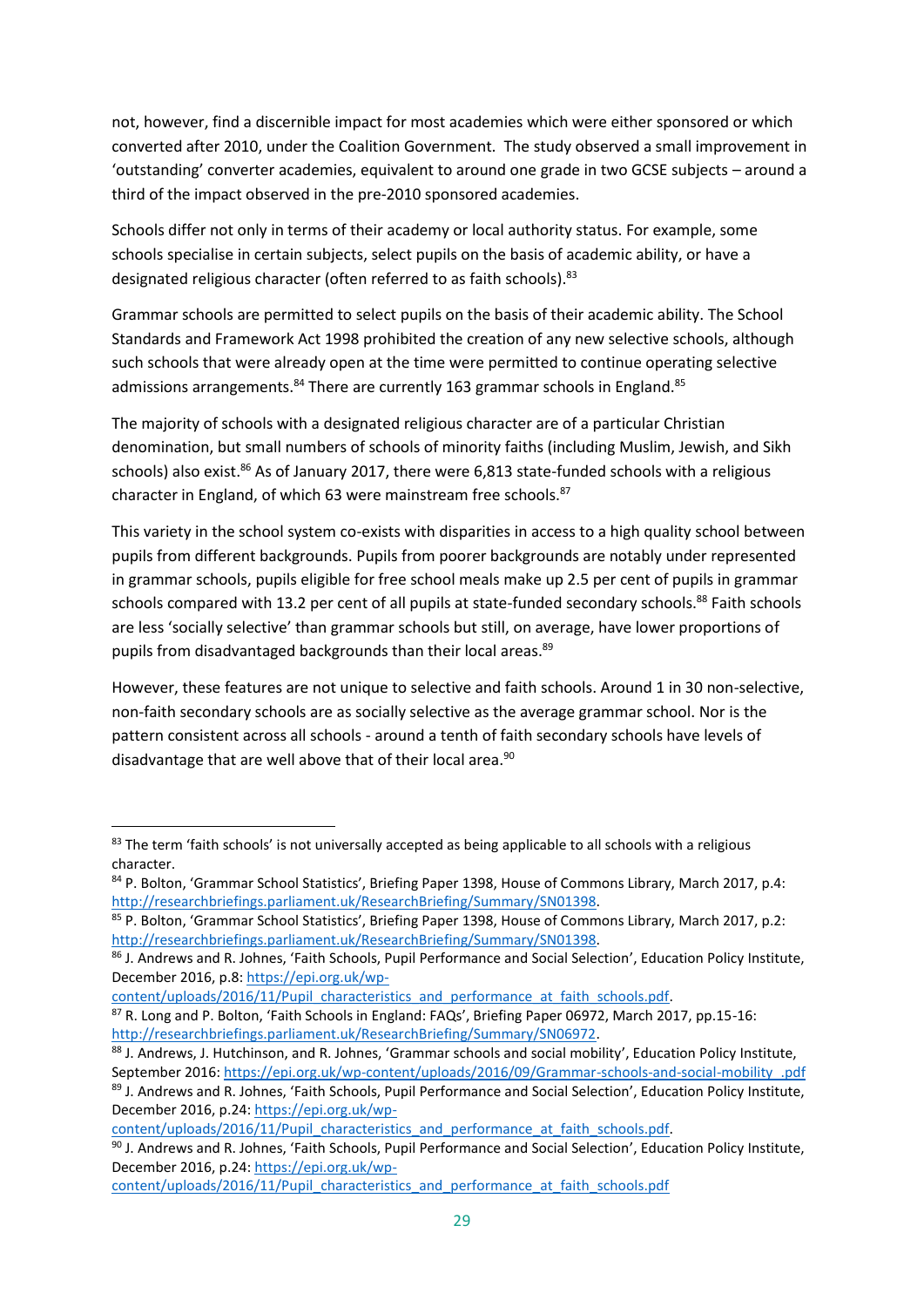not, however, find a discernible impact for most academies which were either sponsored or which converted after 2010, under the Coalition Government. The study observed a small improvement in 'outstanding' converter academies, equivalent to around one grade in two GCSE subjects – around a third of the impact observed in the pre-2010 sponsored academies.

Schools differ not only in terms of their academy or local authority status. For example, some schools specialise in certain subjects, select pupils on the basis of academic ability, or have a designated religious character (often referred to as faith schools).[83]

Grammar schools are permitted to select pupils on the basis of their academic ability. The School Standards and Framework Act 1998 prohibited the creation of any new selective schools, although such schools that were already open at the time were permitted to continue operating selective admissions arrangements.[84] There are currently 163 grammar schools in England.[85]

The majority of schools with a designated religious character are of a particular Christian denomination, but small numbers of schools of minority faiths (including Muslim, Jewish, and Sikh schools) also exist.[86] As of January 2017, there were 6,813 state-funded schools with a religious character in England, of which 63 were mainstream free schools.[87]

This variety in the school system co-exists with disparities in access to a high quality school between pupils from different backgrounds. Pupils from poorer backgrounds are notably under represented in grammar schools, pupils eligible for free school meals make up 2.5 per cent of pupils in grammar schools compared with 13.2 per cent of all pupils at state-funded secondary schools.[88] Faith schools are less 'socially selective' than grammar schools but still, on average, have lower proportions of pupils from disadvantaged backgrounds than their local areas.[89]

However, these features are not unique to selective and faith schools. Around 1 in 30 non-selective, non-faith secondary schools are as socially selective as the average grammar school. Nor is the pattern consistent across all schools - around a tenth of faith secondary schools have levels of disadvantage that are well above that of their local area.[90]

---

[83] The term 'faith schools' is not universally accepted as being applicable to all schools with a religious character.

[84] P. Bolton, 'Grammar School Statistics', Briefing Paper 1398, House of Commons Library, March 2017, p.4: http://researchbriefings.parliament.uk/ResearchBriefing/Summary/SN01398.

[85] P. Bolton, 'Grammar School Statistics', Briefing Paper 1398, House of Commons Library, March 2017, p.2: http://researchbriefings.parliament.uk/ResearchBriefing/Summary/SN01398.

[86] J. Andrews and R. Johnes, 'Faith Schools, Pupil Performance and Social Selection', Education Policy Institute, December 2016, p.8: https://epi.org.uk/wp-content/uploads/2016/11/Pupil_characteristics_and_performance_at_faith_schools.pdf.

[87] R. Long and P. Bolton, 'Faith Schools in England: FAQs', Briefing Paper 06972, March 2017, pp.15-16: http://researchbriefings.parliament.uk/ResearchBriefing/Summary/SN06972.

[88] J. Andrews, J. Hutchinson, and R. Johnes, 'Grammar schools and social mobility', Education Policy Institute, September 2016: https://epi.org.uk/wp-content/uploads/2016/09/Grammar-schools-and-social-mobility_.pdf

[89] J. Andrews and R. Johnes, 'Faith Schools, Pupil Performance and Social Selection', Education Policy Institute, December 2016, p.24: https://epi.org.uk/wp-content/uploads/2016/11/Pupil_characteristics_and_performance_at_faith_schools.pdf.

[90] J. Andrews and R. Johnes, 'Faith Schools, Pupil Performance and Social Selection', Education Policy Institute, December 2016, p.24: https://epi.org.uk/wp-content/uploads/2016/11/Pupil_characteristics_and_performance_at_faith_schools.pdf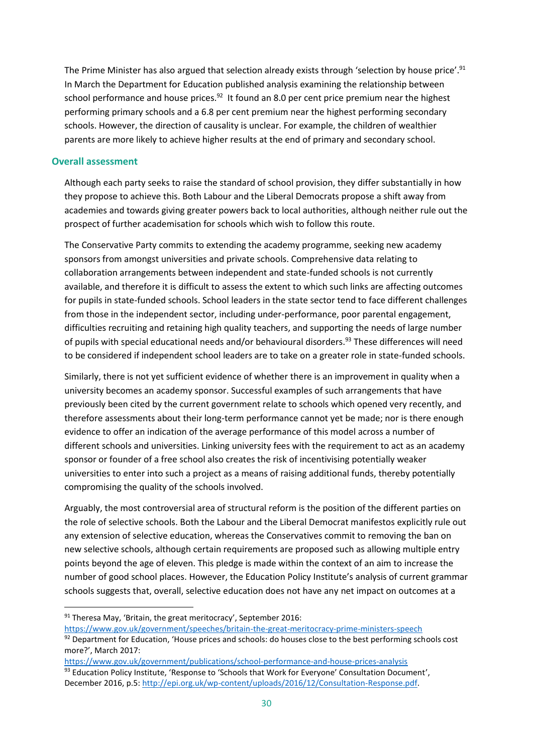The Prime Minister has also argued that selection already exists through 'selection by house price'.[91] In March the Department for Education published analysis examining the relationship between school performance and house prices.[92] It found an 8.0 per cent price premium near the highest performing primary schools and a 6.8 per cent premium near the highest performing secondary schools. However, the direction of causality is unclear. For example, the children of wealthier parents are more likely to achieve higher results at the end of primary and secondary school.

### Overall assessment

Although each party seeks to raise the standard of school provision, they differ substantially in how they propose to achieve this. Both Labour and the Liberal Democrats propose a shift away from academies and towards giving greater powers back to local authorities, although neither rule out the prospect of further academisation for schools which wish to follow this route.

The Conservative Party commits to extending the academy programme, seeking new academy sponsors from amongst universities and private schools. Comprehensive data relating to collaboration arrangements between independent and state-funded schools is not currently available, and therefore it is difficult to assess the extent to which such links are affecting outcomes for pupils in state-funded schools. School leaders in the state sector tend to face different challenges from those in the independent sector, including under-performance, poor parental engagement, difficulties recruiting and retaining high quality teachers, and supporting the needs of large number of pupils with special educational needs and/or behavioural disorders.[93] These differences will need to be considered if independent school leaders are to take on a greater role in state-funded schools.

Similarly, there is not yet sufficient evidence of whether there is an improvement in quality when a university becomes an academy sponsor. Successful examples of such arrangements that have previously been cited by the current government relate to schools which opened very recently, and therefore assessments about their long-term performance cannot yet be made; nor is there enough evidence to offer an indication of the average performance of this model across a number of different schools and universities. Linking university fees with the requirement to act as an academy sponsor or founder of a free school also creates the risk of incentivising potentially weaker universities to enter into such a project as a means of raising additional funds, thereby potentially compromising the quality of the schools involved.

Arguably, the most controversial area of structural reform is the position of the different parties on the role of selective schools. Both the Labour and the Liberal Democrat manifestos explicitly rule out any extension of selective education, whereas the Conservatives commit to removing the ban on new selective schools, although certain requirements are proposed such as allowing multiple entry points beyond the age of eleven. This pledge is made within the context of an aim to increase the number of good school places. However, the Education Policy Institute's analysis of current grammar schools suggests that, overall, selective education does not have any net impact on outcomes at a

---

[91] Theresa May, 'Britain, the great meritocracy', September 2016: https://www.gov.uk/government/speeches/britain-the-great-meritocracy-prime-ministers-speech

[92] Department for Education, 'House prices and schools: do houses close to the best performing schools cost more?', March 2017: https://www.gov.uk/government/publications/school-performance-and-house-prices-analysis

[93] Education Policy Institute, 'Response to 'Schools that Work for Everyone' Consultation Document', December 2016, p.5: http://epi.org.uk/wp-content/uploads/2016/12/Consultation-Response.pdf.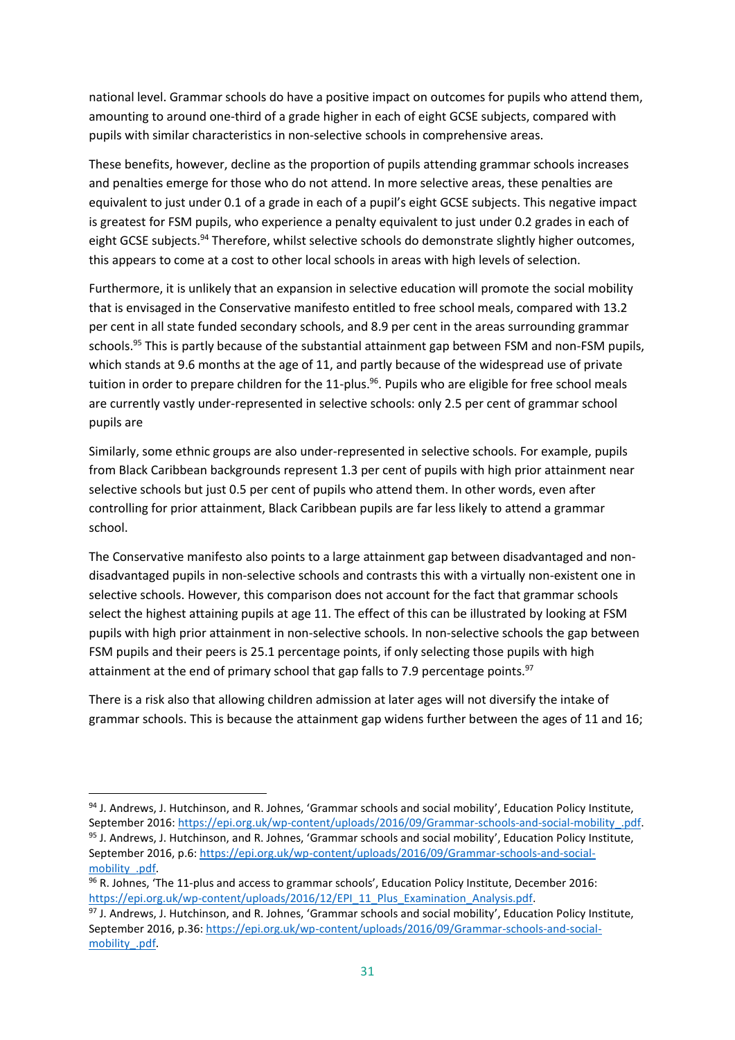national level. Grammar schools do have a positive impact on outcomes for pupils who attend them, amounting to around one-third of a grade higher in each of eight GCSE subjects, compared with pupils with similar characteristics in non-selective schools in comprehensive areas.

These benefits, however, decline as the proportion of pupils attending grammar schools increases and penalties emerge for those who do not attend. In more selective areas, these penalties are equivalent to just under 0.1 of a grade in each of a pupil's eight GCSE subjects. This negative impact is greatest for FSM pupils, who experience a penalty equivalent to just under 0.2 grades in each of eight GCSE subjects.[94] Therefore, whilst selective schools do demonstrate slightly higher outcomes, this appears to come at a cost to other local schools in areas with high levels of selection.

Furthermore, it is unlikely that an expansion in selective education will promote the social mobility that is envisaged in the Conservative manifesto entitled to free school meals, compared with 13.2 per cent in all state funded secondary schools, and 8.9 per cent in the areas surrounding grammar schools.[95] This is partly because of the substantial attainment gap between FSM and non-FSM pupils, which stands at 9.6 months at the age of 11, and partly because of the widespread use of private tuition in order to prepare children for the 11-plus.[96]. Pupils who are eligible for free school meals are currently vastly under-represented in selective schools: only 2.5 per cent of grammar school pupils are

Similarly, some ethnic groups are also under-represented in selective schools. For example, pupils from Black Caribbean backgrounds represent 1.3 per cent of pupils with high prior attainment near selective schools but just 0.5 per cent of pupils who attend them. In other words, even after controlling for prior attainment, Black Caribbean pupils are far less likely to attend a grammar school.

The Conservative manifesto also points to a large attainment gap between disadvantaged and non-disadvantaged pupils in non-selective schools and contrasts this with a virtually non-existent one in selective schools. However, this comparison does not account for the fact that grammar schools select the highest attaining pupils at age 11. The effect of this can be illustrated by looking at FSM pupils with high prior attainment in non-selective schools. In non-selective schools the gap between FSM pupils and their peers is 25.1 percentage points, if only selecting those pupils with high attainment at the end of primary school that gap falls to 7.9 percentage points.[97]

There is a risk also that allowing children admission at later ages will not diversify the intake of grammar schools. This is because the attainment gap widens further between the ages of 11 and 16;

---

[94] J. Andrews, J. Hutchinson, and R. Johnes, 'Grammar schools and social mobility', Education Policy Institute, September 2016: https://epi.org.uk/wp-content/uploads/2016/09/Grammar-schools-and-social-mobility_.pdf.

[95] J. Andrews, J. Hutchinson, and R. Johnes, 'Grammar schools and social mobility', Education Policy Institute, September 2016, p.6: https://epi.org.uk/wp-content/uploads/2016/09/Grammar-schools-and-social-mobility_.pdf.

[96] R. Johnes, 'The 11-plus and access to grammar schools', Education Policy Institute, December 2016: https://epi.org.uk/wp-content/uploads/2016/12/EPI_11_Plus_Examination_Analysis.pdf.

[97] J. Andrews, J. Hutchinson, and R. Johnes, 'Grammar schools and social mobility', Education Policy Institute, September 2016, p.36: https://epi.org.uk/wp-content/uploads/2016/09/Grammar-schools-and-social-mobility_.pdf.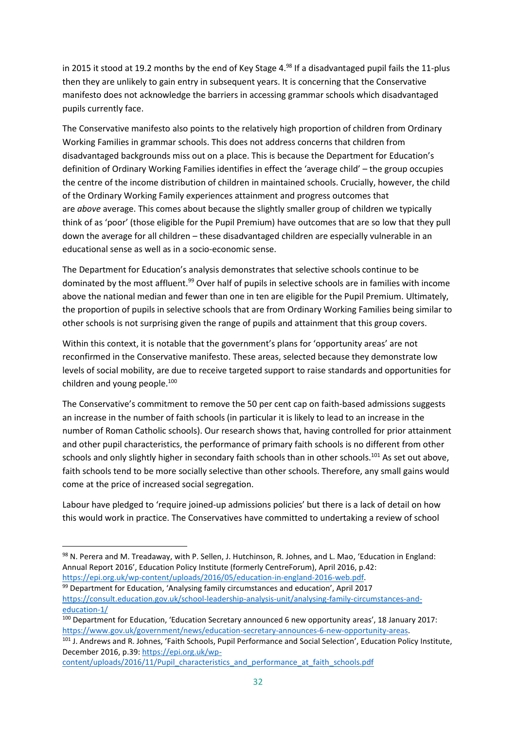in 2015 it stood at 19.2 months by the end of Key Stage 4.[98] If a disadvantaged pupil fails the 11-plus then they are unlikely to gain entry in subsequent years. It is concerning that the Conservative manifesto does not acknowledge the barriers in accessing grammar schools which disadvantaged pupils currently face.

The Conservative manifesto also points to the relatively high proportion of children from Ordinary Working Families in grammar schools. This does not address concerns that children from disadvantaged backgrounds miss out on a place. This is because the Department for Education's definition of Ordinary Working Families identifies in effect the 'average child' – the group occupies the centre of the income distribution of children in maintained schools. Crucially, however, the child of the Ordinary Working Family experiences attainment and progress outcomes that are *above* average. This comes about because the slightly smaller group of children we typically think of as 'poor' (those eligible for the Pupil Premium) have outcomes that are so low that they pull down the average for all children – these disadvantaged children are especially vulnerable in an educational sense as well as in a socio-economic sense.

The Department for Education's analysis demonstrates that selective schools continue to be dominated by the most affluent.[99] Over half of pupils in selective schools are in families with income above the national median and fewer than one in ten are eligible for the Pupil Premium. Ultimately, the proportion of pupils in selective schools that are from Ordinary Working Families being similar to other schools is not surprising given the range of pupils and attainment that this group covers.

Within this context, it is notable that the government's plans for 'opportunity areas' are not reconfirmed in the Conservative manifesto. These areas, selected because they demonstrate low levels of social mobility, are due to receive targeted support to raise standards and opportunities for children and young people.[100]

The Conservative's commitment to remove the 50 per cent cap on faith-based admissions suggests an increase in the number of faith schools (in particular it is likely to lead to an increase in the number of Roman Catholic schools). Our research shows that, having controlled for prior attainment and other pupil characteristics, the performance of primary faith schools is no different from other schools and only slightly higher in secondary faith schools than in other schools.[101] As set out above, faith schools tend to be more socially selective than other schools. Therefore, any small gains would come at the price of increased social segregation.

Labour have pledged to 'require joined-up admissions policies' but there is a lack of detail on how this would work in practice. The Conservatives have committed to undertaking a review of school

---

[98] N. Perera and M. Treadaway, with P. Sellen, J. Hutchinson, R. Johnes, and L. Mao, 'Education in England: Annual Report 2016', Education Policy Institute (formerly CentreForum), April 2016, p.42: https://epi.org.uk/wp-content/uploads/2016/05/education-in-england-2016-web.pdf.

[99] Department for Education, 'Analysing family circumstances and education', April 2017 https://consult.education.gov.uk/school-leadership-analysis-unit/analysing-family-circumstances-and-education-1/

[100] Department for Education, 'Education Secretary announced 6 new opportunity areas', 18 January 2017: https://www.gov.uk/government/news/education-secretary-announces-6-new-opportunity-areas.

[101] J. Andrews and R. Johnes, 'Faith Schools, Pupil Performance and Social Selection', Education Policy Institute, December 2016, p.39: https://epi.org.uk/wp-content/uploads/2016/11/Pupil_characteristics_and_performance_at_faith_schools.pdf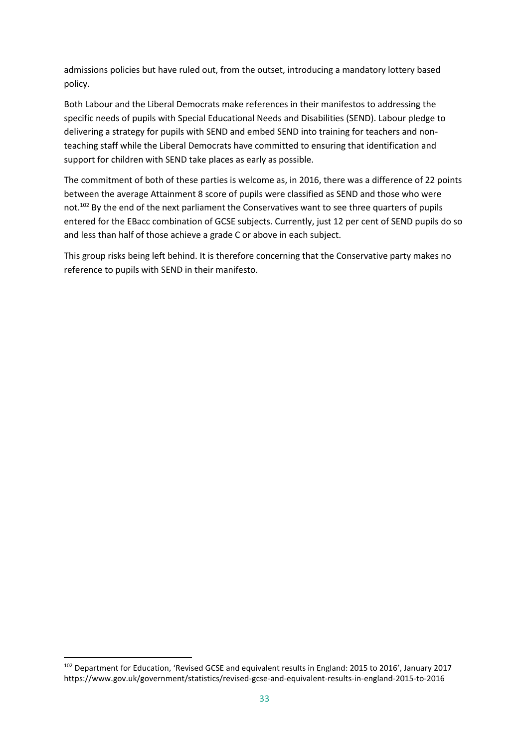admissions policies but have ruled out, from the outset, introducing a mandatory lottery based policy.

Both Labour and the Liberal Democrats make references in their manifestos to addressing the specific needs of pupils with Special Educational Needs and Disabilities (SEND). Labour pledge to delivering a strategy for pupils with SEND and embed SEND into training for teachers and non-teaching staff while the Liberal Democrats have committed to ensuring that identification and support for children with SEND take places as early as possible.

The commitment of both of these parties is welcome as, in 2016, there was a difference of 22 points between the average Attainment 8 score of pupils were classified as SEND and those who were not.[102] By the end of the next parliament the Conservatives want to see three quarters of pupils entered for the EBacc combination of GCSE subjects. Currently, just 12 per cent of SEND pupils do so and less than half of those achieve a grade C or above in each subject.

This group risks being left behind. It is therefore concerning that the Conservative party makes no reference to pupils with SEND in their manifesto.

---

[102] Department for Education, 'Revised GCSE and equivalent results in England: 2015 to 2016', January 2017 https://www.gov.uk/government/statistics/revised-gcse-and-equivalent-results-in-england-2015-to-2016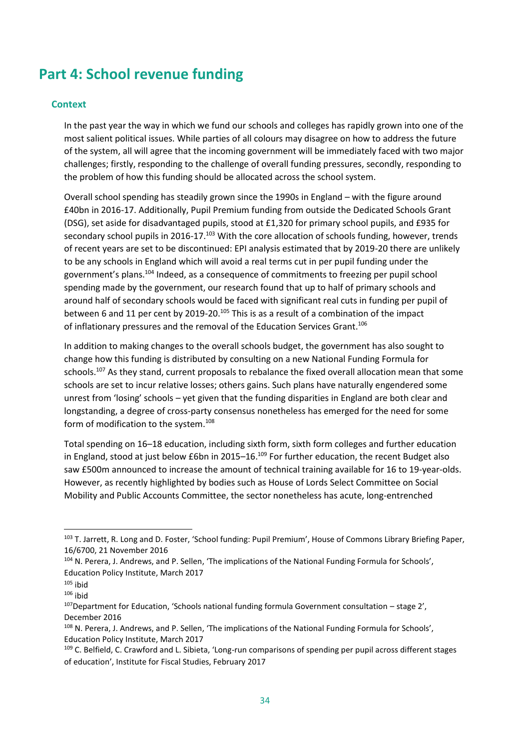# Part 4: School revenue funding

## Context

In the past year the way in which we fund our schools and colleges has rapidly grown into one of the most salient political issues. While parties of all colours may disagree on how to address the future of the system, all will agree that the incoming government will be immediately faced with two major challenges; firstly, responding to the challenge of overall funding pressures, secondly, responding to the problem of how this funding should be allocated across the school system.

Overall school spending has steadily grown since the 1990s in England – with the figure around £40bn in 2016-17. Additionally, Pupil Premium funding from outside the Dedicated Schools Grant (DSG), set aside for disadvantaged pupils, stood at £1,320 for primary school pupils, and £935 for secondary school pupils in 2016-17.[103] With the core allocation of schools funding, however, trends of recent years are set to be discontinued: EPI analysis estimated that by 2019-20 there are unlikely to be any schools in England which will avoid a real terms cut in per pupil funding under the government's plans.[104] Indeed, as a consequence of commitments to freezing per pupil school spending made by the government, our research found that up to half of primary schools and around half of secondary schools would be faced with significant real cuts in funding per pupil of between 6 and 11 per cent by 2019-20.[105] This is as a result of a combination of the impact of inflationary pressures and the removal of the Education Services Grant.[106]

In addition to making changes to the overall schools budget, the government has also sought to change how this funding is distributed by consulting on a new National Funding Formula for schools.[107] As they stand, current proposals to rebalance the fixed overall allocation mean that some schools are set to incur relative losses; others gains. Such plans have naturally engendered some unrest from 'losing' schools – yet given that the funding disparities in England are both clear and longstanding, a degree of cross-party consensus nonetheless has emerged for the need for some form of modification to the system.[108]

Total spending on 16–18 education, including sixth form, sixth form colleges and further education in England, stood at just below £6bn in 2015–16.[109] For further education, the recent Budget also saw £500m announced to increase the amount of technical training available for 16 to 19-year-olds. However, as recently highlighted by bodies such as House of Lords Select Committee on Social Mobility and Public Accounts Committee, the sector nonetheless has acute, long-entrenched

---

[103] T. Jarrett, R. Long and D. Foster, 'School funding: Pupil Premium', House of Commons Library Briefing Paper, 16/6700, 21 November 2016

[104] N. Perera, J. Andrews, and P. Sellen, 'The implications of the National Funding Formula for Schools', Education Policy Institute, March 2017

[105] ibid

[106] ibid

[107] Department for Education, 'Schools national funding formula Government consultation – stage 2', December 2016

[108] N. Perera, J. Andrews, and P. Sellen, 'The implications of the National Funding Formula for Schools', Education Policy Institute, March 2017

[109] C. Belfield, C. Crawford and L. Sibieta, 'Long-run comparisons of spending per pupil across different stages of education', Institute for Fiscal Studies, February 2017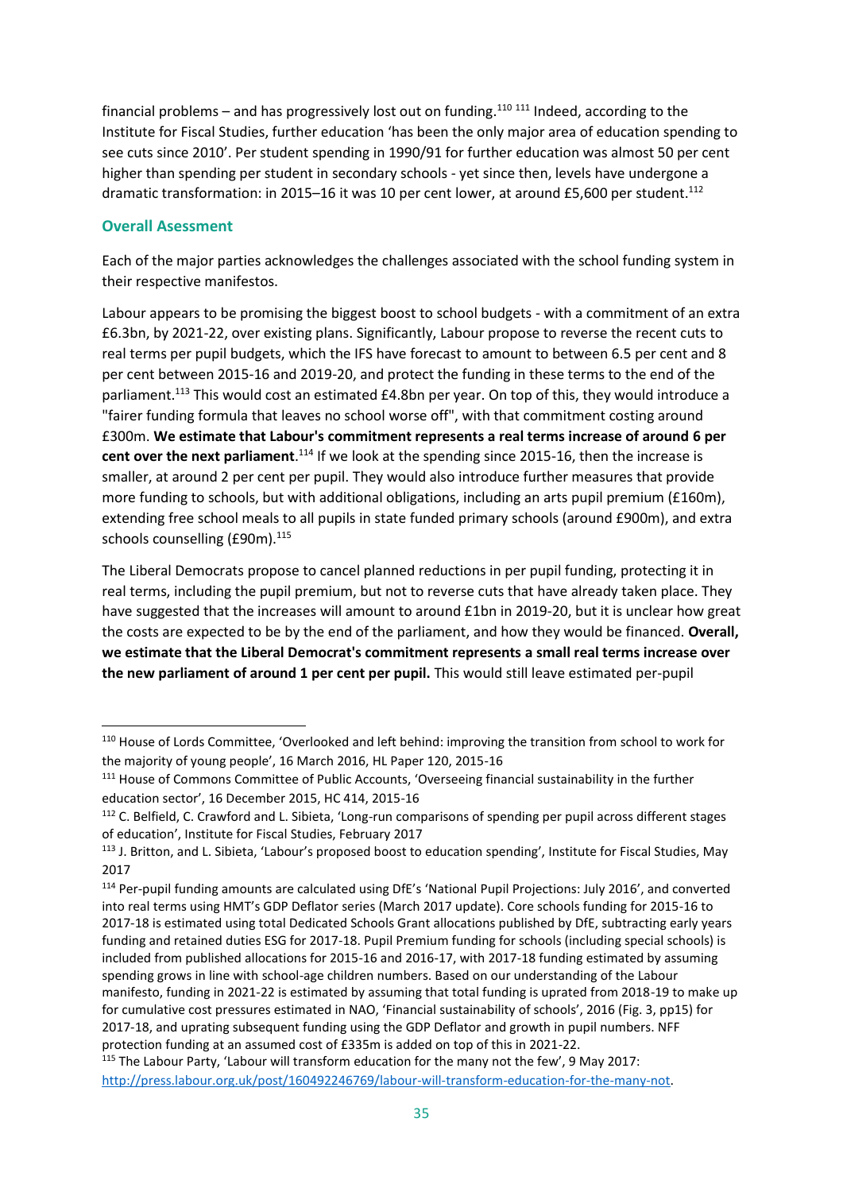financial problems – and has progressively lost out on funding.[110] [111] Indeed, according to the Institute for Fiscal Studies, further education 'has been the only major area of education spending to see cuts since 2010'. Per student spending in 1990/91 for further education was almost 50 per cent higher than spending per student in secondary schools - yet since then, levels have undergone a dramatic transformation: in 2015–16 it was 10 per cent lower, at around £5,600 per student.[112]

## Overall Asessment

Each of the major parties acknowledges the challenges associated with the school funding system in their respective manifestos.

Labour appears to be promising the biggest boost to school budgets - with a commitment of an extra £6.3bn, by 2021-22, over existing plans. Significantly, Labour propose to reverse the recent cuts to real terms per pupil budgets, which the IFS have forecast to amount to between 6.5 per cent and 8 per cent between 2015-16 and 2019-20, and protect the funding in these terms to the end of the parliament.[113] This would cost an estimated £4.8bn per year. On top of this, they would introduce a "fairer funding formula that leaves no school worse off", with that commitment costing around £300m. **We estimate that Labour's commitment represents a real terms increase of around 6 per cent over the next parliament**.[114] If we look at the spending since 2015-16, then the increase is smaller, at around 2 per cent per pupil. They would also introduce further measures that provide more funding to schools, but with additional obligations, including an arts pupil premium (£160m), extending free school meals to all pupils in state funded primary schools (around £900m), and extra schools counselling (£90m).[115]

The Liberal Democrats propose to cancel planned reductions in per pupil funding, protecting it in real terms, including the pupil premium, but not to reverse cuts that have already taken place. They have suggested that the increases will amount to around £1bn in 2019-20, but it is unclear how great the costs are expected to be by the end of the parliament, and how they would be financed. **Overall, we estimate that the Liberal Democrat's commitment represents a small real terms increase over the new parliament of around 1 per cent per pupil.** This would still leave estimated per-pupil

---

[110] House of Lords Committee, 'Overlooked and left behind: improving the transition from school to work for the majority of young people', 16 March 2016, HL Paper 120, 2015-16

[111] House of Commons Committee of Public Accounts, 'Overseeing financial sustainability in the further education sector', 16 December 2015, HC 414, 2015-16

[112] C. Belfield, C. Crawford and L. Sibieta, 'Long-run comparisons of spending per pupil across different stages of education', Institute for Fiscal Studies, February 2017

[113] J. Britton, and L. Sibieta, 'Labour's proposed boost to education spending', Institute for Fiscal Studies, May 2017

[114] Per-pupil funding amounts are calculated using DfE's 'National Pupil Projections: July 2016', and converted into real terms using HMT's GDP Deflator series (March 2017 update). Core schools funding for 2015-16 to 2017-18 is estimated using total Dedicated Schools Grant allocations published by DfE, subtracting early years funding and retained duties ESG for 2017-18. Pupil Premium funding for schools (including special schools) is included from published allocations for 2015-16 and 2016-17, with 2017-18 funding estimated by assuming spending grows in line with school-age children numbers. Based on our understanding of the Labour manifesto, funding in 2021-22 is estimated by assuming that total funding is uprated from 2018-19 to make up for cumulative cost pressures estimated in NAO, 'Financial sustainability of schools', 2016 (Fig. 3, pp15) for 2017-18, and uprating subsequent funding using the GDP Deflator and growth in pupil numbers. NFF protection funding at an assumed cost of £335m is added on top of this in 2021-22.

[115] The Labour Party, 'Labour will transform education for the many not the few', 9 May 2017: http://press.labour.org.uk/post/160492246769/labour-will-transform-education-for-the-many-not.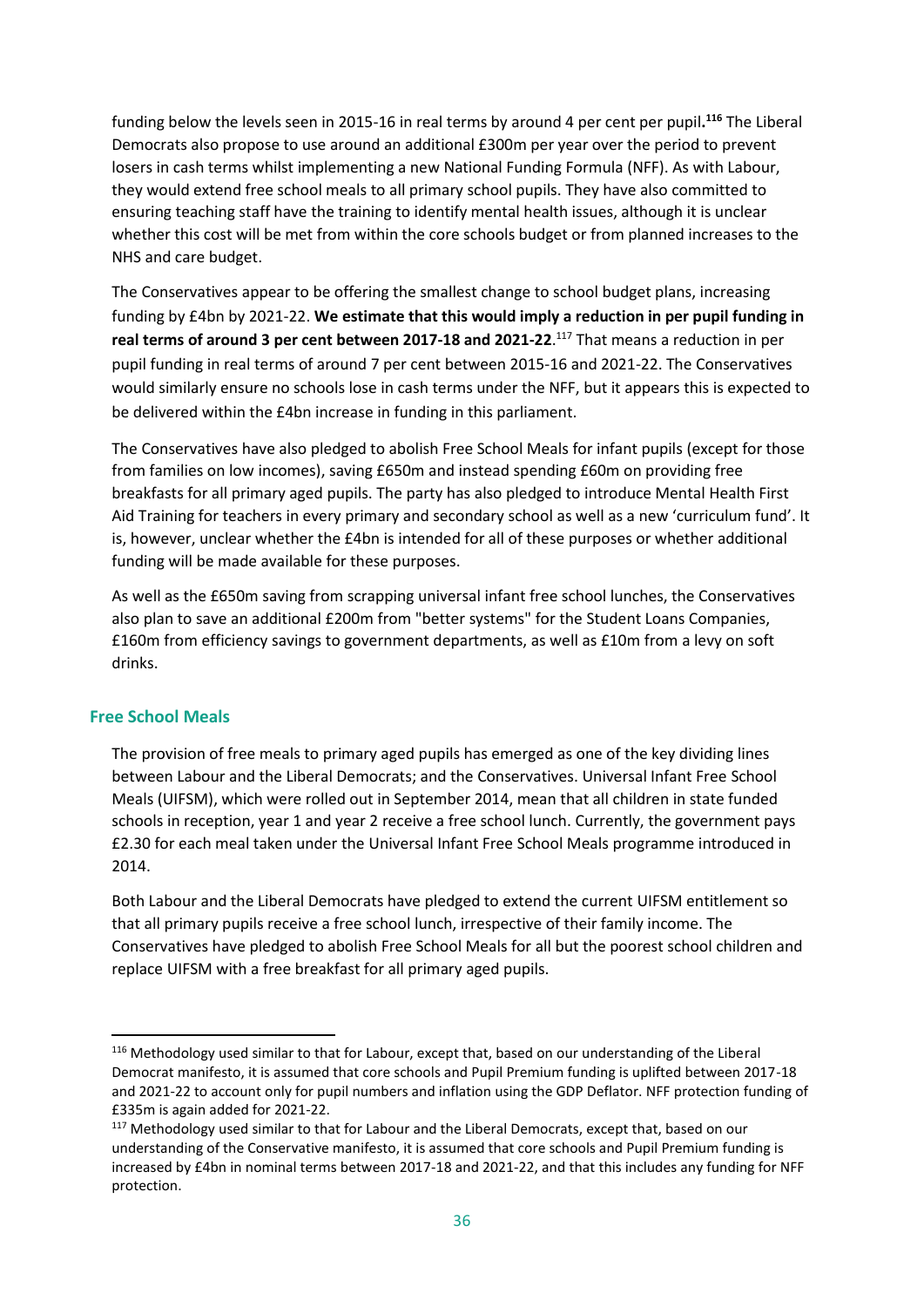funding below the levels seen in 2015-16 in real terms by around 4 per cent per pupil.[116] The Liberal Democrats also propose to use around an additional £300m per year over the period to prevent losers in cash terms whilst implementing a new National Funding Formula (NFF). As with Labour, they would extend free school meals to all primary school pupils. They have also committed to ensuring teaching staff have the training to identify mental health issues, although it is unclear whether this cost will be met from within the core schools budget or from planned increases to the NHS and care budget.

The Conservatives appear to be offering the smallest change to school budget plans, increasing funding by £4bn by 2021-22. **We estimate that this would imply a reduction in per pupil funding in real terms of around 3 per cent between 2017-18 and 2021-22**.[117] That means a reduction in per pupil funding in real terms of around 7 per cent between 2015-16 and 2021-22. The Conservatives would similarly ensure no schools lose in cash terms under the NFF, but it appears this is expected to be delivered within the £4bn increase in funding in this parliament.

The Conservatives have also pledged to abolish Free School Meals for infant pupils (except for those from families on low incomes), saving £650m and instead spending £60m on providing free breakfasts for all primary aged pupils. The party has also pledged to introduce Mental Health First Aid Training for teachers in every primary and secondary school as well as a new 'curriculum fund'. It is, however, unclear whether the £4bn is intended for all of these purposes or whether additional funding will be made available for these purposes.

As well as the £650m saving from scrapping universal infant free school lunches, the Conservatives also plan to save an additional £200m from "better systems" for the Student Loans Companies, £160m from efficiency savings to government departments, as well as £10m from a levy on soft drinks.

### Free School Meals

The provision of free meals to primary aged pupils has emerged as one of the key dividing lines between Labour and the Liberal Democrats; and the Conservatives. Universal Infant Free School Meals (UIFSM), which were rolled out in September 2014, mean that all children in state funded schools in reception, year 1 and year 2 receive a free school lunch. Currently, the government pays £2.30 for each meal taken under the Universal Infant Free School Meals programme introduced in 2014.

Both Labour and the Liberal Democrats have pledged to extend the current UIFSM entitlement so that all primary pupils receive a free school lunch, irrespective of their family income. The Conservatives have pledged to abolish Free School Meals for all but the poorest school children and replace UIFSM with a free breakfast for all primary aged pupils.

---

[116] Methodology used similar to that for Labour, except that, based on our understanding of the Liberal Democrat manifesto, it is assumed that core schools and Pupil Premium funding is uplifted between 2017-18 and 2021-22 to account only for pupil numbers and inflation using the GDP Deflator. NFF protection funding of £335m is again added for 2021-22.

[117] Methodology used similar to that for Labour and the Liberal Democrats, except that, based on our understanding of the Conservative manifesto, it is assumed that core schools and Pupil Premium funding is increased by £4bn in nominal terms between 2017-18 and 2021-22, and that this includes any funding for NFF protection.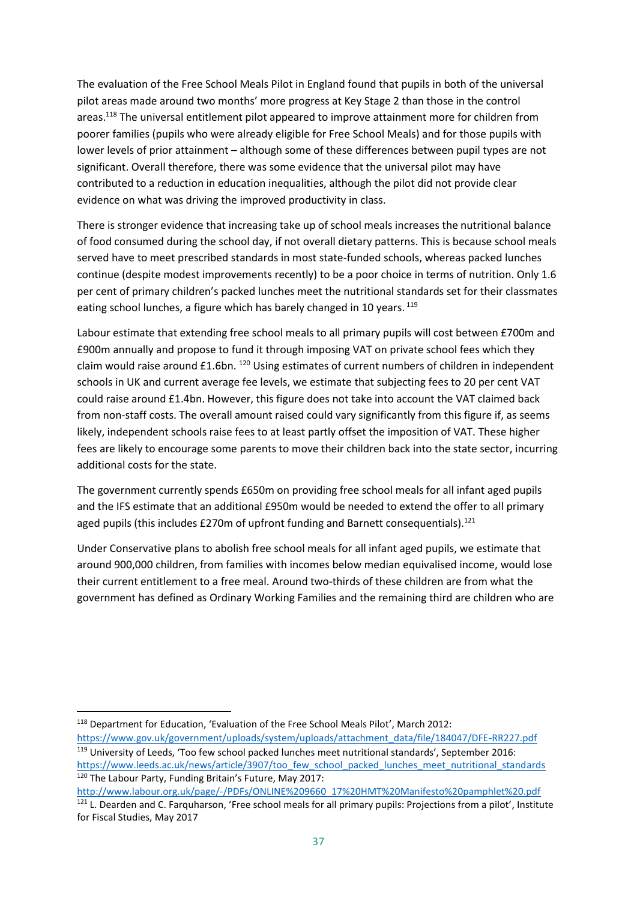The evaluation of the Free School Meals Pilot in England found that pupils in both of the universal pilot areas made around two months' more progress at Key Stage 2 than those in the control areas.[118] The universal entitlement pilot appeared to improve attainment more for children from poorer families (pupils who were already eligible for Free School Meals) and for those pupils with lower levels of prior attainment – although some of these differences between pupil types are not significant. Overall therefore, there was some evidence that the universal pilot may have contributed to a reduction in education inequalities, although the pilot did not provide clear evidence on what was driving the improved productivity in class.

There is stronger evidence that increasing take up of school meals increases the nutritional balance of food consumed during the school day, if not overall dietary patterns. This is because school meals served have to meet prescribed standards in most state-funded schools, whereas packed lunches continue (despite modest improvements recently) to be a poor choice in terms of nutrition. Only 1.6 per cent of primary children's packed lunches meet the nutritional standards set for their classmates eating school lunches, a figure which has barely changed in 10 years.[119]

Labour estimate that extending free school meals to all primary pupils will cost between £700m and £900m annually and propose to fund it through imposing VAT on private school fees which they claim would raise around £1.6bn.[120] Using estimates of current numbers of children in independent schools in UK and current average fee levels, we estimate that subjecting fees to 20 per cent VAT could raise around £1.4bn. However, this figure does not take into account the VAT claimed back from non-staff costs. The overall amount raised could vary significantly from this figure if, as seems likely, independent schools raise fees to at least partly offset the imposition of VAT. These higher fees are likely to encourage some parents to move their children back into the state sector, incurring additional costs for the state.

The government currently spends £650m on providing free school meals for all infant aged pupils and the IFS estimate that an additional £950m would be needed to extend the offer to all primary aged pupils (this includes £270m of upfront funding and Barnett consequentials).[121]

Under Conservative plans to abolish free school meals for all infant aged pupils, we estimate that around 900,000 children, from families with incomes below median equivalised income, would lose their current entitlement to a free meal. Around two-thirds of these children are from what the government has defined as Ordinary Working Families and the remaining third are children who are

---

[118] Department for Education, 'Evaluation of the Free School Meals Pilot', March 2012: https://www.gov.uk/government/uploads/system/uploads/attachment_data/file/184047/DFE-RR227.pdf

[119] University of Leeds, 'Too few school packed lunches meet nutritional standards', September 2016: https://www.leeds.ac.uk/news/article/3907/too_few_school_packed_lunches_meet_nutritional_standards

[120] The Labour Party, Funding Britain's Future, May 2017: http://www.labour.org.uk/page/-/PDFs/ONLINE%209660_17%20HMT%20Manifesto%20pamphlet%20.pdf

[121] L. Dearden and C. Farquharson, 'Free school meals for all primary pupils: Projections from a pilot', Institute for Fiscal Studies, May 2017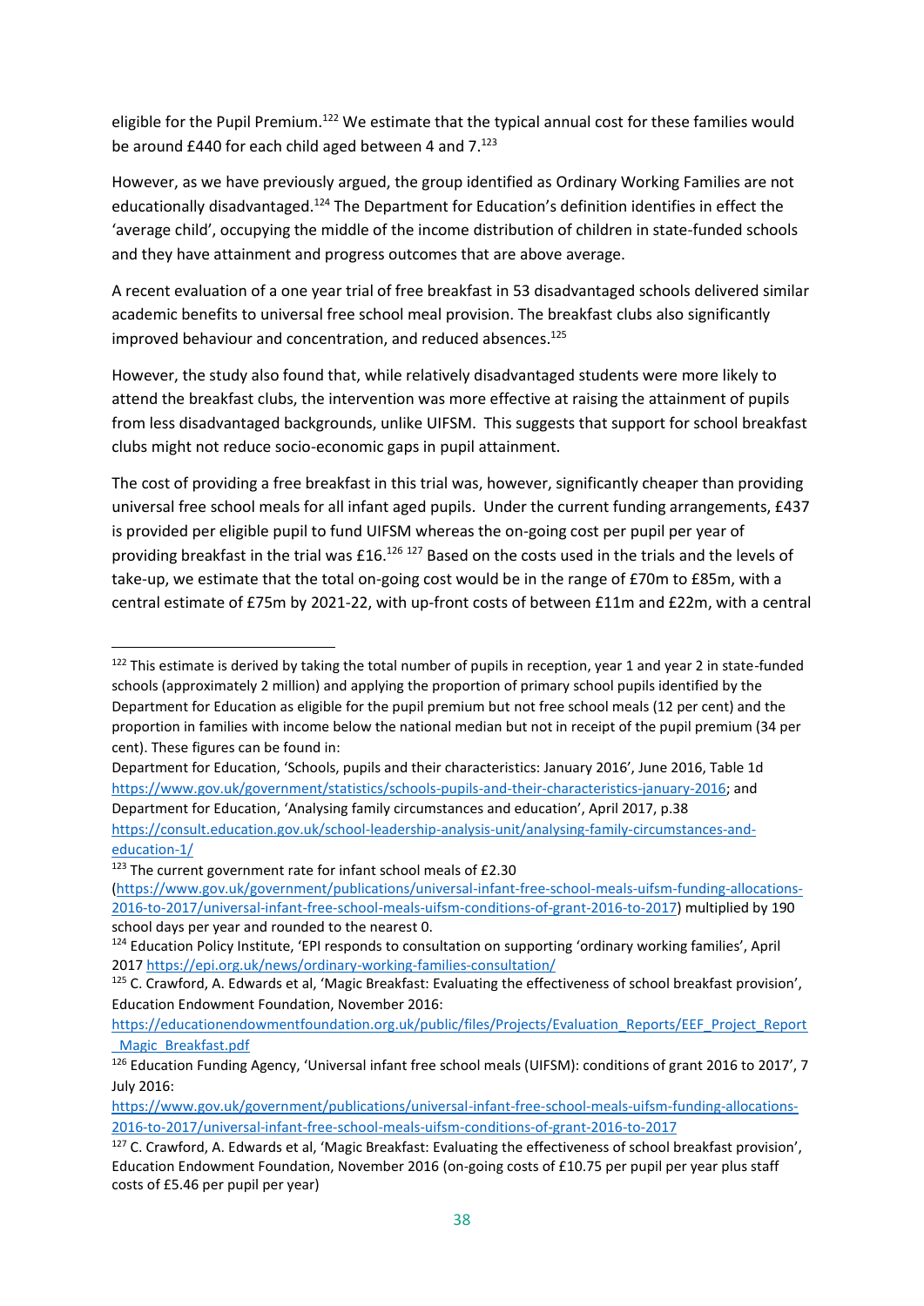eligible for the Pupil Premium.[122] We estimate that the typical annual cost for these families would be around £440 for each child aged between 4 and 7.[123]

However, as we have previously argued, the group identified as Ordinary Working Families are not educationally disadvantaged.[124] The Department for Education's definition identifies in effect the 'average child', occupying the middle of the income distribution of children in state-funded schools and they have attainment and progress outcomes that are above average.

A recent evaluation of a one year trial of free breakfast in 53 disadvantaged schools delivered similar academic benefits to universal free school meal provision. The breakfast clubs also significantly improved behaviour and concentration, and reduced absences.[125]

However, the study also found that, while relatively disadvantaged students were more likely to attend the breakfast clubs, the intervention was more effective at raising the attainment of pupils from less disadvantaged backgrounds, unlike UIFSM. This suggests that support for school breakfast clubs might not reduce socio-economic gaps in pupil attainment.

The cost of providing a free breakfast in this trial was, however, significantly cheaper than providing universal free school meals for all infant aged pupils. Under the current funding arrangements, £437 is provided per eligible pupil to fund UIFSM whereas the on-going cost per pupil per year of providing breakfast in the trial was £16.[126] [127] Based on the costs used in the trials and the levels of take-up, we estimate that the total on-going cost would be in the range of £70m to £85m, with a central estimate of £75m by 2021-22, with up-front costs of between £11m and £22m, with a central

---

[122] This estimate is derived by taking the total number of pupils in reception, year 1 and year 2 in state-funded schools (approximately 2 million) and applying the proportion of primary school pupils identified by the Department for Education as eligible for the pupil premium but not free school meals (12 per cent) and the proportion in families with income below the national median but not in receipt of the pupil premium (34 per cent). These figures can be found in:
Department for Education, 'Schools, pupils and their characteristics: January 2016', June 2016, Table 1d https://www.gov.uk/government/statistics/schools-pupils-and-their-characteristics-january-2016; and Department for Education, 'Analysing family circumstances and education', April 2017, p.38 https://consult.education.gov.uk/school-leadership-analysis-unit/analysing-family-circumstances-and-education-1/

[123] The current government rate for infant school meals of £2.30 (https://www.gov.uk/government/publications/universal-infant-free-school-meals-uifsm-funding-allocations-2016-to-2017/universal-infant-free-school-meals-uifsm-conditions-of-grant-2016-to-2017) multiplied by 190 school days per year and rounded to the nearest 0.

[124] Education Policy Institute, 'EPI responds to consultation on supporting 'ordinary working families', April 2017 https://epi.org.uk/news/ordinary-working-families-consultation/

[125] C. Crawford, A. Edwards et al, 'Magic Breakfast: Evaluating the effectiveness of school breakfast provision', Education Endowment Foundation, November 2016: https://educationendowmentfoundation.org.uk/public/files/Projects/Evaluation_Reports/EEF_Project_Report_Magic_Breakfast.pdf

[126] Education Funding Agency, 'Universal infant free school meals (UIFSM): conditions of grant 2016 to 2017', 7 July 2016: https://www.gov.uk/government/publications/universal-infant-free-school-meals-uifsm-funding-allocations-2016-to-2017/universal-infant-free-school-meals-uifsm-conditions-of-grant-2016-to-2017

[127] C. Crawford, A. Edwards et al, 'Magic Breakfast: Evaluating the effectiveness of school breakfast provision', Education Endowment Foundation, November 2016 (on-going costs of £10.75 per pupil per year plus staff costs of £5.46 per pupil per year)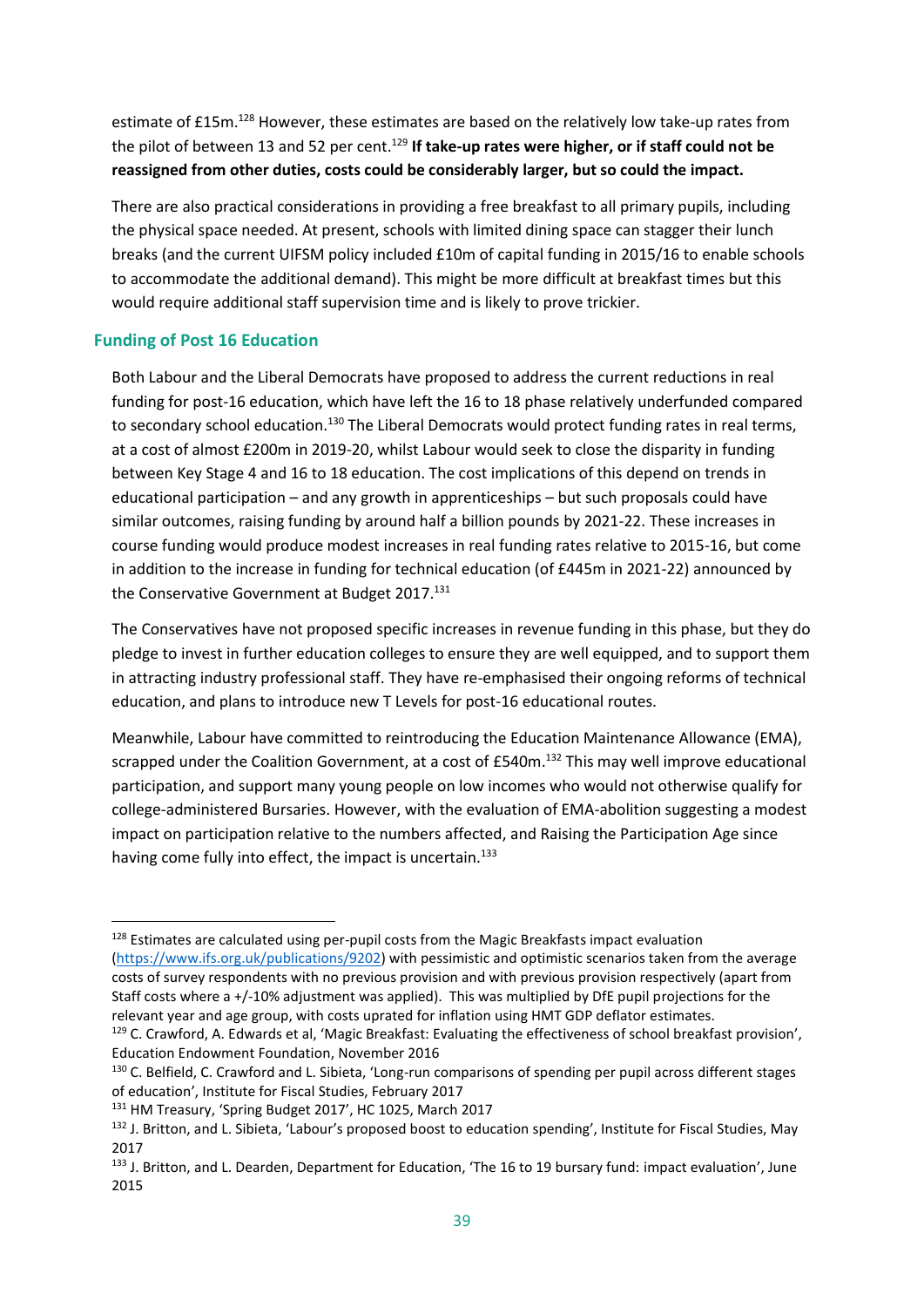estimate of £15m.[128] However, these estimates are based on the relatively low take-up rates from the pilot of between 13 and 52 per cent.[129] **If take-up rates were higher, or if staff could not be reassigned from other duties, costs could be considerably larger, but so could the impact.**

There are also practical considerations in providing a free breakfast to all primary pupils, including the physical space needed. At present, schools with limited dining space can stagger their lunch breaks (and the current UIFSM policy included £10m of capital funding in 2015/16 to enable schools to accommodate the additional demand). This might be more difficult at breakfast times but this would require additional staff supervision time and is likely to prove trickier.

## Funding of Post 16 Education

Both Labour and the Liberal Democrats have proposed to address the current reductions in real funding for post-16 education, which have left the 16 to 18 phase relatively underfunded compared to secondary school education.[130] The Liberal Democrats would protect funding rates in real terms, at a cost of almost £200m in 2019-20, whilst Labour would seek to close the disparity in funding between Key Stage 4 and 16 to 18 education. The cost implications of this depend on trends in educational participation – and any growth in apprenticeships – but such proposals could have similar outcomes, raising funding by around half a billion pounds by 2021-22. These increases in course funding would produce modest increases in real funding rates relative to 2015-16, but come in addition to the increase in funding for technical education (of £445m in 2021-22) announced by the Conservative Government at Budget 2017.[131]

The Conservatives have not proposed specific increases in revenue funding in this phase, but they do pledge to invest in further education colleges to ensure they are well equipped, and to support them in attracting industry professional staff. They have re-emphasised their ongoing reforms of technical education, and plans to introduce new T Levels for post-16 educational routes.

Meanwhile, Labour have committed to reintroducing the Education Maintenance Allowance (EMA), scrapped under the Coalition Government, at a cost of £540m.[132] This may well improve educational participation, and support many young people on low incomes who would not otherwise qualify for college-administered Bursaries. However, with the evaluation of EMA-abolition suggesting a modest impact on participation relative to the numbers affected, and Raising the Participation Age since having come fully into effect, the impact is uncertain.[133]

---

[128] Estimates are calculated using per-pupil costs from the Magic Breakfasts impact evaluation (https://www.ifs.org.uk/publications/9202) with pessimistic and optimistic scenarios taken from the average costs of survey respondents with no previous provision and with previous provision respectively (apart from Staff costs where a +/-10% adjustment was applied). This was multiplied by DfE pupil projections for the relevant year and age group, with costs uprated for inflation using HMT GDP deflator estimates.

[129] C. Crawford, A. Edwards et al, 'Magic Breakfast: Evaluating the effectiveness of school breakfast provision', Education Endowment Foundation, November 2016

[130] C. Belfield, C. Crawford and L. Sibieta, 'Long-run comparisons of spending per pupil across different stages of education', Institute for Fiscal Studies, February 2017

[131] HM Treasury, 'Spring Budget 2017', HC 1025, March 2017

[132] J. Britton, and L. Sibieta, 'Labour's proposed boost to education spending', Institute for Fiscal Studies, May 2017

[133] J. Britton, and L. Dearden, Department for Education, 'The 16 to 19 bursary fund: impact evaluation', June 2015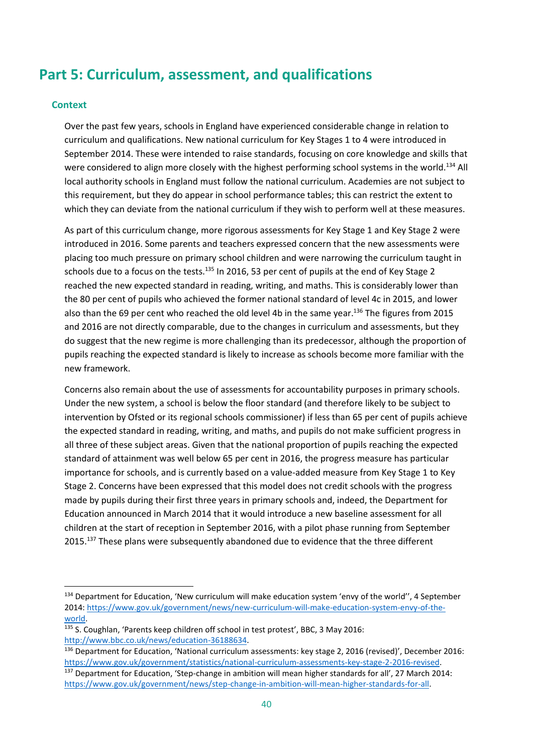# Part 5: Curriculum, assessment, and qualifications

## Context

Over the past few years, schools in England have experienced considerable change in relation to curriculum and qualifications. New national curriculum for Key Stages 1 to 4 were introduced in September 2014. These were intended to raise standards, focusing on core knowledge and skills that were considered to align more closely with the highest performing school systems in the world.[134] All local authority schools in England must follow the national curriculum. Academies are not subject to this requirement, but they do appear in school performance tables; this can restrict the extent to which they can deviate from the national curriculum if they wish to perform well at these measures.

As part of this curriculum change, more rigorous assessments for Key Stage 1 and Key Stage 2 were introduced in 2016. Some parents and teachers expressed concern that the new assessments were placing too much pressure on primary school children and were narrowing the curriculum taught in schools due to a focus on the tests.[135] In 2016, 53 per cent of pupils at the end of Key Stage 2 reached the new expected standard in reading, writing, and maths. This is considerably lower than the 80 per cent of pupils who achieved the former national standard of level 4c in 2015, and lower also than the 69 per cent who reached the old level 4b in the same year.[136] The figures from 2015 and 2016 are not directly comparable, due to the changes in curriculum and assessments, but they do suggest that the new regime is more challenging than its predecessor, although the proportion of pupils reaching the expected standard is likely to increase as schools become more familiar with the new framework.

Concerns also remain about the use of assessments for accountability purposes in primary schools. Under the new system, a school is below the floor standard (and therefore likely to be subject to intervention by Ofsted or its regional schools commissioner) if less than 65 per cent of pupils achieve the expected standard in reading, writing, and maths, and pupils do not make sufficient progress in all three of these subject areas. Given that the national proportion of pupils reaching the expected standard of attainment was well below 65 per cent in 2016, the progress measure has particular importance for schools, and is currently based on a value-added measure from Key Stage 1 to Key Stage 2. Concerns have been expressed that this model does not credit schools with the progress made by pupils during their first three years in primary schools and, indeed, the Department for Education announced in March 2014 that it would introduce a new baseline assessment for all children at the start of reception in September 2016, with a pilot phase running from September 2015.[137] These plans were subsequently abandoned due to evidence that the three different

---

[134] Department for Education, 'New curriculum will make education system 'envy of the world'', 4 September 2014: https://www.gov.uk/government/news/new-curriculum-will-make-education-system-envy-of-the-world.

[135] S. Coughlan, 'Parents keep children off school in test protest', BBC, 3 May 2016: http://www.bbc.co.uk/news/education-36188634.

[136] Department for Education, 'National curriculum assessments: key stage 2, 2016 (revised)', December 2016: https://www.gov.uk/government/statistics/national-curriculum-assessments-key-stage-2-2016-revised.

[137] Department for Education, 'Step-change in ambition will mean higher standards for all', 27 March 2014: https://www.gov.uk/government/news/step-change-in-ambition-will-mean-higher-standards-for-all.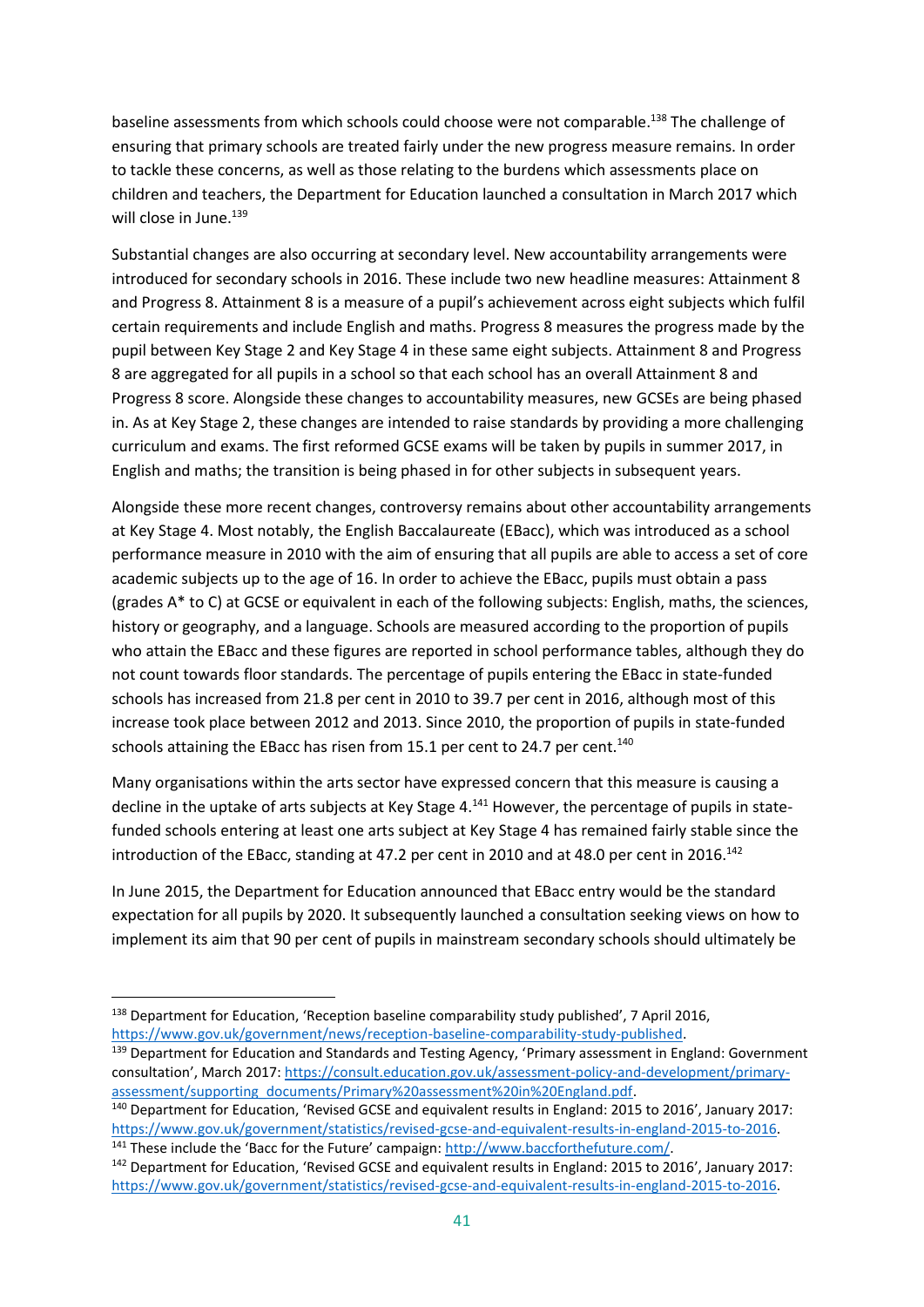baseline assessments from which schools could choose were not comparable.[138] The challenge of ensuring that primary schools are treated fairly under the new progress measure remains. In order to tackle these concerns, as well as those relating to the burdens which assessments place on children and teachers, the Department for Education launched a consultation in March 2017 which will close in June.[139]

Substantial changes are also occurring at secondary level. New accountability arrangements were introduced for secondary schools in 2016. These include two new headline measures: Attainment 8 and Progress 8. Attainment 8 is a measure of a pupil's achievement across eight subjects which fulfil certain requirements and include English and maths. Progress 8 measures the progress made by the pupil between Key Stage 2 and Key Stage 4 in these same eight subjects. Attainment 8 and Progress 8 are aggregated for all pupils in a school so that each school has an overall Attainment 8 and Progress 8 score. Alongside these changes to accountability measures, new GCSEs are being phased in. As at Key Stage 2, these changes are intended to raise standards by providing a more challenging curriculum and exams. The first reformed GCSE exams will be taken by pupils in summer 2017, in English and maths; the transition is being phased in for other subjects in subsequent years.

Alongside these more recent changes, controversy remains about other accountability arrangements at Key Stage 4. Most notably, the English Baccalaureate (EBacc), which was introduced as a school performance measure in 2010 with the aim of ensuring that all pupils are able to access a set of core academic subjects up to the age of 16. In order to achieve the EBacc, pupils must obtain a pass (grades A* to C) at GCSE or equivalent in each of the following subjects: English, maths, the sciences, history or geography, and a language. Schools are measured according to the proportion of pupils who attain the EBacc and these figures are reported in school performance tables, although they do not count towards floor standards. The percentage of pupils entering the EBacc in state-funded schools has increased from 21.8 per cent in 2010 to 39.7 per cent in 2016, although most of this increase took place between 2012 and 2013. Since 2010, the proportion of pupils in state-funded schools attaining the EBacc has risen from 15.1 per cent to 24.7 per cent.[140]

Many organisations within the arts sector have expressed concern that this measure is causing a decline in the uptake of arts subjects at Key Stage 4.[141] However, the percentage of pupils in state-funded schools entering at least one arts subject at Key Stage 4 has remained fairly stable since the introduction of the EBacc, standing at 47.2 per cent in 2010 and at 48.0 per cent in 2016.[142]

In June 2015, the Department for Education announced that EBacc entry would be the standard expectation for all pupils by 2020. It subsequently launched a consultation seeking views on how to implement its aim that 90 per cent of pupils in mainstream secondary schools should ultimately be

---

[138] Department for Education, 'Reception baseline comparability study published', 7 April 2016, https://www.gov.uk/government/news/reception-baseline-comparability-study-published.

[139] Department for Education and Standards and Testing Agency, 'Primary assessment in England: Government consultation', March 2017: https://consult.education.gov.uk/assessment-policy-and-development/primary-assessment/supporting_documents/Primary%20assessment%20in%20England.pdf.

[140] Department for Education, 'Revised GCSE and equivalent results in England: 2015 to 2016', January 2017: https://www.gov.uk/government/statistics/revised-gcse-and-equivalent-results-in-england-2015-to-2016.

[141] These include the 'Bacc for the Future' campaign: http://www.baccforthefuture.com/.

[142] Department for Education, 'Revised GCSE and equivalent results in England: 2015 to 2016', January 2017: https://www.gov.uk/government/statistics/revised-gcse-and-equivalent-results-in-england-2015-to-2016.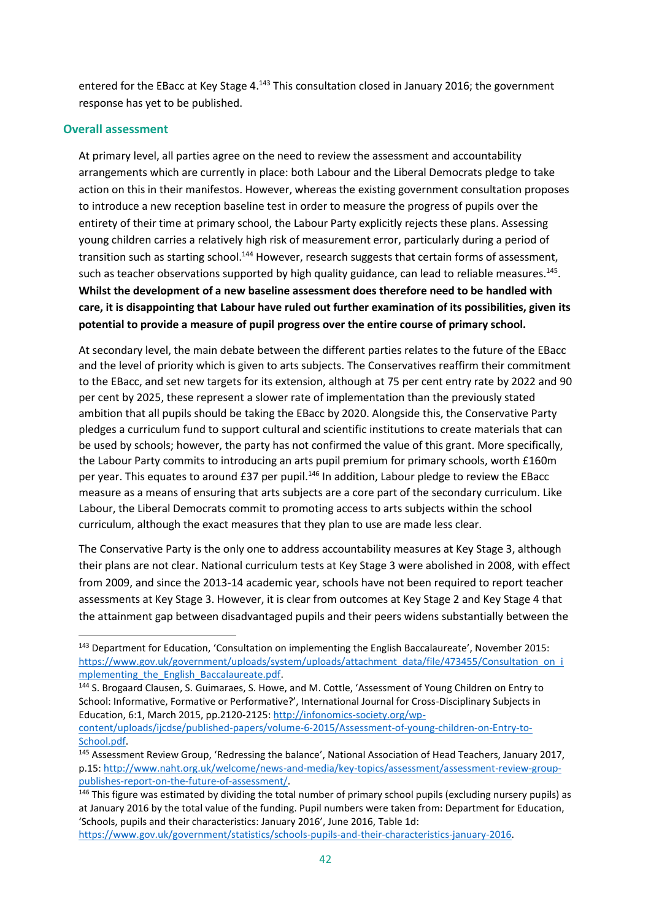entered for the EBacc at Key Stage 4.[143] This consultation closed in January 2016; the government response has yet to be published.

### Overall assessment

At primary level, all parties agree on the need to review the assessment and accountability arrangements which are currently in place: both Labour and the Liberal Democrats pledge to take action on this in their manifestos. However, whereas the existing government consultation proposes to introduce a new reception baseline test in order to measure the progress of pupils over the entirety of their time at primary school, the Labour Party explicitly rejects these plans. Assessing young children carries a relatively high risk of measurement error, particularly during a period of transition such as starting school.[144] However, research suggests that certain forms of assessment, such as teacher observations supported by high quality guidance, can lead to reliable measures.[145]. **Whilst the development of a new baseline assessment does therefore need to be handled with care, it is disappointing that Labour have ruled out further examination of its possibilities, given its potential to provide a measure of pupil progress over the entire course of primary school.**

At secondary level, the main debate between the different parties relates to the future of the EBacc and the level of priority which is given to arts subjects. The Conservatives reaffirm their commitment to the EBacc, and set new targets for its extension, although at 75 per cent entry rate by 2022 and 90 per cent by 2025, these represent a slower rate of implementation than the previously stated ambition that all pupils should be taking the EBacc by 2020. Alongside this, the Conservative Party pledges a curriculum fund to support cultural and scientific institutions to create materials that can be used by schools; however, the party has not confirmed the value of this grant. More specifically, the Labour Party commits to introducing an arts pupil premium for primary schools, worth £160m per year. This equates to around £37 per pupil.[146] In addition, Labour pledge to review the EBacc measure as a means of ensuring that arts subjects are a core part of the secondary curriculum. Like Labour, the Liberal Democrats commit to promoting access to arts subjects within the school curriculum, although the exact measures that they plan to use are made less clear.

The Conservative Party is the only one to address accountability measures at Key Stage 3, although their plans are not clear. National curriculum tests at Key Stage 3 were abolished in 2008, with effect from 2009, and since the 2013-14 academic year, schools have not been required to report teacher assessments at Key Stage 3. However, it is clear from outcomes at Key Stage 2 and Key Stage 4 that the attainment gap between disadvantaged pupils and their peers widens substantially between the

---

[143] Department for Education, 'Consultation on implementing the English Baccalaureate', November 2015: https://www.gov.uk/government/uploads/system/uploads/attachment_data/file/473455/Consultation_on_implementing_the_English_Baccalaureate.pdf.

[144] S. Brogaard Clausen, S. Guimaraes, S. Howe, and M. Cottle, 'Assessment of Young Children on Entry to School: Informative, Formative or Performative?', International Journal for Cross-Disciplinary Subjects in Education, 6:1, March 2015, pp.2120-2125: http://infonomics-society.org/wp-content/uploads/ijcdse/published-papers/volume-6-2015/Assessment-of-young-children-on-Entry-to-School.pdf.

[145] Assessment Review Group, 'Redressing the balance', National Association of Head Teachers, January 2017, p.15: http://www.naht.org.uk/welcome/news-and-media/key-topics/assessment/assessment-review-group-publishes-report-on-the-future-of-assessment/.

[146] This figure was estimated by dividing the total number of primary school pupils (excluding nursery pupils) as at January 2016 by the total value of the funding. Pupil numbers were taken from: Department for Education, 'Schools, pupils and their characteristics: January 2016', June 2016, Table 1d: https://www.gov.uk/government/statistics/schools-pupils-and-their-characteristics-january-2016.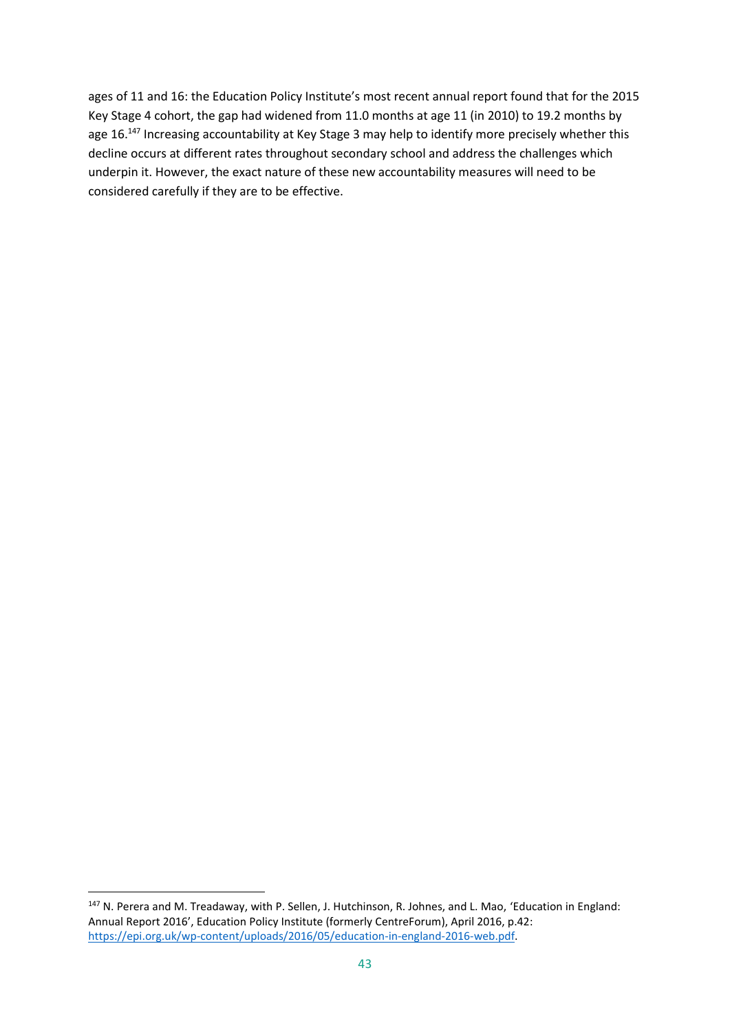ages of 11 and 16: the Education Policy Institute's most recent annual report found that for the 2015 Key Stage 4 cohort, the gap had widened from 11.0 months at age 11 (in 2010) to 19.2 months by age 16.[147] Increasing accountability at Key Stage 3 may help to identify more precisely whether this decline occurs at different rates throughout secondary school and address the challenges which underpin it. However, the exact nature of these new accountability measures will need to be considered carefully if they are to be effective.

---

[147] N. Perera and M. Treadaway, with P. Sellen, J. Hutchinson, R. Johnes, and L. Mao, 'Education in England: Annual Report 2016', Education Policy Institute (formerly CentreForum), April 2016, p.42: https://epi.org.uk/wp-content/uploads/2016/05/education-in-england-2016-web.pdf.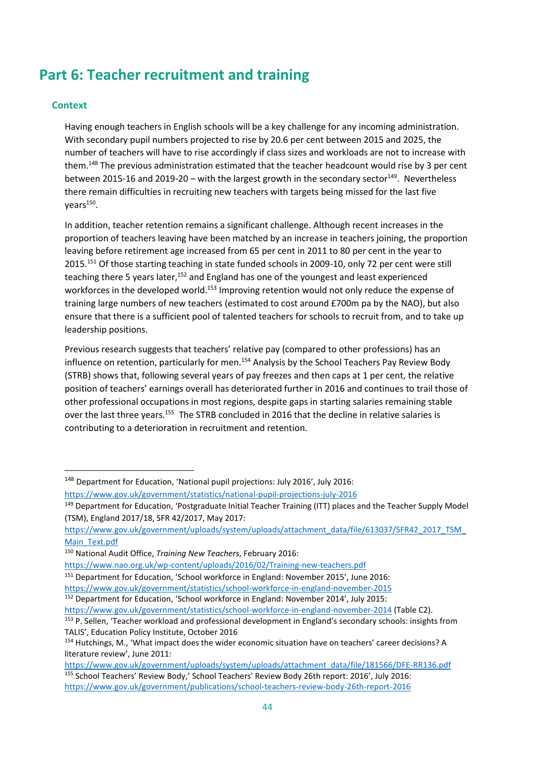# Part 6: Teacher recruitment and training

## Context

Having enough teachers in English schools will be a key challenge for any incoming administration. With secondary pupil numbers projected to rise by 20.6 per cent between 2015 and 2025, the number of teachers will have to rise accordingly if class sizes and workloads are not to increase with them.[148] The previous administration estimated that the teacher headcount would rise by 3 per cent between 2015-16 and 2019-20 – with the largest growth in the secondary sector[149]. Nevertheless there remain difficulties in recruiting new teachers with targets being missed for the last five years[150].

In addition, teacher retention remains a significant challenge. Although recent increases in the proportion of teachers leaving have been matched by an increase in teachers joining, the proportion leaving before retirement age increased from 65 per cent in 2011 to 80 per cent in the year to 2015.[151] Of those starting teaching in state funded schools in 2009-10, only 72 per cent were still teaching there 5 years later,[152] and England has one of the youngest and least experienced workforces in the developed world.[153] Improving retention would not only reduce the expense of training large numbers of new teachers (estimated to cost around £700m pa by the NAO), but also ensure that there is a sufficient pool of talented teachers for schools to recruit from, and to take up leadership positions.

Previous research suggests that teachers' relative pay (compared to other professions) has an influence on retention, particularly for men.[154] Analysis by the School Teachers Pay Review Body (STRB) shows that, following several years of pay freezes and then caps at 1 per cent, the relative position of teachers' earnings overall has deteriorated further in 2016 and continues to trail those of other professional occupations in most regions, despite gaps in starting salaries remaining stable over the last three years.[155] The STRB concluded in 2016 that the decline in relative salaries is contributing to a deterioration in recruitment and retention.

---

[148] Department for Education, 'National pupil projections: July 2016', July 2016: https://www.gov.uk/government/statistics/national-pupil-projections-july-2016

[149] Department for Education, 'Postgraduate Initial Teacher Training (ITT) places and the Teacher Supply Model (TSM), England 2017/18, SFR 42/2017, May 2017: https://www.gov.uk/government/uploads/system/uploads/attachment_data/file/613037/SFR42_2017_TSM_Main_Text.pdf

[150] National Audit Office, *Training New Teachers*, February 2016: https://www.nao.org.uk/wp-content/uploads/2016/02/Training-new-teachers.pdf

[151] Department for Education, 'School workforce in England: November 2015', June 2016: https://www.gov.uk/government/statistics/school-workforce-in-england-november-2015

[152] Department for Education, 'School workforce in England: November 2014', July 2015: https://www.gov.uk/government/statistics/school-workforce-in-england-november-2014 (Table C2).

[153] P. Sellen, 'Teacher workload and professional development in England's secondary schools: insights from TALIS', Education Policy Institute, October 2016

[154] Hutchings, M., 'What impact does the wider economic situation have on teachers' career decisions? A literature review', June 2011: https://www.gov.uk/government/uploads/system/uploads/attachment_data/file/181566/DFE-RR136.pdf

[155] School Teachers' Review Body,' School Teachers' Review Body 26th report: 2016', July 2016: https://www.gov.uk/government/publications/school-teachers-review-body-26th-report-2016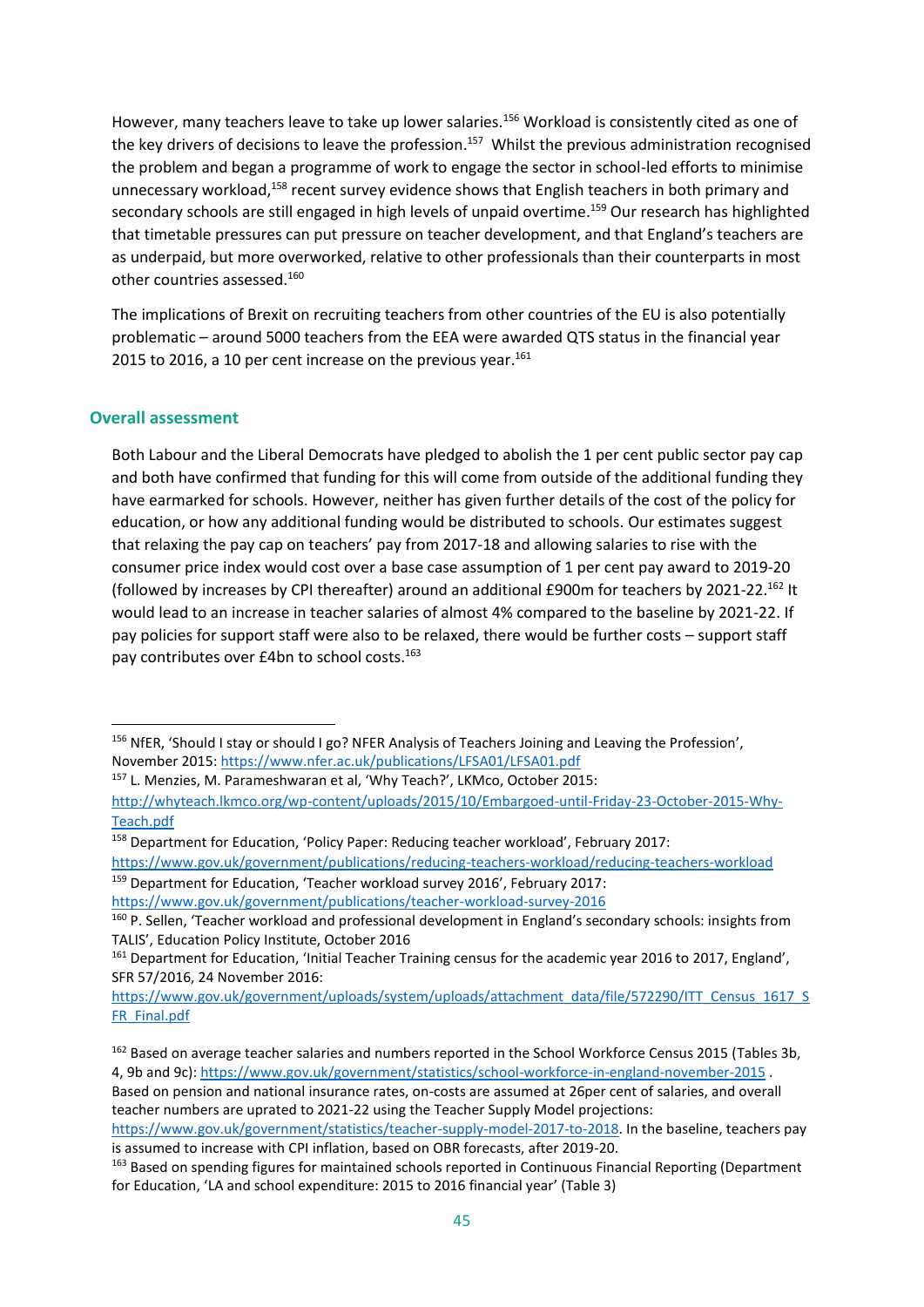However, many teachers leave to take up lower salaries.[156] Workload is consistently cited as one of the key drivers of decisions to leave the profession.[157] Whilst the previous administration recognised the problem and began a programme of work to engage the sector in school-led efforts to minimise unnecessary workload,[158] recent survey evidence shows that English teachers in both primary and secondary schools are still engaged in high levels of unpaid overtime.[159] Our research has highlighted that timetable pressures can put pressure on teacher development, and that England's teachers are as underpaid, but more overworked, relative to other professionals than their counterparts in most other countries assessed.[160]

The implications of Brexit on recruiting teachers from other countries of the EU is also potentially problematic – around 5000 teachers from the EEA were awarded QTS status in the financial year 2015 to 2016, a 10 per cent increase on the previous year.[161]

### Overall assessment

Both Labour and the Liberal Democrats have pledged to abolish the 1 per cent public sector pay cap and both have confirmed that funding for this will come from outside of the additional funding they have earmarked for schools. However, neither has given further details of the cost of the policy for education, or how any additional funding would be distributed to schools. Our estimates suggest that relaxing the pay cap on teachers' pay from 2017-18 and allowing salaries to rise with the consumer price index would cost over a base case assumption of 1 per cent pay award to 2019-20 (followed by increases by CPI thereafter) around an additional £900m for teachers by 2021-22.[162] It would lead to an increase in teacher salaries of almost 4% compared to the baseline by 2021-22. If pay policies for support staff were also to be relaxed, there would be further costs – support staff pay contributes over £4bn to school costs.[163]

---

[156] NfER, 'Should I stay or should I go? NFER Analysis of Teachers Joining and Leaving the Profession', November 2015: https://www.nfer.ac.uk/publications/LFSA01/LFSA01.pdf

[157] L. Menzies, M. Parameshwaran et al, 'Why Teach?', LKMco, October 2015: http://whyteach.lkmco.org/wp-content/uploads/2015/10/Embargoed-until-Friday-23-October-2015-Why-Teach.pdf

[158] Department for Education, 'Policy Paper: Reducing teacher workload', February 2017: https://www.gov.uk/government/publications/reducing-teachers-workload/reducing-teachers-workload

[159] Department for Education, 'Teacher workload survey 2016', February 2017: https://www.gov.uk/government/publications/teacher-workload-survey-2016

[160] P. Sellen, 'Teacher workload and professional development in England's secondary schools: insights from TALIS', Education Policy Institute, October 2016

[161] Department for Education, 'Initial Teacher Training census for the academic year 2016 to 2017, England', SFR 57/2016, 24 November 2016: https://www.gov.uk/government/uploads/system/uploads/attachment_data/file/572290/ITT_Census_1617_SFR_Final.pdf

[162] Based on average teacher salaries and numbers reported in the School Workforce Census 2015 (Tables 3b, 4, 9b and 9c): https://www.gov.uk/government/statistics/school-workforce-in-england-november-2015 . Based on pension and national insurance rates, on-costs are assumed at 26per cent of salaries, and overall teacher numbers are uprated to 2021-22 using the Teacher Supply Model projections: https://www.gov.uk/government/statistics/teacher-supply-model-2017-to-2018. In the baseline, teachers pay is assumed to increase with CPI inflation, based on OBR forecasts, after 2019-20.

[163] Based on spending figures for maintained schools reported in Continuous Financial Reporting (Department for Education, 'LA and school expenditure: 2015 to 2016 financial year' (Table 3)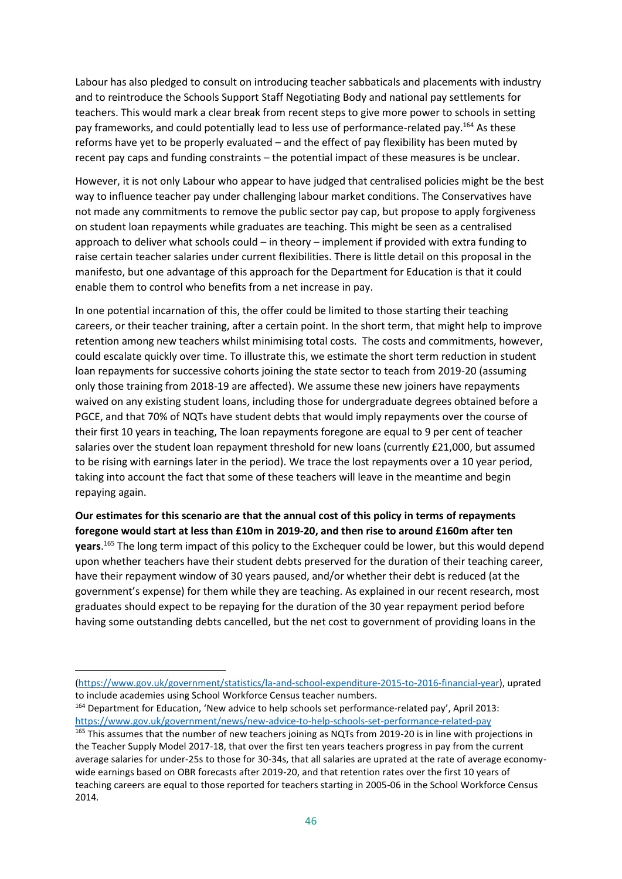Labour has also pledged to consult on introducing teacher sabbaticals and placements with industry and to reintroduce the Schools Support Staff Negotiating Body and national pay settlements for teachers. This would mark a clear break from recent steps to give more power to schools in setting pay frameworks, and could potentially lead to less use of performance-related pay.[164] As these reforms have yet to be properly evaluated – and the effect of pay flexibility has been muted by recent pay caps and funding constraints – the potential impact of these measures is be unclear.

However, it is not only Labour who appear to have judged that centralised policies might be the best way to influence teacher pay under challenging labour market conditions. The Conservatives have not made any commitments to remove the public sector pay cap, but propose to apply forgiveness on student loan repayments while graduates are teaching. This might be seen as a centralised approach to deliver what schools could – in theory – implement if provided with extra funding to raise certain teacher salaries under current flexibilities. There is little detail on this proposal in the manifesto, but one advantage of this approach for the Department for Education is that it could enable them to control who benefits from a net increase in pay.

In one potential incarnation of this, the offer could be limited to those starting their teaching careers, or their teacher training, after a certain point. In the short term, that might help to improve retention among new teachers whilst minimising total costs. The costs and commitments, however, could escalate quickly over time. To illustrate this, we estimate the short term reduction in student loan repayments for successive cohorts joining the state sector to teach from 2019-20 (assuming only those training from 2018-19 are affected). We assume these new joiners have repayments waived on any existing student loans, including those for undergraduate degrees obtained before a PGCE, and that 70% of NQTs have student debts that would imply repayments over the course of their first 10 years in teaching, The loan repayments foregone are equal to 9 per cent of teacher salaries over the student loan repayment threshold for new loans (currently £21,000, but assumed to be rising with earnings later in the period). We trace the lost repayments over a 10 year period, taking into account the fact that some of these teachers will leave in the meantime and begin repaying again.

**Our estimates for this scenario are that the annual cost of this policy in terms of repayments foregone would start at less than £10m in 2019-20, and then rise to around £160m after ten years**.[165] The long term impact of this policy to the Exchequer could be lower, but this would depend upon whether teachers have their student debts preserved for the duration of their teaching career, have their repayment window of 30 years paused, and/or whether their debt is reduced (at the government's expense) for them while they are teaching. As explained in our recent research, most graduates should expect to be repaying for the duration of the 30 year repayment period before having some outstanding debts cancelled, but the net cost to government of providing loans in the

---

(https://www.gov.uk/government/statistics/la-and-school-expenditure-2015-to-2016-financial-year), uprated to include academies using School Workforce Census teacher numbers.

[164] Department for Education, 'New advice to help schools set performance-related pay', April 2013: https://www.gov.uk/government/news/new-advice-to-help-schools-set-performance-related-pay

[165] This assumes that the number of new teachers joining as NQTs from 2019-20 is in line with projections in the Teacher Supply Model 2017-18, that over the first ten years teachers progress in pay from the current average salaries for under-25s to those for 30-34s, that all salaries are uprated at the rate of average economy-wide earnings based on OBR forecasts after 2019-20, and that retention rates over the first 10 years of teaching careers are equal to those reported for teachers starting in 2005-06 in the School Workforce Census 2014.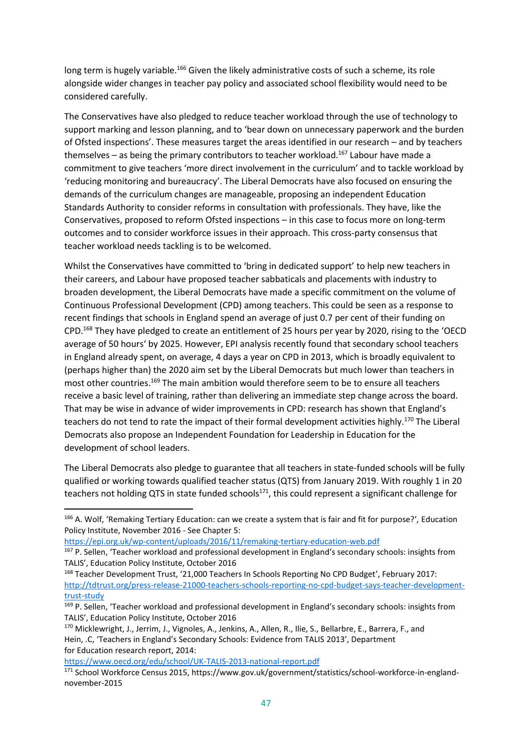long term is hugely variable.[166] Given the likely administrative costs of such a scheme, its role alongside wider changes in teacher pay policy and associated school flexibility would need to be considered carefully.

The Conservatives have also pledged to reduce teacher workload through the use of technology to support marking and lesson planning, and to 'bear down on unnecessary paperwork and the burden of Ofsted inspections'. These measures target the areas identified in our research – and by teachers themselves – as being the primary contributors to teacher workload.[167] Labour have made a commitment to give teachers 'more direct involvement in the curriculum' and to tackle workload by 'reducing monitoring and bureaucracy'. The Liberal Democrats have also focused on ensuring the demands of the curriculum changes are manageable, proposing an independent Education Standards Authority to consider reforms in consultation with professionals. They have, like the Conservatives, proposed to reform Ofsted inspections – in this case to focus more on long-term outcomes and to consider workforce issues in their approach. This cross-party consensus that teacher workload needs tackling is to be welcomed.

Whilst the Conservatives have committed to 'bring in dedicated support' to help new teachers in their careers, and Labour have proposed teacher sabbaticals and placements with industry to broaden development, the Liberal Democrats have made a specific commitment on the volume of Continuous Professional Development (CPD) among teachers. This could be seen as a response to recent findings that schools in England spend an average of just 0.7 per cent of their funding on CPD.[168] They have pledged to create an entitlement of 25 hours per year by 2020, rising to the 'OECD average of 50 hours' by 2025. However, EPI analysis recently found that secondary school teachers in England already spent, on average, 4 days a year on CPD in 2013, which is broadly equivalent to (perhaps higher than) the 2020 aim set by the Liberal Democrats but much lower than teachers in most other countries.[169] The main ambition would therefore seem to be to ensure all teachers receive a basic level of training, rather than delivering an immediate step change across the board. That may be wise in advance of wider improvements in CPD: research has shown that England's teachers do not tend to rate the impact of their formal development activities highly.[170] The Liberal Democrats also propose an Independent Foundation for Leadership in Education for the development of school leaders.

The Liberal Democrats also pledge to guarantee that all teachers in state-funded schools will be fully qualified or working towards qualified teacher status (QTS) from January 2019. With roughly 1 in 20 teachers not holding QTS in state funded schools[171], this could represent a significant challenge for

---

[166] A. Wolf, 'Remaking Tertiary Education: can we create a system that is fair and fit for purpose?', Education Policy Institute, November 2016 - See Chapter 5: https://epi.org.uk/wp-content/uploads/2016/11/remaking-tertiary-education-web.pdf

[167] P. Sellen, 'Teacher workload and professional development in England's secondary schools: insights from TALIS', Education Policy Institute, October 2016

[168] Teacher Development Trust, '21,000 Teachers In Schools Reporting No CPD Budget', February 2017: http://tdtrust.org/press-release-21000-teachers-schools-reporting-no-cpd-budget-says-teacher-development-trust-study

[169] P. Sellen, 'Teacher workload and professional development in England's secondary schools: insights from TALIS', Education Policy Institute, October 2016

[170] Micklewright, J., Jerrim, J., Vignoles, A., Jenkins, A., Allen, R., Ilie, S., Bellarbre, E., Barrera, F., and Hein, .C, 'Teachers in England's Secondary Schools: Evidence from TALIS 2013', Department for Education research report, 2014: https://www.oecd.org/edu/school/UK-TALIS-2013-national-report.pdf

[171] School Workforce Census 2015, https://www.gov.uk/government/statistics/school-workforce-in-england-november-2015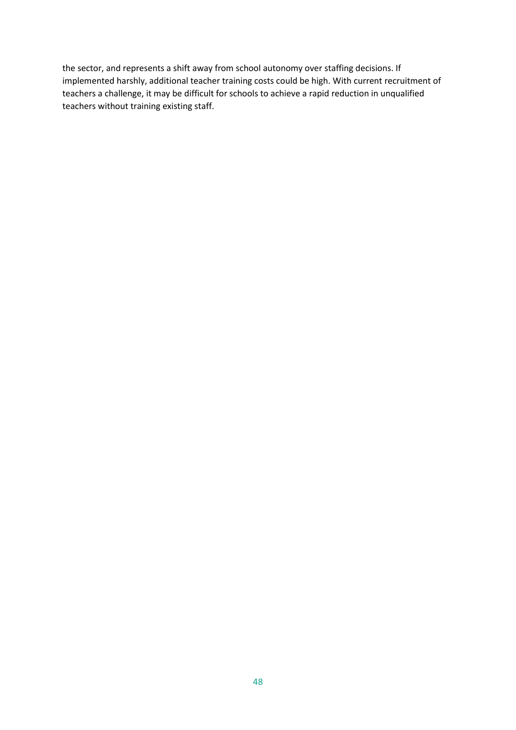the sector, and represents a shift away from school autonomy over staffing decisions. If implemented harshly, additional teacher training costs could be high. With current recruitment of teachers a challenge, it may be difficult for schools to achieve a rapid reduction in unqualified teachers without training existing staff.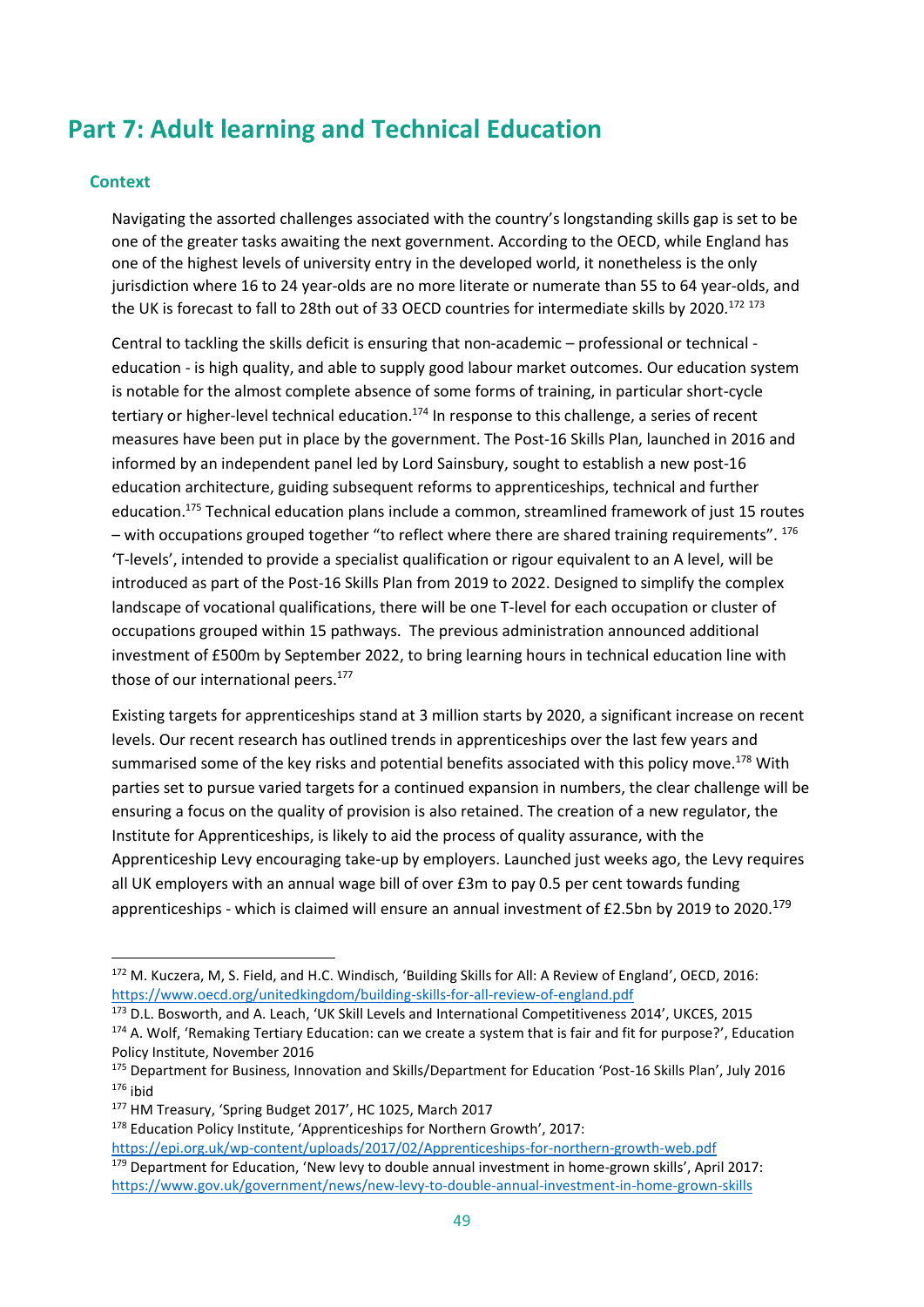# Part 7: Adult learning and Technical Education

## Context

Navigating the assorted challenges associated with the country's longstanding skills gap is set to be one of the greater tasks awaiting the next government. According to the OECD, while England has one of the highest levels of university entry in the developed world, it nonetheless is the only jurisdiction where 16 to 24 year-olds are no more literate or numerate than 55 to 64 year-olds, and the UK is forecast to fall to 28th out of 33 OECD countries for intermediate skills by 2020.[172] [173]

Central to tackling the skills deficit is ensuring that non-academic – professional or technical - education - is high quality, and able to supply good labour market outcomes. Our education system is notable for the almost complete absence of some forms of training, in particular short-cycle tertiary or higher-level technical education.[174] In response to this challenge, a series of recent measures have been put in place by the government. The Post-16 Skills Plan, launched in 2016 and informed by an independent panel led by Lord Sainsbury, sought to establish a new post-16 education architecture, guiding subsequent reforms to apprenticeships, technical and further education.[175] Technical education plans include a common, streamlined framework of just 15 routes – with occupations grouped together "to reflect where there are shared training requirements". [176] 'T-levels', intended to provide a specialist qualification or rigour equivalent to an A level, will be introduced as part of the Post-16 Skills Plan from 2019 to 2022. Designed to simplify the complex landscape of vocational qualifications, there will be one T-level for each occupation or cluster of occupations grouped within 15 pathways. The previous administration announced additional investment of £500m by September 2022, to bring learning hours in technical education line with those of our international peers.[177]

Existing targets for apprenticeships stand at 3 million starts by 2020, a significant increase on recent levels. Our recent research has outlined trends in apprenticeships over the last few years and summarised some of the key risks and potential benefits associated with this policy move.[178] With parties set to pursue varied targets for a continued expansion in numbers, the clear challenge will be ensuring a focus on the quality of provision is also retained. The creation of a new regulator, the Institute for Apprenticeships, is likely to aid the process of quality assurance, with the Apprenticeship Levy encouraging take-up by employers. Launched just weeks ago, the Levy requires all UK employers with an annual wage bill of over £3m to pay 0.5 per cent towards funding apprenticeships - which is claimed will ensure an annual investment of £2.5bn by 2019 to 2020.[179]

---

[172] M. Kuczera, M, S. Field, and H.C. Windisch, 'Building Skills for All: A Review of England', OECD, 2016: https://www.oecd.org/unitedkingdom/building-skills-for-all-review-of-england.pdf

[173] D.L. Bosworth, and A. Leach, 'UK Skill Levels and International Competitiveness 2014', UKCES, 2015

[174] A. Wolf, 'Remaking Tertiary Education: can we create a system that is fair and fit for purpose?', Education Policy Institute, November 2016

[175] Department for Business, Innovation and Skills/Department for Education 'Post-16 Skills Plan', July 2016

[176] ibid

[177] HM Treasury, 'Spring Budget 2017', HC 1025, March 2017

[178] Education Policy Institute, 'Apprenticeships for Northern Growth', 2017: https://epi.org.uk/wp-content/uploads/2017/02/Apprenticeships-for-northern-growth-web.pdf

[179] Department for Education, 'New levy to double annual investment in home-grown skills', April 2017: https://www.gov.uk/government/news/new-levy-to-double-annual-investment-in-home-grown-skills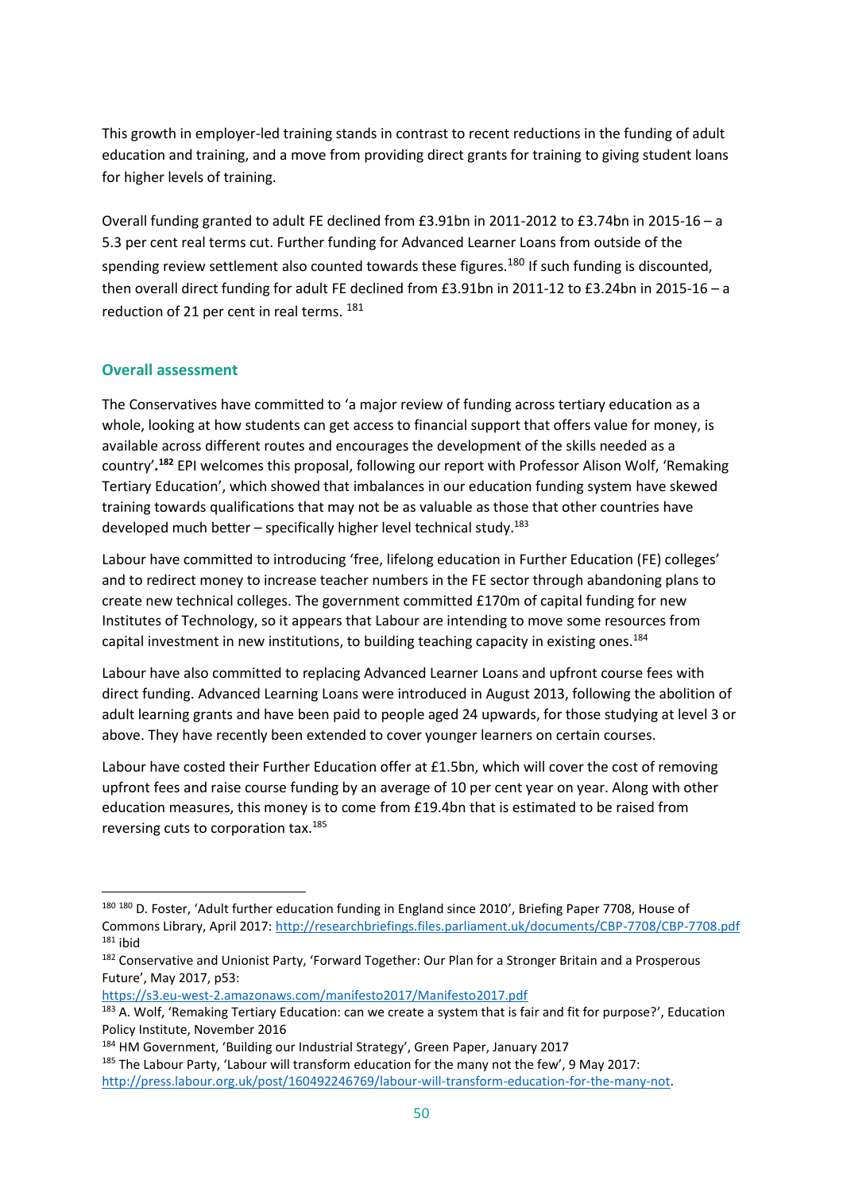This growth in employer-led training stands in contrast to recent reductions in the funding of adult education and training, and a move from providing direct grants for training to giving student loans for higher levels of training.

Overall funding granted to adult FE declined from £3.91bn in 2011-2012 to £3.74bn in 2015-16 – a 5.3 per cent real terms cut. Further funding for Advanced Learner Loans from outside of the spending review settlement also counted towards these figures.[180] If such funding is discounted, then overall direct funding for adult FE declined from £3.91bn in 2011-12 to £3.24bn in 2015-16 – a reduction of 21 per cent in real terms. [181]

## Overall assessment

The Conservatives have committed to 'a major review of funding across tertiary education as a whole, looking at how students can get access to financial support that offers value for money, is available across different routes and encourages the development of the skills needed as a country'.[182] EPI welcomes this proposal, following our report with Professor Alison Wolf, 'Remaking Tertiary Education', which showed that imbalances in our education funding system have skewed training towards qualifications that may not be as valuable as those that other countries have developed much better – specifically higher level technical study.[183]

Labour have committed to introducing 'free, lifelong education in Further Education (FE) colleges' and to redirect money to increase teacher numbers in the FE sector through abandoning plans to create new technical colleges. The government committed £170m of capital funding for new Institutes of Technology, so it appears that Labour are intending to move some resources from capital investment in new institutions, to building teaching capacity in existing ones.[184]

Labour have also committed to replacing Advanced Learner Loans and upfront course fees with direct funding. Advanced Learning Loans were introduced in August 2013, following the abolition of adult learning grants and have been paid to people aged 24 upwards, for those studying at level 3 or above. They have recently been extended to cover younger learners on certain courses.

Labour have costed their Further Education offer at £1.5bn, which will cover the cost of removing upfront fees and raise course funding by an average of 10 per cent year on year. Along with other education measures, this money is to come from £19.4bn that is estimated to be raised from reversing cuts to corporation tax.[185]

---

[180] [180] D. Foster, 'Adult further education funding in England since 2010', Briefing Paper 7708, House of Commons Library, April 2017: http://researchbriefings.files.parliament.uk/documents/CBP-7708/CBP-7708.pdf

[181] ibid

[182] Conservative and Unionist Party, 'Forward Together: Our Plan for a Stronger Britain and a Prosperous Future', May 2017, p53: https://s3.eu-west-2.amazonaws.com/manifesto2017/Manifesto2017.pdf

[183] A. Wolf, 'Remaking Tertiary Education: can we create a system that is fair and fit for purpose?', Education Policy Institute, November 2016

[184] HM Government, 'Building our Industrial Strategy', Green Paper, January 2017

[185] The Labour Party, 'Labour will transform education for the many not the few', 9 May 2017: http://press.labour.org.uk/post/160492246769/labour-will-transform-education-for-the-many-not.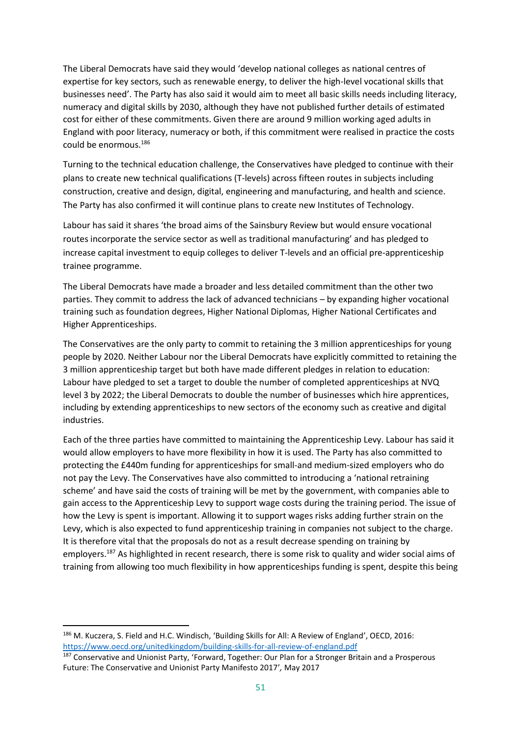The Liberal Democrats have said they would 'develop national colleges as national centres of expertise for key sectors, such as renewable energy, to deliver the high-level vocational skills that businesses need'. The Party has also said it would aim to meet all basic skills needs including literacy, numeracy and digital skills by 2030, although they have not published further details of estimated cost for either of these commitments. Given there are around 9 million working aged adults in England with poor literacy, numeracy or both, if this commitment were realised in practice the costs could be enormous.[186]

Turning to the technical education challenge, the Conservatives have pledged to continue with their plans to create new technical qualifications (T-levels) across fifteen routes in subjects including construction, creative and design, digital, engineering and manufacturing, and health and science. The Party has also confirmed it will continue plans to create new Institutes of Technology.

Labour has said it shares 'the broad aims of the Sainsbury Review but would ensure vocational routes incorporate the service sector as well as traditional manufacturing' and has pledged to increase capital investment to equip colleges to deliver T-levels and an official pre-apprenticeship trainee programme.

The Liberal Democrats have made a broader and less detailed commitment than the other two parties. They commit to address the lack of advanced technicians – by expanding higher vocational training such as foundation degrees, Higher National Diplomas, Higher National Certificates and Higher Apprenticeships.

The Conservatives are the only party to commit to retaining the 3 million apprenticeships for young people by 2020. Neither Labour nor the Liberal Democrats have explicitly committed to retaining the 3 million apprenticeship target but both have made different pledges in relation to education: Labour have pledged to set a target to double the number of completed apprenticeships at NVQ level 3 by 2022; the Liberal Democrats to double the number of businesses which hire apprentices, including by extending apprenticeships to new sectors of the economy such as creative and digital industries.

Each of the three parties have committed to maintaining the Apprenticeship Levy. Labour has said it would allow employers to have more flexibility in how it is used. The Party has also committed to protecting the £440m funding for apprenticeships for small-and medium-sized employers who do not pay the Levy. The Conservatives have also committed to introducing a 'national retraining scheme' and have said the costs of training will be met by the government, with companies able to gain access to the Apprenticeship Levy to support wage costs during the training period. The issue of how the Levy is spent is important. Allowing it to support wages risks adding further strain on the Levy, which is also expected to fund apprenticeship training in companies not subject to the charge. It is therefore vital that the proposals do not as a result decrease spending on training by employers.[187] As highlighted in recent research, there is some risk to quality and wider social aims of training from allowing too much flexibility in how apprenticeships funding is spent, despite this being

---

[186] M. Kuczera, S. Field and H.C. Windisch, 'Building Skills for All: A Review of England', OECD, 2016: https://www.oecd.org/unitedkingdom/building-skills-for-all-review-of-england.pdf

[187] Conservative and Unionist Party, 'Forward, Together: Our Plan for a Stronger Britain and a Prosperous Future: The Conservative and Unionist Party Manifesto 2017', May 2017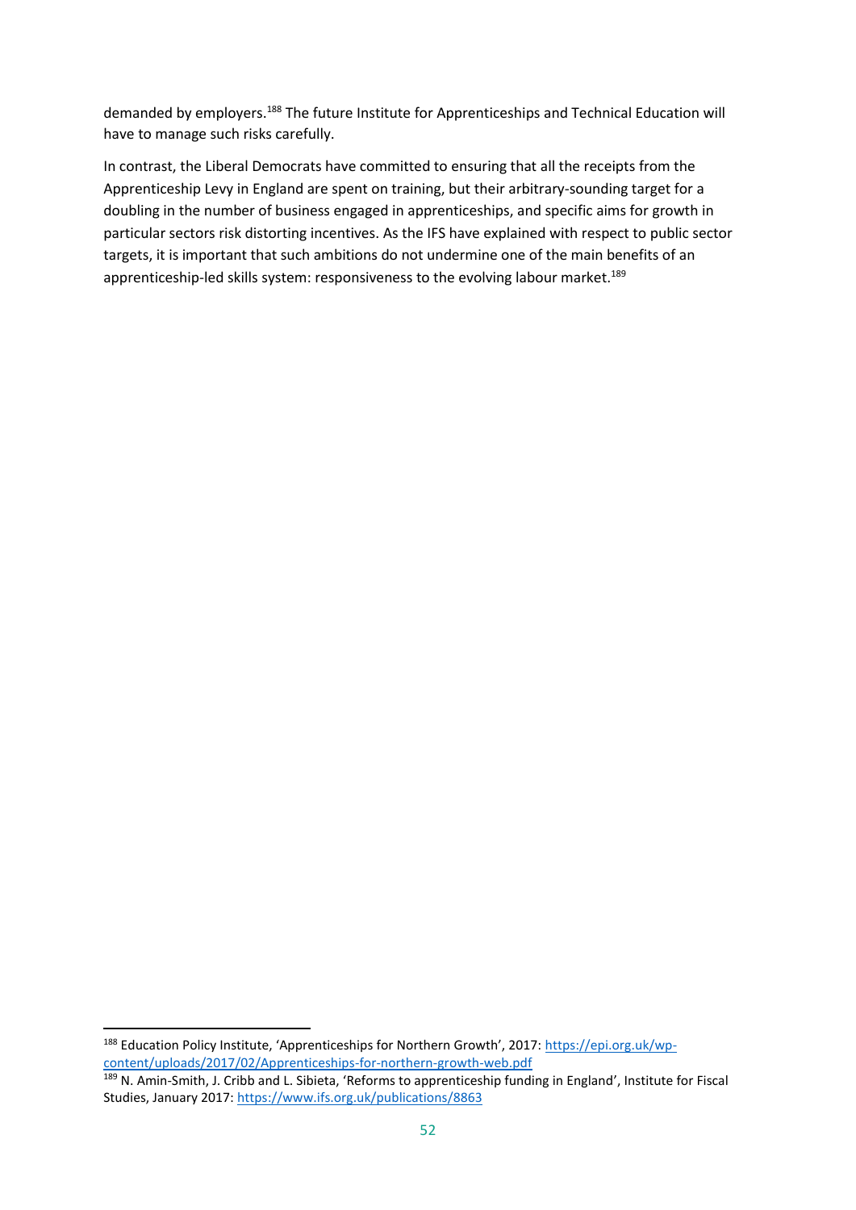demanded by employers.[188] The future Institute for Apprenticeships and Technical Education will have to manage such risks carefully.

In contrast, the Liberal Democrats have committed to ensuring that all the receipts from the Apprenticeship Levy in England are spent on training, but their arbitrary-sounding target for a doubling in the number of business engaged in apprenticeships, and specific aims for growth in particular sectors risk distorting incentives. As the IFS have explained with respect to public sector targets, it is important that such ambitions do not undermine one of the main benefits of an apprenticeship-led skills system: responsiveness to the evolving labour market.[189]

---

[188] Education Policy Institute, 'Apprenticeships for Northern Growth', 2017: https://epi.org.uk/wp-content/uploads/2017/02/Apprenticeships-for-northern-growth-web.pdf

[189] N. Amin-Smith, J. Cribb and L. Sibieta, 'Reforms to apprenticeship funding in England', Institute for Fiscal Studies, January 2017: https://www.ifs.org.uk/publications/8863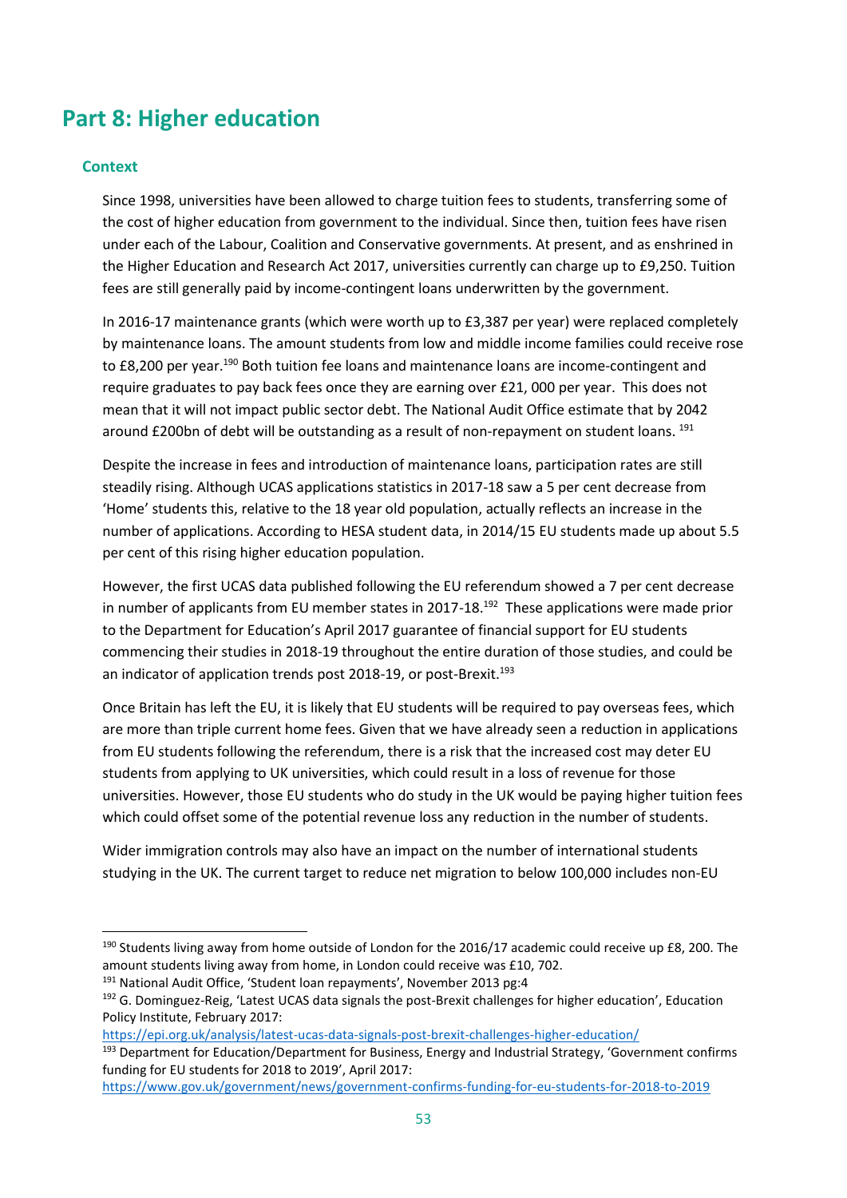# Part 8: Higher education

## Context

Since 1998, universities have been allowed to charge tuition fees to students, transferring some of the cost of higher education from government to the individual. Since then, tuition fees have risen under each of the Labour, Coalition and Conservative governments. At present, and as enshrined in the Higher Education and Research Act 2017, universities currently can charge up to £9,250. Tuition fees are still generally paid by income-contingent loans underwritten by the government.

In 2016-17 maintenance grants (which were worth up to £3,387 per year) were replaced completely by maintenance loans. The amount students from low and middle income families could receive rose to £8,200 per year.[190] Both tuition fee loans and maintenance loans are income-contingent and require graduates to pay back fees once they are earning over £21, 000 per year. This does not mean that it will not impact public sector debt. The National Audit Office estimate that by 2042 around £200bn of debt will be outstanding as a result of non-repayment on student loans. [191]

Despite the increase in fees and introduction of maintenance loans, participation rates are still steadily rising. Although UCAS applications statistics in 2017-18 saw a 5 per cent decrease from 'Home' students this, relative to the 18 year old population, actually reflects an increase in the number of applications. According to HESA student data, in 2014/15 EU students made up about 5.5 per cent of this rising higher education population.

However, the first UCAS data published following the EU referendum showed a 7 per cent decrease in number of applicants from EU member states in 2017-18.[192] These applications were made prior to the Department for Education's April 2017 guarantee of financial support for EU students commencing their studies in 2018-19 throughout the entire duration of those studies, and could be an indicator of application trends post 2018-19, or post-Brexit.[193]

Once Britain has left the EU, it is likely that EU students will be required to pay overseas fees, which are more than triple current home fees. Given that we have already seen a reduction in applications from EU students following the referendum, there is a risk that the increased cost may deter EU students from applying to UK universities, which could result in a loss of revenue for those universities. However, those EU students who do study in the UK would be paying higher tuition fees which could offset some of the potential revenue loss any reduction in the number of students.

Wider immigration controls may also have an impact on the number of international students studying in the UK. The current target to reduce net migration to below 100,000 includes non-EU

---

[190] Students living away from home outside of London for the 2016/17 academic could receive up £8, 200. The amount students living away from home, in London could receive was £10, 702.

[191] National Audit Office, 'Student loan repayments', November 2013 pg:4

[192] G. Dominguez-Reig, 'Latest UCAS data signals the post-Brexit challenges for higher education', Education Policy Institute, February 2017: https://epi.org.uk/analysis/latest-ucas-data-signals-post-brexit-challenges-higher-education/

[193] Department for Education/Department for Business, Energy and Industrial Strategy, 'Government confirms funding for EU students for 2018 to 2019', April 2017: https://www.gov.uk/government/news/government-confirms-funding-for-eu-students-for-2018-to-2019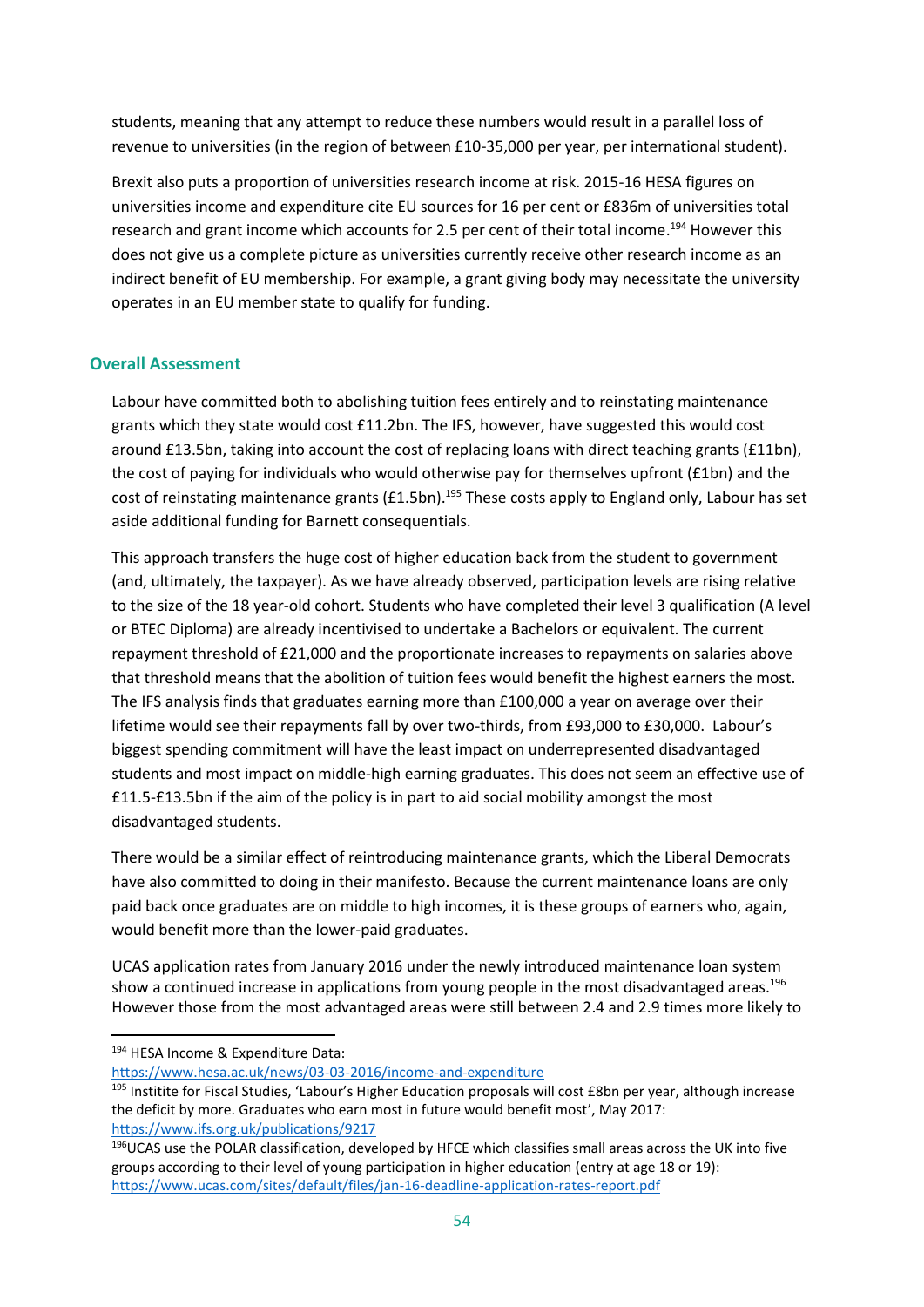students, meaning that any attempt to reduce these numbers would result in a parallel loss of revenue to universities (in the region of between £10-35,000 per year, per international student).

Brexit also puts a proportion of universities research income at risk. 2015-16 HESA figures on universities income and expenditure cite EU sources for 16 per cent or £836m of universities total research and grant income which accounts for 2.5 per cent of their total income.[194] However this does not give us a complete picture as universities currently receive other research income as an indirect benefit of EU membership. For example, a grant giving body may necessitate the university operates in an EU member state to qualify for funding.

### Overall Assessment

Labour have committed both to abolishing tuition fees entirely and to reinstating maintenance grants which they state would cost £11.2bn. The IFS, however, have suggested this would cost around £13.5bn, taking into account the cost of replacing loans with direct teaching grants (£11bn), the cost of paying for individuals who would otherwise pay for themselves upfront (£1bn) and the cost of reinstating maintenance grants (£1.5bn).[195] These costs apply to England only, Labour has set aside additional funding for Barnett consequentials.

This approach transfers the huge cost of higher education back from the student to government (and, ultimately, the taxpayer). As we have already observed, participation levels are rising relative to the size of the 18 year-old cohort. Students who have completed their level 3 qualification (A level or BTEC Diploma) are already incentivised to undertake a Bachelors or equivalent. The current repayment threshold of £21,000 and the proportionate increases to repayments on salaries above that threshold means that the abolition of tuition fees would benefit the highest earners the most. The IFS analysis finds that graduates earning more than £100,000 a year on average over their lifetime would see their repayments fall by over two-thirds, from £93,000 to £30,000. Labour's biggest spending commitment will have the least impact on underrepresented disadvantaged students and most impact on middle-high earning graduates. This does not seem an effective use of £11.5-£13.5bn if the aim of the policy is in part to aid social mobility amongst the most disadvantaged students.

There would be a similar effect of reintroducing maintenance grants, which the Liberal Democrats have also committed to doing in their manifesto. Because the current maintenance loans are only paid back once graduates are on middle to high incomes, it is these groups of earners who, again, would benefit more than the lower-paid graduates.

UCAS application rates from January 2016 under the newly introduced maintenance loan system show a continued increase in applications from young people in the most disadvantaged areas.[196] However those from the most advantaged areas were still between 2.4 and 2.9 times more likely to

---

[194] HESA Income & Expenditure Data: https://www.hesa.ac.uk/news/03-03-2016/income-and-expenditure

[195] Institite for Fiscal Studies, 'Labour's Higher Education proposals will cost £8bn per year, although increase the deficit by more. Graduates who earn most in future would benefit most', May 2017: https://www.ifs.org.uk/publications/9217

[196] UCAS use the POLAR classification, developed by HFCE which classifies small areas across the UK into five groups according to their level of young participation in higher education (entry at age 18 or 19): https://www.ucas.com/sites/default/files/jan-16-deadline-application-rates-report.pdf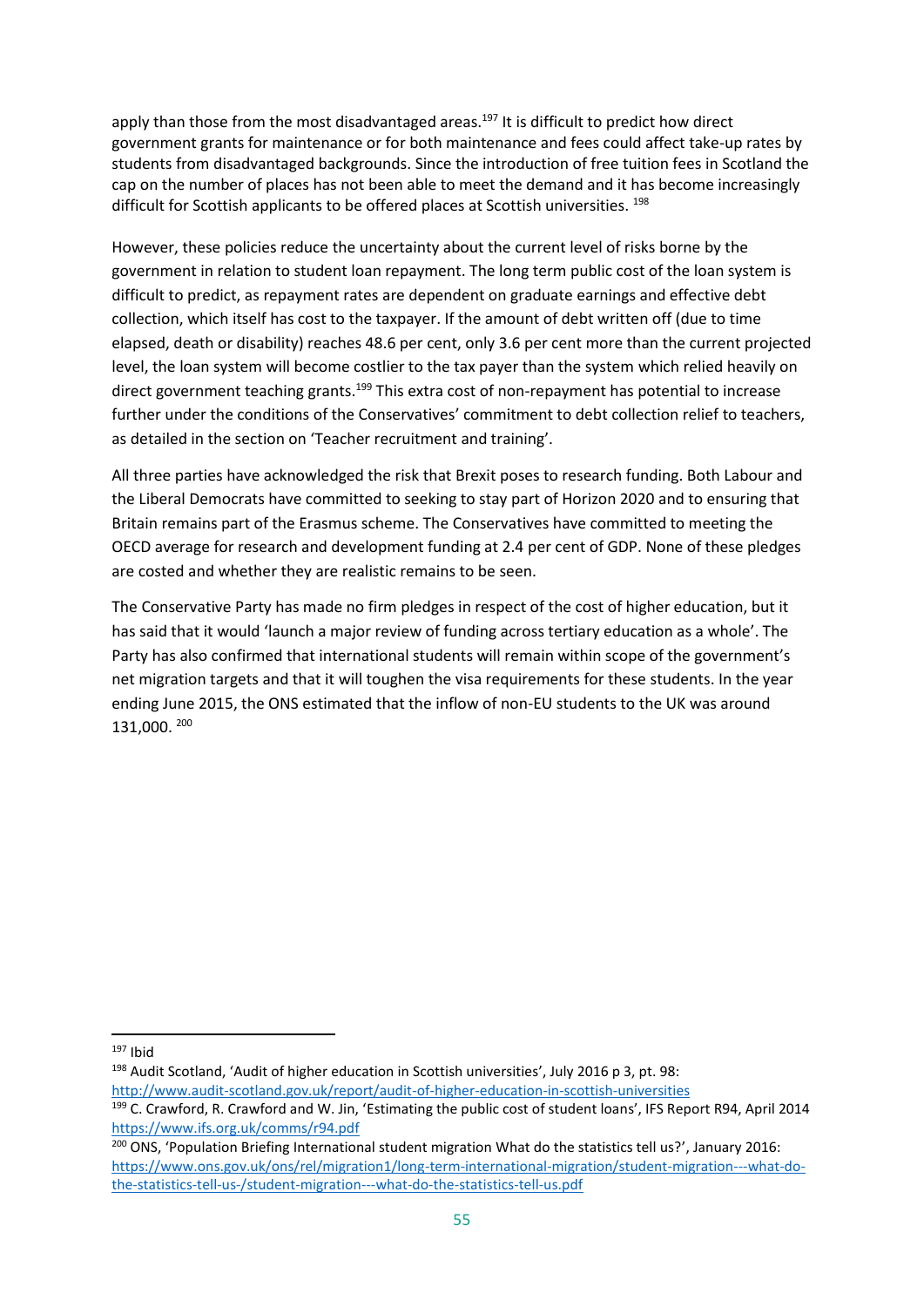apply than those from the most disadvantaged areas.[197] It is difficult to predict how direct government grants for maintenance or for both maintenance and fees could affect take-up rates by students from disadvantaged backgrounds. Since the introduction of free tuition fees in Scotland the cap on the number of places has not been able to meet the demand and it has become increasingly difficult for Scottish applicants to be offered places at Scottish universities. [198]

However, these policies reduce the uncertainty about the current level of risks borne by the government in relation to student loan repayment. The long term public cost of the loan system is difficult to predict, as repayment rates are dependent on graduate earnings and effective debt collection, which itself has cost to the taxpayer. If the amount of debt written off (due to time elapsed, death or disability) reaches 48.6 per cent, only 3.6 per cent more than the current projected level, the loan system will become costlier to the tax payer than the system which relied heavily on direct government teaching grants.[199] This extra cost of non-repayment has potential to increase further under the conditions of the Conservatives' commitment to debt collection relief to teachers, as detailed in the section on 'Teacher recruitment and training'.

All three parties have acknowledged the risk that Brexit poses to research funding. Both Labour and the Liberal Democrats have committed to seeking to stay part of Horizon 2020 and to ensuring that Britain remains part of the Erasmus scheme. The Conservatives have committed to meeting the OECD average for research and development funding at 2.4 per cent of GDP. None of these pledges are costed and whether they are realistic remains to be seen.

The Conservative Party has made no firm pledges in respect of the cost of higher education, but it has said that it would 'launch a major review of funding across tertiary education as a whole'. The Party has also confirmed that international students will remain within scope of the government's net migration targets and that it will toughen the visa requirements for these students. In the year ending June 2015, the ONS estimated that the inflow of non-EU students to the UK was around 131,000. [200]

---

[197] Ibid

[198] Audit Scotland, 'Audit of higher education in Scottish universities', July 2016 p 3, pt. 98: http://www.audit-scotland.gov.uk/report/audit-of-higher-education-in-scottish-universities

[199] C. Crawford, R. Crawford and W. Jin, 'Estimating the public cost of student loans', IFS Report R94, April 2014 https://www.ifs.org.uk/comms/r94.pdf

[200] ONS, 'Population Briefing International student migration What do the statistics tell us?', January 2016: https://www.ons.gov.uk/ons/rel/migration1/long-term-international-migration/student-migration---what-do-the-statistics-tell-us-/student-migration---what-do-the-statistics-tell-us.pdf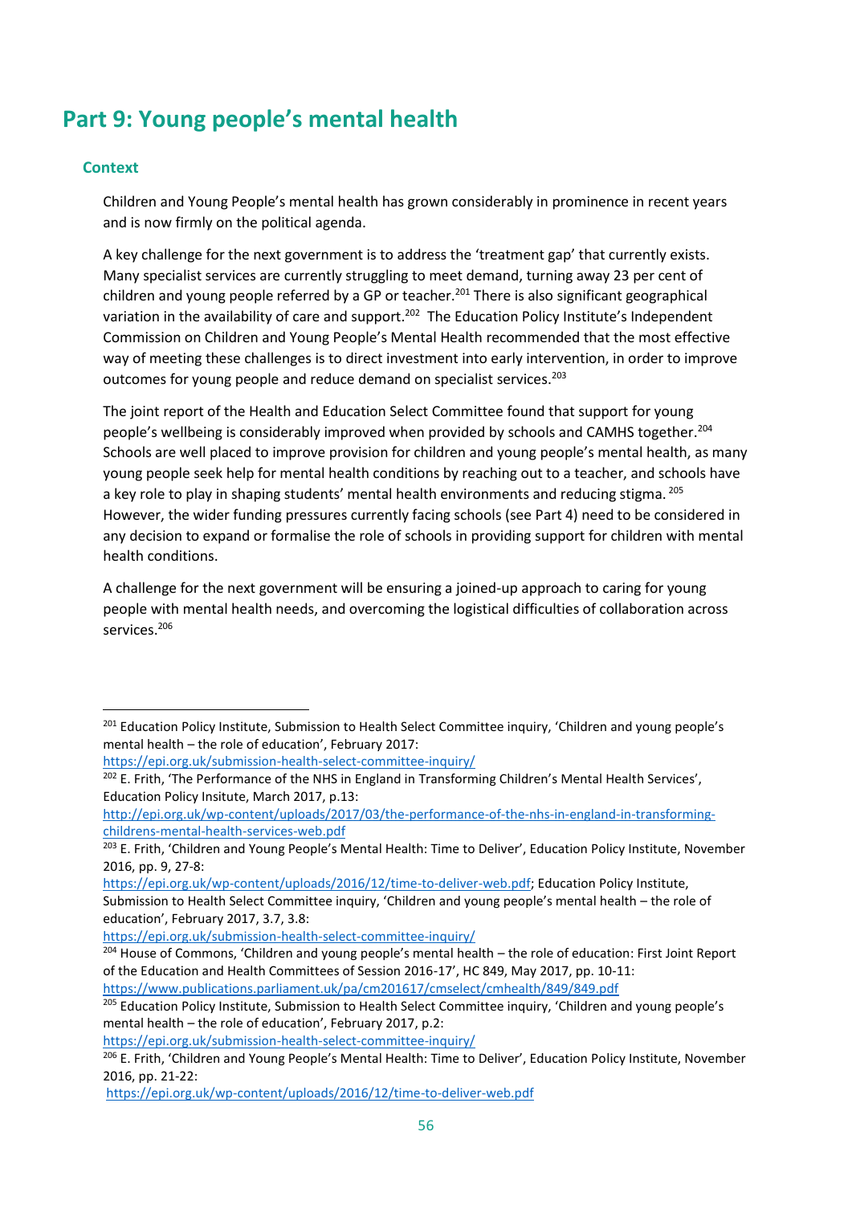# Part 9: Young people's mental health

## Context

Children and Young People's mental health has grown considerably in prominence in recent years and is now firmly on the political agenda.

A key challenge for the next government is to address the 'treatment gap' that currently exists. Many specialist services are currently struggling to meet demand, turning away 23 per cent of children and young people referred by a GP or teacher.[201] There is also significant geographical variation in the availability of care and support.[202] The Education Policy Institute's Independent Commission on Children and Young People's Mental Health recommended that the most effective way of meeting these challenges is to direct investment into early intervention, in order to improve outcomes for young people and reduce demand on specialist services.[203]

The joint report of the Health and Education Select Committee found that support for young people's wellbeing is considerably improved when provided by schools and CAMHS together.[204] Schools are well placed to improve provision for children and young people's mental health, as many young people seek help for mental health conditions by reaching out to a teacher, and schools have a key role to play in shaping students' mental health environments and reducing stigma.[205] However, the wider funding pressures currently facing schools (see Part 4) need to be considered in any decision to expand or formalise the role of schools in providing support for children with mental health conditions.

A challenge for the next government will be ensuring a joined-up approach to caring for young people with mental health needs, and overcoming the logistical difficulties of collaboration across services.[206]

---

[201] Education Policy Institute, Submission to Health Select Committee inquiry, 'Children and young people's mental health – the role of education', February 2017: https://epi.org.uk/submission-health-select-committee-inquiry/

[202] E. Frith, 'The Performance of the NHS in England in Transforming Children's Mental Health Services', Education Policy Insitute, March 2017, p.13: http://epi.org.uk/wp-content/uploads/2017/03/the-performance-of-the-nhs-in-england-in-transforming-childrens-mental-health-services-web.pdf

[203] E. Frith, 'Children and Young People's Mental Health: Time to Deliver', Education Policy Institute, November 2016, pp. 9, 27-8: https://epi.org.uk/wp-content/uploads/2016/12/time-to-deliver-web.pdf; Education Policy Institute, Submission to Health Select Committee inquiry, 'Children and young people's mental health – the role of education', February 2017, 3.7, 3.8: https://epi.org.uk/submission-health-select-committee-inquiry/

[204] House of Commons, 'Children and young people's mental health – the role of education: First Joint Report of the Education and Health Committees of Session 2016-17', HC 849, May 2017, pp. 10-11: https://www.publications.parliament.uk/pa/cm201617/cmselect/cmhealth/849/849.pdf

[205] Education Policy Institute, Submission to Health Select Committee inquiry, 'Children and young people's mental health – the role of education', February 2017, p.2: https://epi.org.uk/submission-health-select-committee-inquiry/

[206] E. Frith, 'Children and Young People's Mental Health: Time to Deliver', Education Policy Institute, November 2016, pp. 21-22: https://epi.org.uk/wp-content/uploads/2016/12/time-to-deliver-web.pdf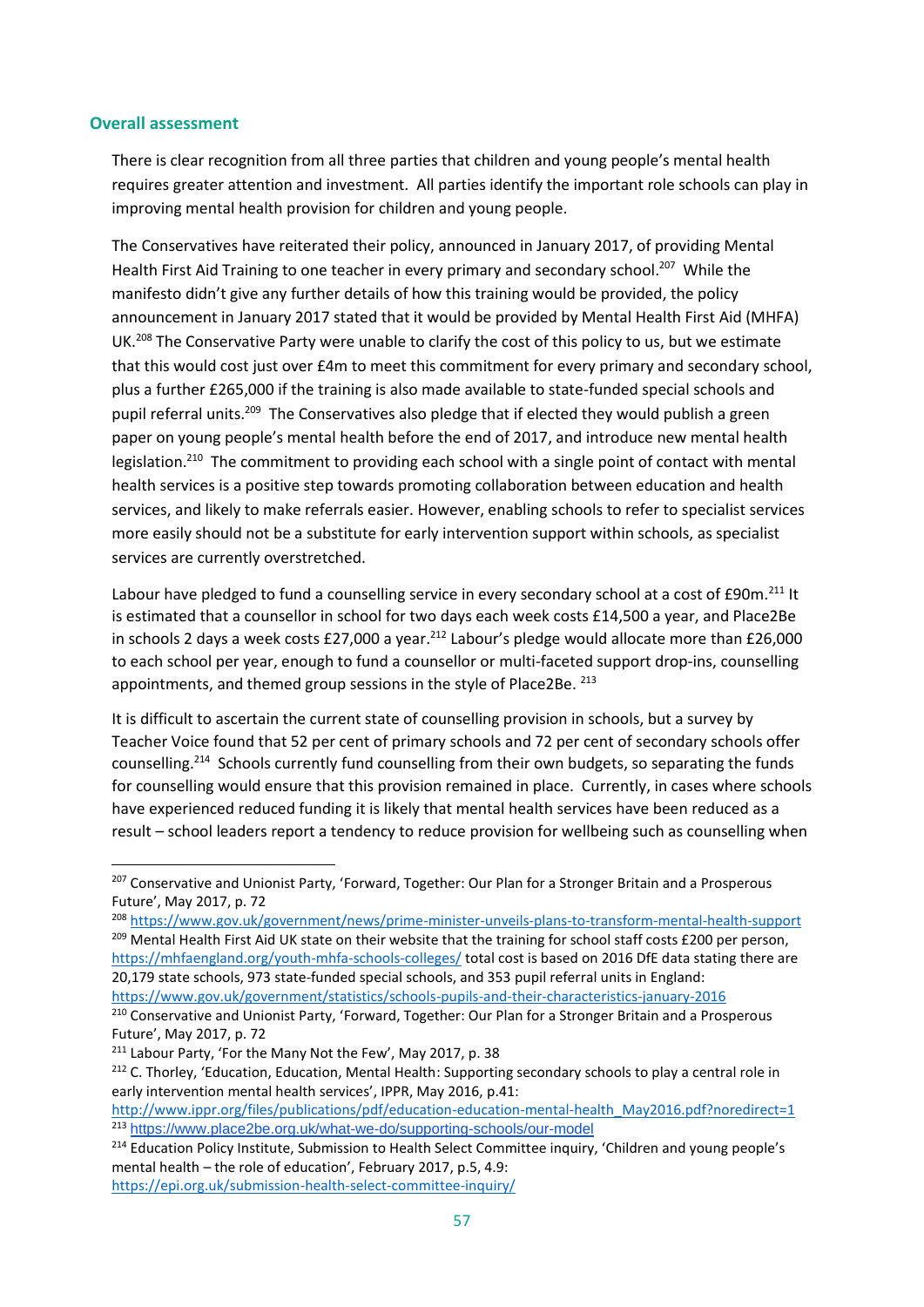### Overall assessment

There is clear recognition from all three parties that children and young people's mental health requires greater attention and investment. All parties identify the important role schools can play in improving mental health provision for children and young people.

The Conservatives have reiterated their policy, announced in January 2017, of providing Mental Health First Aid Training to one teacher in every primary and secondary school.[207] While the manifesto didn't give any further details of how this training would be provided, the policy announcement in January 2017 stated that it would be provided by Mental Health First Aid (MHFA) UK.[208] The Conservative Party were unable to clarify the cost of this policy to us, but we estimate that this would cost just over £4m to meet this commitment for every primary and secondary school, plus a further £265,000 if the training is also made available to state-funded special schools and pupil referral units.[209] The Conservatives also pledge that if elected they would publish a green paper on young people's mental health before the end of 2017, and introduce new mental health legislation.[210] The commitment to providing each school with a single point of contact with mental health services is a positive step towards promoting collaboration between education and health services, and likely to make referrals easier. However, enabling schools to refer to specialist services more easily should not be a substitute for early intervention support within schools, as specialist services are currently overstretched.

Labour have pledged to fund a counselling service in every secondary school at a cost of £90m.[211] It is estimated that a counsellor in school for two days each week costs £14,500 a year, and Place2Be in schools 2 days a week costs £27,000 a year.[212] Labour's pledge would allocate more than £26,000 to each school per year, enough to fund a counsellor or multi-faceted support drop-ins, counselling appointments, and themed group sessions in the style of Place2Be.[213]

It is difficult to ascertain the current state of counselling provision in schools, but a survey by Teacher Voice found that 52 per cent of primary schools and 72 per cent of secondary schools offer counselling.[214] Schools currently fund counselling from their own budgets, so separating the funds for counselling would ensure that this provision remained in place. Currently, in cases where schools have experienced reduced funding it is likely that mental health services have been reduced as a result – school leaders report a tendency to reduce provision for wellbeing such as counselling when

---

[207] Conservative and Unionist Party, 'Forward, Together: Our Plan for a Stronger Britain and a Prosperous Future', May 2017, p. 72

[208] https://www.gov.uk/government/news/prime-minister-unveils-plans-to-transform-mental-health-support

[209] Mental Health First Aid UK state on their website that the training for school staff costs £200 per person, https://mhfaengland.org/youth-mhfa-schools-colleges/ total cost is based on 2016 DfE data stating there are 20,179 state schools, 973 state-funded special schools, and 353 pupil referral units in England: https://www.gov.uk/government/statistics/schools-pupils-and-their-characteristics-january-2016

[210] Conservative and Unionist Party, 'Forward, Together: Our Plan for a Stronger Britain and a Prosperous Future', May 2017, p. 72

[211] Labour Party, 'For the Many Not the Few', May 2017, p. 38

[212] C. Thorley, 'Education, Education, Mental Health: Supporting secondary schools to play a central role in early intervention mental health services', IPPR, May 2016, p.41: http://www.ippr.org/files/publications/pdf/education-education-mental-health_May2016.pdf?noredirect=1

[213] https://www.place2be.org.uk/what-we-do/supporting-schools/our-model

[214] Education Policy Institute, Submission to Health Select Committee inquiry, 'Children and young people's mental health – the role of education', February 2017, p.5, 4.9: https://epi.org.uk/submission-health-select-committee-inquiry/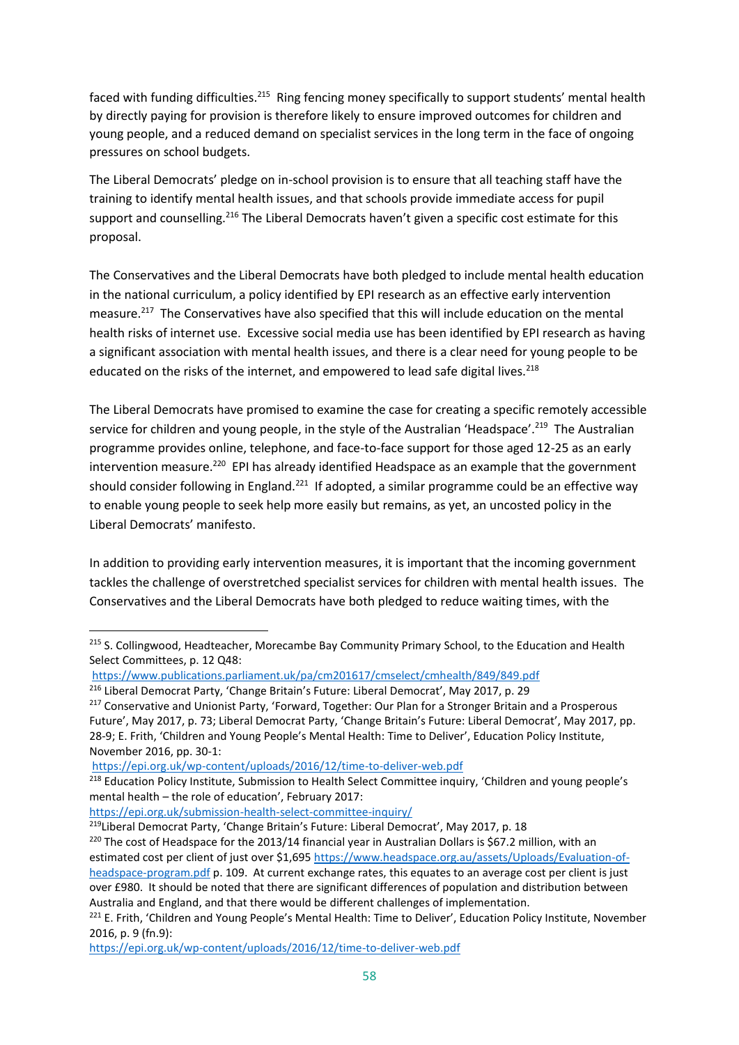faced with funding difficulties.[215] Ring fencing money specifically to support students' mental health by directly paying for provision is therefore likely to ensure improved outcomes for children and young people, and a reduced demand on specialist services in the long term in the face of ongoing pressures on school budgets.

The Liberal Democrats' pledge on in-school provision is to ensure that all teaching staff have the training to identify mental health issues, and that schools provide immediate access for pupil support and counselling.[216] The Liberal Democrats haven't given a specific cost estimate for this proposal.

The Conservatives and the Liberal Democrats have both pledged to include mental health education in the national curriculum, a policy identified by EPI research as an effective early intervention measure.[217] The Conservatives have also specified that this will include education on the mental health risks of internet use. Excessive social media use has been identified by EPI research as having a significant association with mental health issues, and there is a clear need for young people to be educated on the risks of the internet, and empowered to lead safe digital lives.[218]

The Liberal Democrats have promised to examine the case for creating a specific remotely accessible service for children and young people, in the style of the Australian 'Headspace'.[219] The Australian programme provides online, telephone, and face-to-face support for those aged 12-25 as an early intervention measure.[220] EPI has already identified Headspace as an example that the government should consider following in England.[221] If adopted, a similar programme could be an effective way to enable young people to seek help more easily but remains, as yet, an uncosted policy in the Liberal Democrats' manifesto.

In addition to providing early intervention measures, it is important that the incoming government tackles the challenge of overstretched specialist services for children with mental health issues. The Conservatives and the Liberal Democrats have both pledged to reduce waiting times, with the

---

[215] S. Collingwood, Headteacher, Morecambe Bay Community Primary School, to the Education and Health Select Committees, p. 12 Q48: https://www.publications.parliament.uk/pa/cm201617/cmselect/cmhealth/849/849.pdf

[216] Liberal Democrat Party, 'Change Britain's Future: Liberal Democrat', May 2017, p. 29

[217] Conservative and Unionist Party, 'Forward, Together: Our Plan for a Stronger Britain and a Prosperous Future', May 2017, p. 73; Liberal Democrat Party, 'Change Britain's Future: Liberal Democrat', May 2017, pp. 28-9; E. Frith, 'Children and Young People's Mental Health: Time to Deliver', Education Policy Institute, November 2016, pp. 30-1: https://epi.org.uk/wp-content/uploads/2016/12/time-to-deliver-web.pdf

[218] Education Policy Institute, Submission to Health Select Committee inquiry, 'Children and young people's mental health – the role of education', February 2017: https://epi.org.uk/submission-health-select-committee-inquiry/

[219] Liberal Democrat Party, 'Change Britain's Future: Liberal Democrat', May 2017, p. 18

[220] The cost of Headspace for the 2013/14 financial year in Australian Dollars is $67.2 million, with an estimated cost per client of just over $1,695 https://www.headspace.org.au/assets/Uploads/Evaluation-of-headspace-program.pdf p. 109. At current exchange rates, this equates to an average cost per client is just over £980. It should be noted that there are significant differences of population and distribution between Australia and England, and that there would be different challenges of implementation.

[221] E. Frith, 'Children and Young People's Mental Health: Time to Deliver', Education Policy Institute, November 2016, p. 9 (fn.9): https://epi.org.uk/wp-content/uploads/2016/12/time-to-deliver-web.pdf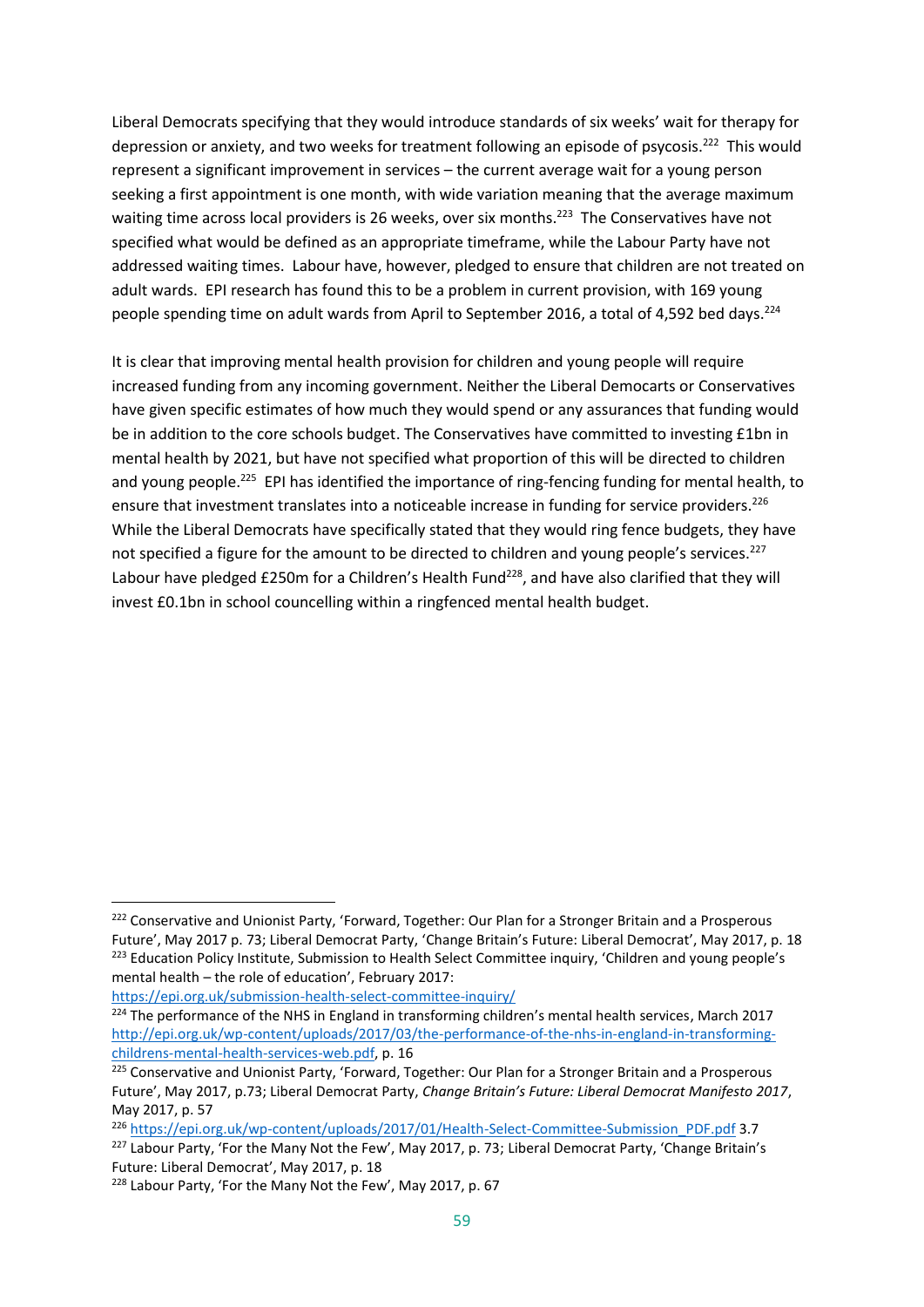Liberal Democrats specifying that they would introduce standards of six weeks' wait for therapy for depression or anxiety, and two weeks for treatment following an episode of psycosis.[222] This would represent a significant improvement in services – the current average wait for a young person seeking a first appointment is one month, with wide variation meaning that the average maximum waiting time across local providers is 26 weeks, over six months.[223] The Conservatives have not specified what would be defined as an appropriate timeframe, while the Labour Party have not addressed waiting times. Labour have, however, pledged to ensure that children are not treated on adult wards. EPI research has found this to be a problem in current provision, with 169 young people spending time on adult wards from April to September 2016, a total of 4,592 bed days.[224]

It is clear that improving mental health provision for children and young people will require increased funding from any incoming government. Neither the Liberal Democarts or Conservatives have given specific estimates of how much they would spend or any assurances that funding would be in addition to the core schools budget. The Conservatives have committed to investing £1bn in mental health by 2021, but have not specified what proportion of this will be directed to children and young people.[225] EPI has identified the importance of ring-fencing funding for mental health, to ensure that investment translates into a noticeable increase in funding for service providers.[226] While the Liberal Democrats have specifically stated that they would ring fence budgets, they have not specified a figure for the amount to be directed to children and young people's services.[227] Labour have pledged £250m for a Children's Health Fund[228], and have also clarified that they will invest £0.1bn in school councelling within a ringfenced mental health budget.

---

[222] Conservative and Unionist Party, 'Forward, Together: Our Plan for a Stronger Britain and a Prosperous Future', May 2017 p. 73; Liberal Democrat Party, 'Change Britain's Future: Liberal Democrat', May 2017, p. 18

[223] Education Policy Institute, Submission to Health Select Committee inquiry, 'Children and young people's mental health – the role of education', February 2017: https://epi.org.uk/submission-health-select-committee-inquiry/

[224] The performance of the NHS in England in transforming children's mental health services, March 2017 http://epi.org.uk/wp-content/uploads/2017/03/the-performance-of-the-nhs-in-england-in-transforming-childrens-mental-health-services-web.pdf, p. 16

[225] Conservative and Unionist Party, 'Forward, Together: Our Plan for a Stronger Britain and a Prosperous Future', May 2017, p.73; Liberal Democrat Party, *Change Britain's Future: Liberal Democrat Manifesto 2017*, May 2017, p. 57

[226] https://epi.org.uk/wp-content/uploads/2017/01/Health-Select-Committee-Submission_PDF.pdf 3.7

[227] Labour Party, 'For the Many Not the Few', May 2017, p. 73; Liberal Democrat Party, 'Change Britain's Future: Liberal Democrat', May 2017, p. 18

[228] Labour Party, 'For the Many Not the Few', May 2017, p. 67